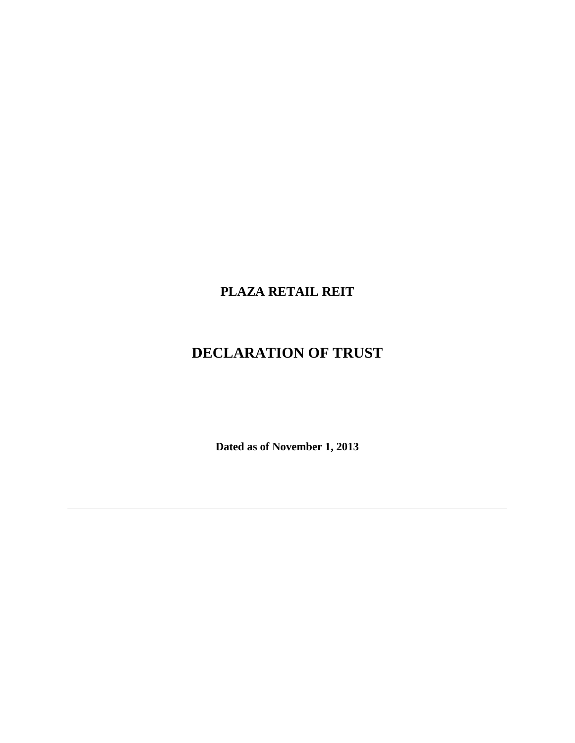# PLAZA RETAIL REIT

# DECLARATION OF TRUST

**Dated as of November 1, 2013**

---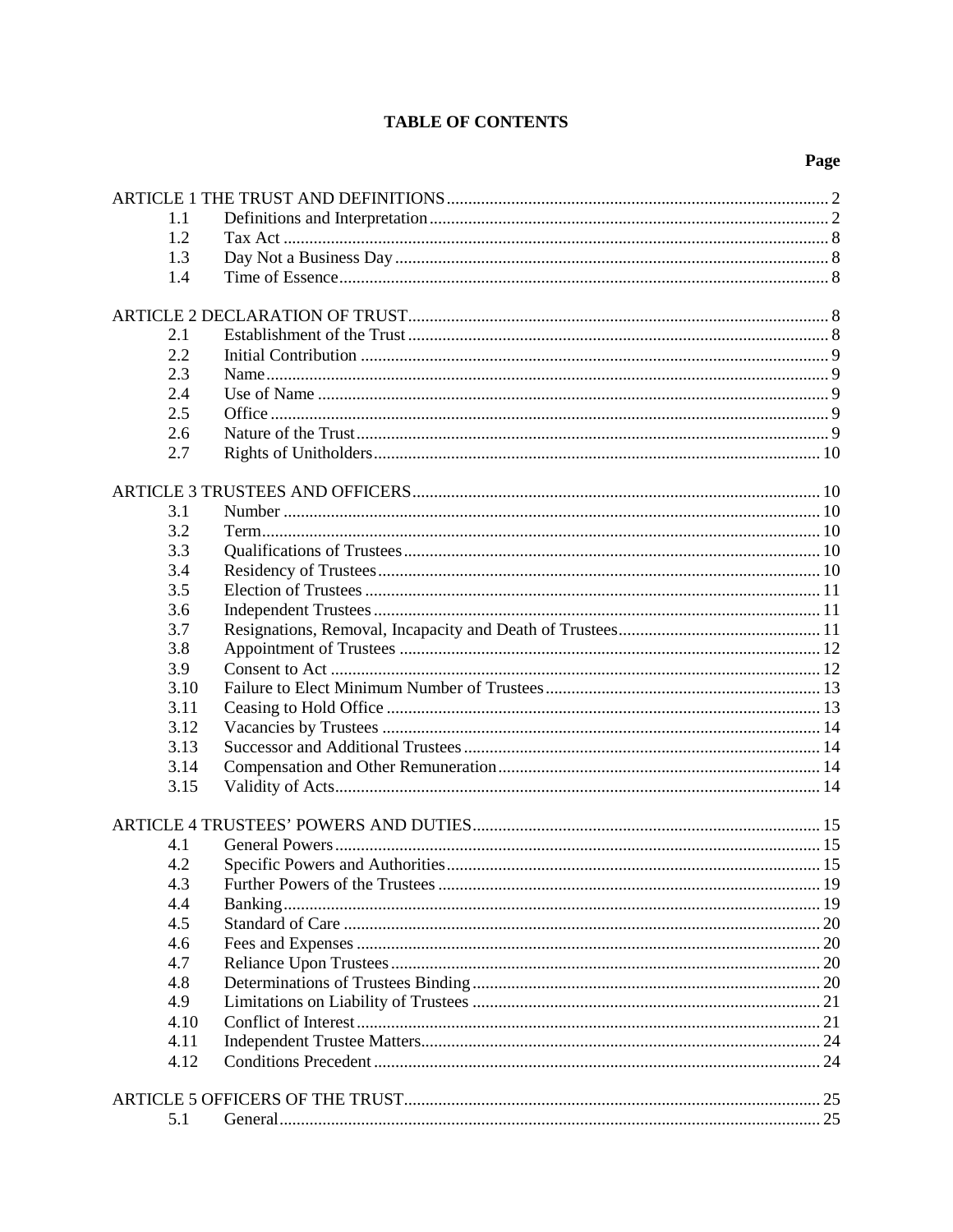# TABLE OF CONTENTS

| | | Page |
|---|---|---|
| ARTICLE 1 THE TRUST AND DEFINITIONS | | 2 |
| 1.1 | Definitions and Interpretation | 2 |
| 1.2 | Tax Act | 8 |
| 1.3 | Day Not a Business Day | 8 |
| 1.4 | Time of Essence | 8 |
| ARTICLE 2 DECLARATION OF TRUST | | 8 |
| 2.1 | Establishment of the Trust | 8 |
| 2.2 | Initial Contribution | 9 |
| 2.3 | Name | 9 |
| 2.4 | Use of Name | 9 |
| 2.5 | Office | 9 |
| 2.6 | Nature of the Trust | 9 |
| 2.7 | Rights of Unitholders | 10 |
| ARTICLE 3 TRUSTEES AND OFFICERS | | 10 |
| 3.1 | Number | 10 |
| 3.2 | Term | 10 |
| 3.3 | Qualifications of Trustees | 10 |
| 3.4 | Residency of Trustees | 10 |
| 3.5 | Election of Trustees | 11 |
| 3.6 | Independent Trustees | 11 |
| 3.7 | Resignations, Removal, Incapacity and Death of Trustees | 11 |
| 3.8 | Appointment of Trustees | 12 |
| 3.9 | Consent to Act | 12 |
| 3.10 | Failure to Elect Minimum Number of Trustees | 13 |
| 3.11 | Ceasing to Hold Office | 13 |
| 3.12 | Vacancies by Trustees | 14 |
| 3.13 | Successor and Additional Trustees | 14 |
| 3.14 | Compensation and Other Remuneration | 14 |
| 3.15 | Validity of Acts | 14 |
| ARTICLE 4 TRUSTEES' POWERS AND DUTIES | | 15 |
| 4.1 | General Powers | 15 |
| 4.2 | Specific Powers and Authorities | 15 |
| 4.3 | Further Powers of the Trustees | 19 |
| 4.4 | Banking | 19 |
| 4.5 | Standard of Care | 20 |
| 4.6 | Fees and Expenses | 20 |
| 4.7 | Reliance Upon Trustees | 20 |
| 4.8 | Determinations of Trustees Binding | 20 |
| 4.9 | Limitations on Liability of Trustees | 21 |
| 4.10 | Conflict of Interest | 21 |
| 4.11 | Independent Trustee Matters | 24 |
| 4.12 | Conditions Precedent | 24 |
| ARTICLE 5 OFFICERS OF THE TRUST | | 25 |
| 5.1 | General | 25 |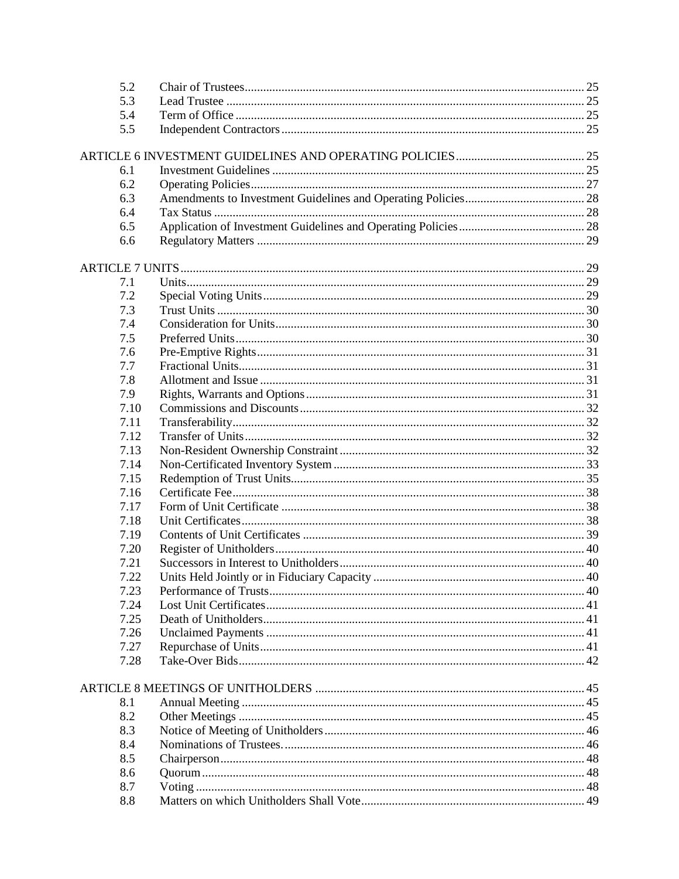| | | |
|---|---|---|
| 5.2 | Chair of Trustees | 25 |
| 5.3 | Lead Trustee | 25 |
| 5.4 | Term of Office | 25 |
| 5.5 | Independent Contractors | 25 |
| **ARTICLE 6 INVESTMENT GUIDELINES AND OPERATING POLICIES** | | 25 |
| 6.1 | Investment Guidelines | 25 |
| 6.2 | Operating Policies | 27 |
| 6.3 | Amendments to Investment Guidelines and Operating Policies | 28 |
| 6.4 | Tax Status | 28 |
| 6.5 | Application of Investment Guidelines and Operating Policies | 28 |
| 6.6 | Regulatory Matters | 29 |
| **ARTICLE 7 UNITS** | | 29 |
| 7.1 | Units | 29 |
| 7.2 | Special Voting Units | 29 |
| 7.3 | Trust Units | 30 |
| 7.4 | Consideration for Units | 30 |
| 7.5 | Preferred Units | 30 |
| 7.6 | Pre-Emptive Rights | 31 |
| 7.7 | Fractional Units | 31 |
| 7.8 | Allotment and Issue | 31 |
| 7.9 | Rights, Warrants and Options | 31 |
| 7.10 | Commissions and Discounts | 32 |
| 7.11 | Transferability | 32 |
| 7.12 | Transfer of Units | 32 |
| 7.13 | Non-Resident Ownership Constraint | 32 |
| 7.14 | Non-Certificated Inventory System | 33 |
| 7.15 | Redemption of Trust Units | 35 |
| 7.16 | Certificate Fee | 38 |
| 7.17 | Form of Unit Certificate | 38 |
| 7.18 | Unit Certificates | 38 |
| 7.19 | Contents of Unit Certificates | 39 |
| 7.20 | Register of Unitholders | 40 |
| 7.21 | Successors in Interest to Unitholders | 40 |
| 7.22 | Units Held Jointly or in Fiduciary Capacity | 40 |
| 7.23 | Performance of Trusts | 40 |
| 7.24 | Lost Unit Certificates | 41 |
| 7.25 | Death of Unitholders | 41 |
| 7.26 | Unclaimed Payments | 41 |
| 7.27 | Repurchase of Units | 41 |
| 7.28 | Take-Over Bids | 42 |
| **ARTICLE 8 MEETINGS OF UNITHOLDERS** | | 45 |
| 8.1 | Annual Meeting | 45 |
| 8.2 | Other Meetings | 45 |
| 8.3 | Notice of Meeting of Unitholders | 46 |
| 8.4 | Nominations of Trustees. | 46 |
| 8.5 | Chairperson | 48 |
| 8.6 | Quorum | 48 |
| 8.7 | Voting | 48 |
| 8.8 | Matters on which Unitholders Shall Vote | 49 |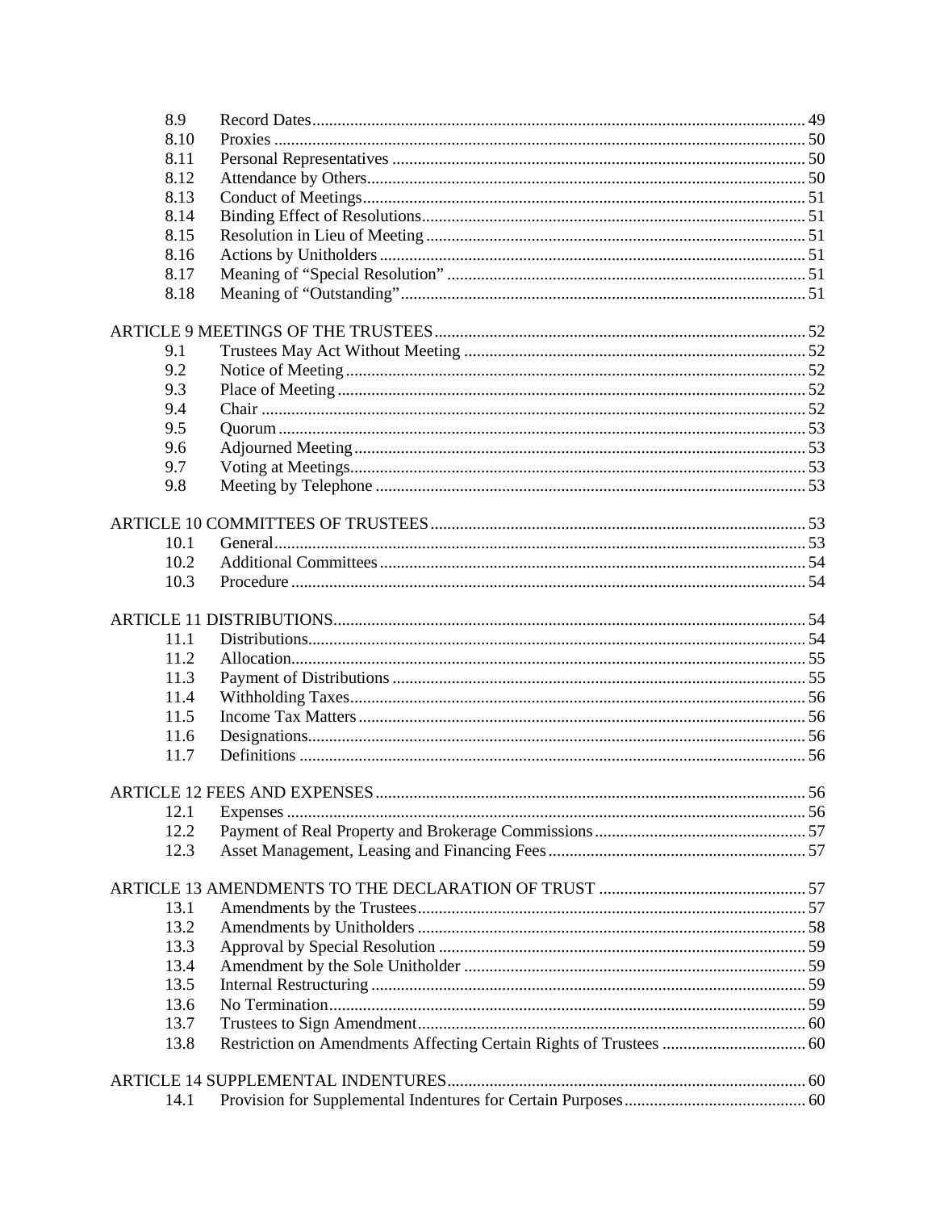| | | |
|---|---|---|
| 8.9 | Record Dates | 49 |
| 8.10 | Proxies | 50 |
| 8.11 | Personal Representatives | 50 |
| 8.12 | Attendance by Others | 50 |
| 8.13 | Conduct of Meetings | 51 |
| 8.14 | Binding Effect of Resolutions | 51 |
| 8.15 | Resolution in Lieu of Meeting | 51 |
| 8.16 | Actions by Unitholders | 51 |
| 8.17 | Meaning of "Special Resolution" | 51 |
| 8.18 | Meaning of "Outstanding" | 51 |
| ARTICLE 9 MEETINGS OF THE TRUSTEES | | 52 |
| 9.1 | Trustees May Act Without Meeting | 52 |
| 9.2 | Notice of Meeting | 52 |
| 9.3 | Place of Meeting | 52 |
| 9.4 | Chair | 52 |
| 9.5 | Quorum | 53 |
| 9.6 | Adjourned Meeting | 53 |
| 9.7 | Voting at Meetings | 53 |
| 9.8 | Meeting by Telephone | 53 |
| ARTICLE 10 COMMITTEES OF TRUSTEES | | 53 |
| 10.1 | General | 53 |
| 10.2 | Additional Committees | 54 |
| 10.3 | Procedure | 54 |
| ARTICLE 11 DISTRIBUTIONS | | 54 |
| 11.1 | Distributions | 54 |
| 11.2 | Allocation | 55 |
| 11.3 | Payment of Distributions | 55 |
| 11.4 | Withholding Taxes | 56 |
| 11.5 | Income Tax Matters | 56 |
| 11.6 | Designations | 56 |
| 11.7 | Definitions | 56 |
| ARTICLE 12 FEES AND EXPENSES | | 56 |
| 12.1 | Expenses | 56 |
| 12.2 | Payment of Real Property and Brokerage Commissions | 57 |
| 12.3 | Asset Management, Leasing and Financing Fees | 57 |
| ARTICLE 13 AMENDMENTS TO THE DECLARATION OF TRUST | | 57 |
| 13.1 | Amendments by the Trustees | 57 |
| 13.2 | Amendments by Unitholders | 58 |
| 13.3 | Approval by Special Resolution | 59 |
| 13.4 | Amendment by the Sole Unitholder | 59 |
| 13.5 | Internal Restructuring | 59 |
| 13.6 | No Termination | 59 |
| 13.7 | Trustees to Sign Amendment | 60 |
| 13.8 | Restriction on Amendments Affecting Certain Rights of Trustees | 60 |
| ARTICLE 14 SUPPLEMENTAL INDENTURES | | 60 |
| 14.1 | Provision for Supplemental Indentures for Certain Purposes | 60 |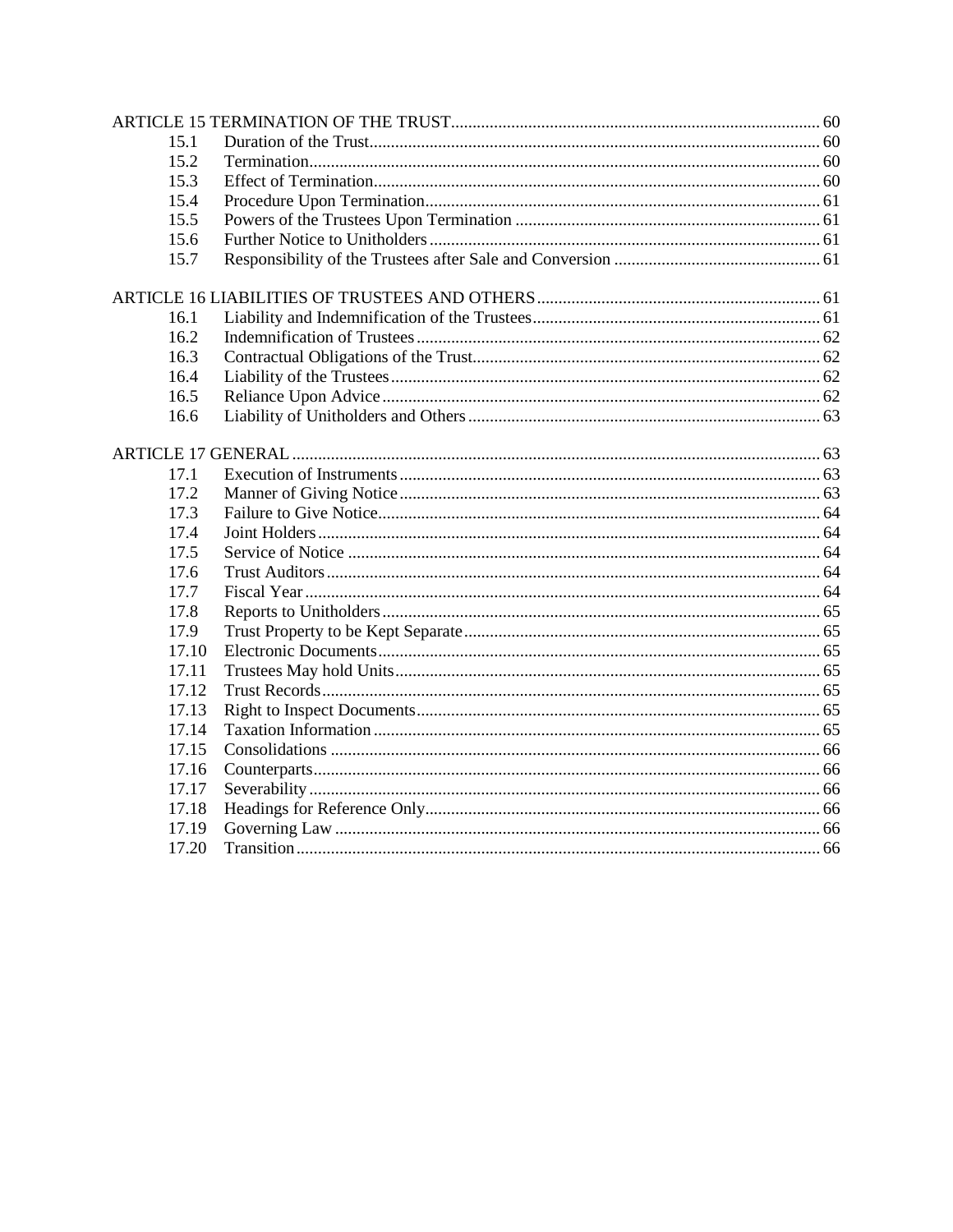ARTICLE 15 TERMINATION OF THE TRUST ..... 60

| | | |
|---|---|---|
| 15.1 | Duration of the Trust | 60 |
| 15.2 | Termination | 60 |
| 15.3 | Effect of Termination | 60 |
| 15.4 | Procedure Upon Termination | 61 |
| 15.5 | Powers of the Trustees Upon Termination | 61 |
| 15.6 | Further Notice to Unitholders | 61 |
| 15.7 | Responsibility of the Trustees after Sale and Conversion | 61 |

ARTICLE 16 LIABILITIES OF TRUSTEES AND OTHERS ..... 61

| | | |
|---|---|---|
| 16.1 | Liability and Indemnification of the Trustees | 61 |
| 16.2 | Indemnification of Trustees | 62 |
| 16.3 | Contractual Obligations of the Trust | 62 |
| 16.4 | Liability of the Trustees | 62 |
| 16.5 | Reliance Upon Advice | 62 |
| 16.6 | Liability of Unitholders and Others | 63 |

ARTICLE 17 GENERAL ..... 63

| | | |
|---|---|---|
| 17.1 | Execution of Instruments | 63 |
| 17.2 | Manner of Giving Notice | 63 |
| 17.3 | Failure to Give Notice | 64 |
| 17.4 | Joint Holders | 64 |
| 17.5 | Service of Notice | 64 |
| 17.6 | Trust Auditors | 64 |
| 17.7 | Fiscal Year | 64 |
| 17.8 | Reports to Unitholders | 65 |
| 17.9 | Trust Property to be Kept Separate | 65 |
| 17.10 | Electronic Documents | 65 |
| 17.11 | Trustees May hold Units | 65 |
| 17.12 | Trust Records | 65 |
| 17.13 | Right to Inspect Documents | 65 |
| 17.14 | Taxation Information | 65 |
| 17.15 | Consolidations | 66 |
| 17.16 | Counterparts | 66 |
| 17.17 | Severability | 66 |
| 17.18 | Headings for Reference Only | 66 |
| 17.19 | Governing Law | 66 |
| 17.20 | Transition | 66 |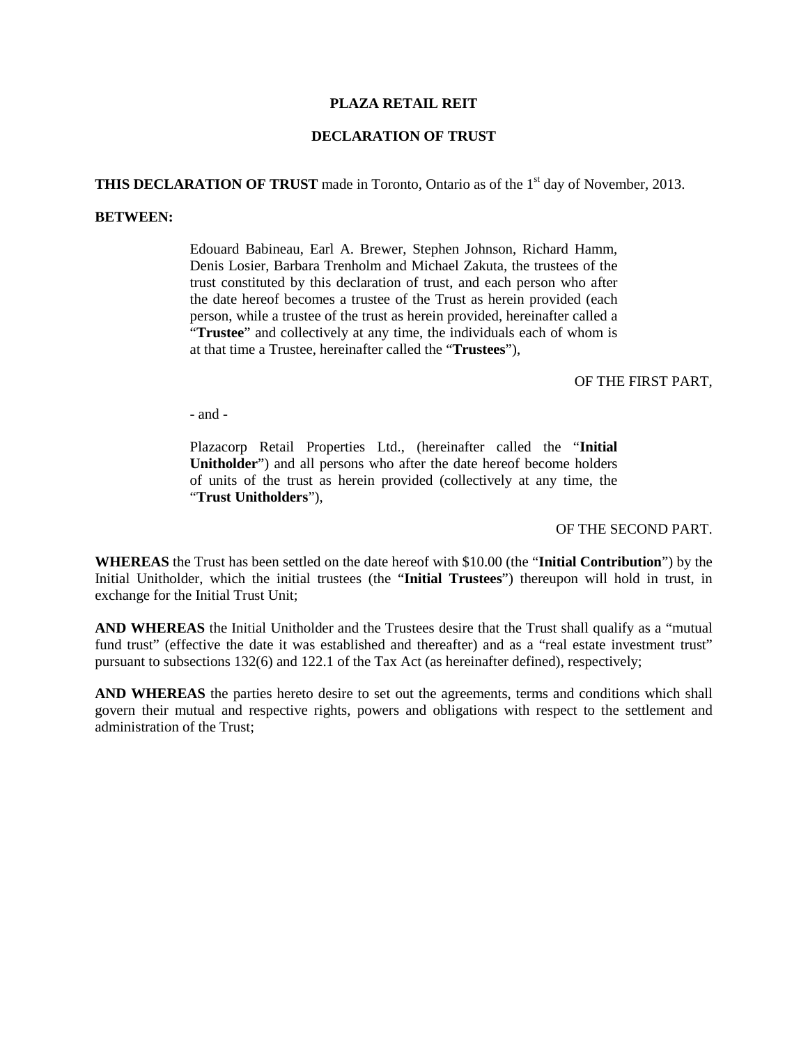**PLAZA RETAIL REIT**

**DECLARATION OF TRUST**

**THIS DECLARATION OF TRUST** made in Toronto, Ontario as of the 1st day of November, 2013.

**BETWEEN:**

> Edouard Babineau, Earl A. Brewer, Stephen Johnson, Richard Hamm, Denis Losier, Barbara Trenholm and Michael Zakuta, the trustees of the trust constituted by this declaration of trust, and each person who after the date hereof becomes a trustee of the Trust as herein provided (each person, while a trustee of the trust as herein provided, hereinafter called a "**Trustee**" and collectively at any time, the individuals each of whom is at that time a Trustee, hereinafter called the "**Trustees**"),

OF THE FIRST PART,

\- and -

> Plazacorp Retail Properties Ltd., (hereinafter called the "**Initial Unitholder**") and all persons who after the date hereof become holders of units of the trust as herein provided (collectively at any time, the "**Trust Unitholders**"),

OF THE SECOND PART.

**WHEREAS** the Trust has been settled on the date hereof with $10.00 (the "**Initial Contribution**") by the Initial Unitholder, which the initial trustees (the "**Initial Trustees**") thereupon will hold in trust, in exchange for the Initial Trust Unit;

**AND WHEREAS** the Initial Unitholder and the Trustees desire that the Trust shall qualify as a "mutual fund trust" (effective the date it was established and thereafter) and as a "real estate investment trust" pursuant to subsections 132(6) and 122.1 of the Tax Act (as hereinafter defined), respectively;

**AND WHEREAS** the parties hereto desire to set out the agreements, terms and conditions which shall govern their mutual and respective rights, powers and obligations with respect to the settlement and administration of the Trust;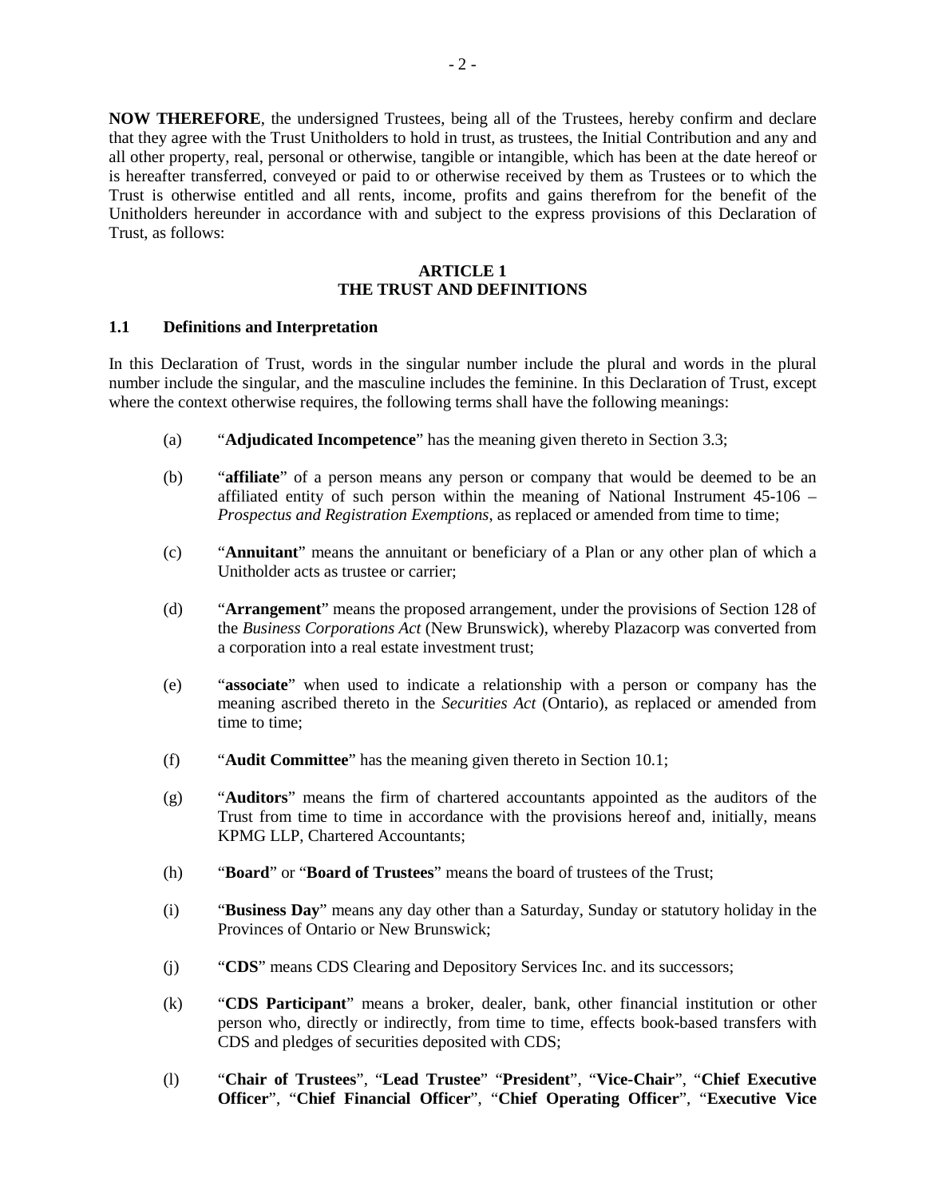**NOW THEREFORE**, the undersigned Trustees, being all of the Trustees, hereby confirm and declare that they agree with the Trust Unitholders to hold in trust, as trustees, the Initial Contribution and any and all other property, real, personal or otherwise, tangible or intangible, which has been at the date hereof or is hereafter transferred, conveyed or paid to or otherwise received by them as Trustees or to which the Trust is otherwise entitled and all rents, income, profits and gains therefrom for the benefit of the Unitholders hereunder in accordance with and subject to the express provisions of this Declaration of Trust, as follows:

## ARTICLE 1
## THE TRUST AND DEFINITIONS

### 1.1 Definitions and Interpretation

In this Declaration of Trust, words in the singular number include the plural and words in the plural number include the singular, and the masculine includes the feminine. In this Declaration of Trust, except where the context otherwise requires, the following terms shall have the following meanings:

(a) "**Adjudicated Incompetence**" has the meaning given thereto in Section 3.3;

(b) "**affiliate**" of a person means any person or company that would be deemed to be an affiliated entity of such person within the meaning of National Instrument 45-106 – *Prospectus and Registration Exemptions*, as replaced or amended from time to time;

(c) "**Annuitant**" means the annuitant or beneficiary of a Plan or any other plan of which a Unitholder acts as trustee or carrier;

(d) "**Arrangement**" means the proposed arrangement, under the provisions of Section 128 of the *Business Corporations Act* (New Brunswick), whereby Plazacorp was converted from a corporation into a real estate investment trust;

(e) "**associate**" when used to indicate a relationship with a person or company has the meaning ascribed thereto in the *Securities Act* (Ontario), as replaced or amended from time to time;

(f) "**Audit Committee**" has the meaning given thereto in Section 10.1;

(g) "**Auditors**" means the firm of chartered accountants appointed as the auditors of the Trust from time to time in accordance with the provisions hereof and, initially, means KPMG LLP, Chartered Accountants;

(h) "**Board**" or "**Board of Trustees**" means the board of trustees of the Trust;

(i) "**Business Day**" means any day other than a Saturday, Sunday or statutory holiday in the Provinces of Ontario or New Brunswick;

(j) "**CDS**" means CDS Clearing and Depository Services Inc. and its successors;

(k) "**CDS Participant**" means a broker, dealer, bank, other financial institution or other person who, directly or indirectly, from time to time, effects book-based transfers with CDS and pledges of securities deposited with CDS;

(l) "**Chair of Trustees**", "**Lead Trustee**" "**President**", "**Vice-Chair**", "**Chief Executive Officer**", "**Chief Financial Officer**", "**Chief Operating Officer**", "**Executive Vice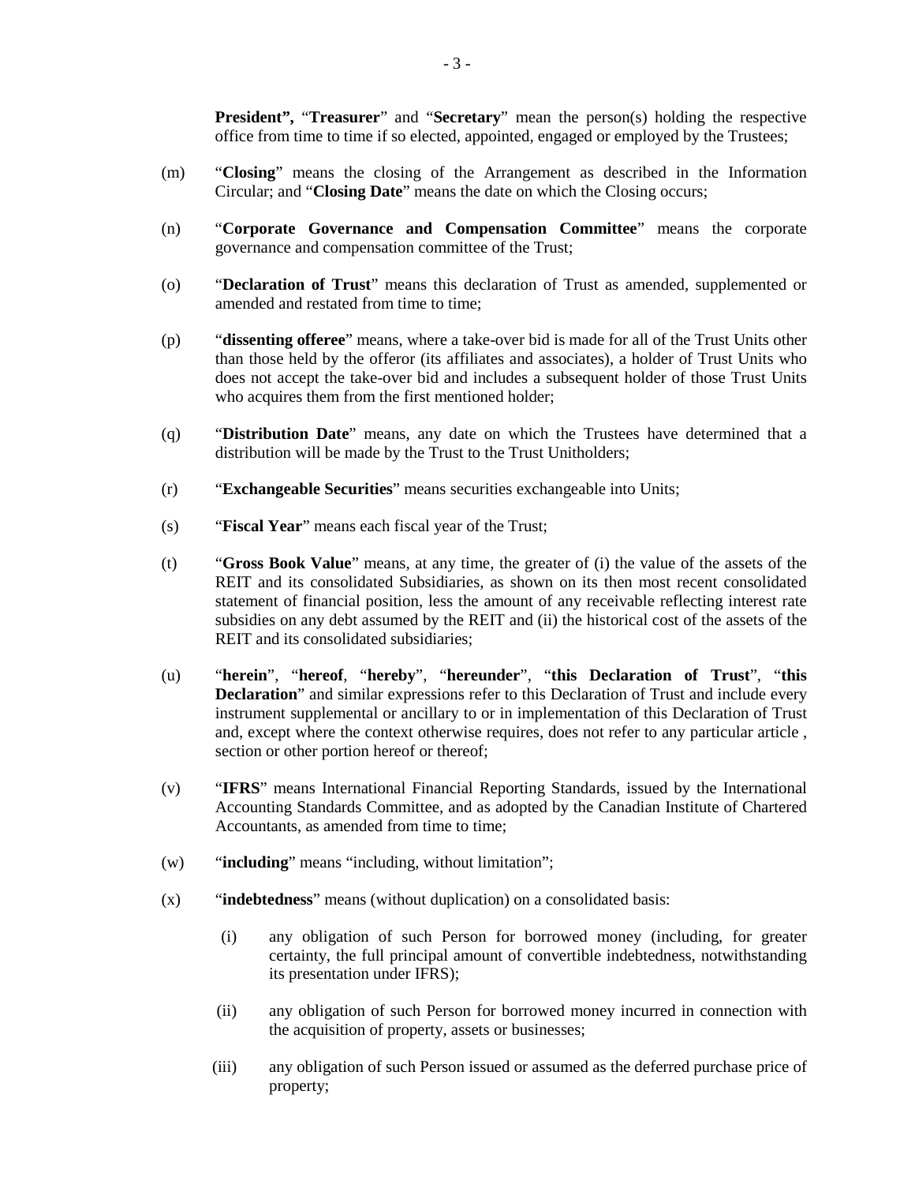**President",** "**Treasurer**" and "**Secretary**" mean the person(s) holding the respective office from time to time if so elected, appointed, engaged or employed by the Trustees;

(m) "**Closing**" means the closing of the Arrangement as described in the Information Circular; and "**Closing Date**" means the date on which the Closing occurs;

(n) "**Corporate Governance and Compensation Committee**" means the corporate governance and compensation committee of the Trust;

(o) "**Declaration of Trust**" means this declaration of Trust as amended, supplemented or amended and restated from time to time;

(p) "**dissenting offeree**" means, where a take-over bid is made for all of the Trust Units other than those held by the offeror (its affiliates and associates), a holder of Trust Units who does not accept the take-over bid and includes a subsequent holder of those Trust Units who acquires them from the first mentioned holder;

(q) "**Distribution Date**" means, any date on which the Trustees have determined that a distribution will be made by the Trust to the Trust Unitholders;

(r) "**Exchangeable Securities**" means securities exchangeable into Units;

(s) "**Fiscal Year**" means each fiscal year of the Trust;

(t) "**Gross Book Value**" means, at any time, the greater of (i) the value of the assets of the REIT and its consolidated Subsidiaries, as shown on its then most recent consolidated statement of financial position, less the amount of any receivable reflecting interest rate subsidies on any debt assumed by the REIT and (ii) the historical cost of the assets of the REIT and its consolidated subsidiaries;

(u) "**herein**", "**hereof**, "**hereby**", "**hereunder**", "**this Declaration of Trust**", "**this Declaration**" and similar expressions refer to this Declaration of Trust and include every instrument supplemental or ancillary to or in implementation of this Declaration of Trust and, except where the context otherwise requires, does not refer to any particular article , section or other portion hereof or thereof;

(v) "**IFRS**" means International Financial Reporting Standards, issued by the International Accounting Standards Committee, and as adopted by the Canadian Institute of Chartered Accountants, as amended from time to time;

(w) "**including**" means "including, without limitation";

(x) "**indebtedness**" means (without duplication) on a consolidated basis:

  (i) any obligation of such Person for borrowed money (including, for greater certainty, the full principal amount of convertible indebtedness, notwithstanding its presentation under IFRS);

  (ii) any obligation of such Person for borrowed money incurred in connection with the acquisition of property, assets or businesses;

  (iii) any obligation of such Person issued or assumed as the deferred purchase price of property;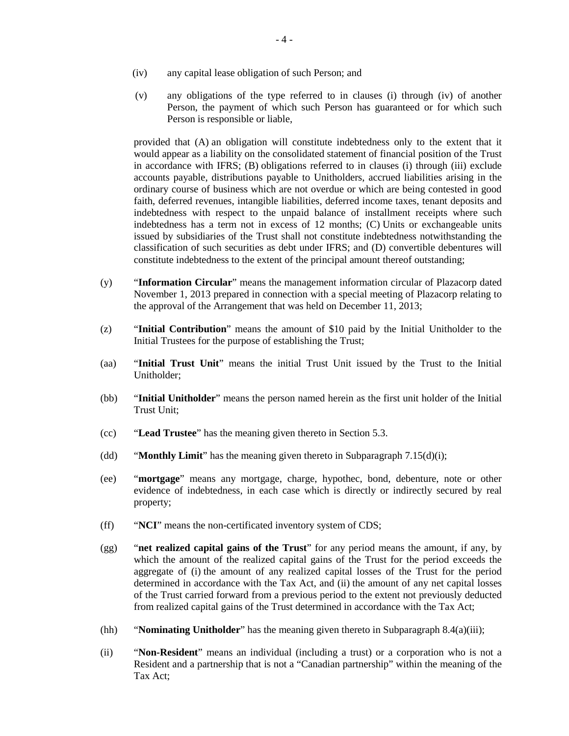(iv) any capital lease obligation of such Person; and

(v) any obligations of the type referred to in clauses (i) through (iv) of another Person, the payment of which such Person has guaranteed or for which such Person is responsible or liable,

provided that (A) an obligation will constitute indebtedness only to the extent that it would appear as a liability on the consolidated statement of financial position of the Trust in accordance with IFRS; (B) obligations referred to in clauses (i) through (iii) exclude accounts payable, distributions payable to Unitholders, accrued liabilities arising in the ordinary course of business which are not overdue or which are being contested in good faith, deferred revenues, intangible liabilities, deferred income taxes, tenant deposits and indebtedness with respect to the unpaid balance of installment receipts where such indebtedness has a term not in excess of 12 months; (C) Units or exchangeable units issued by subsidiaries of the Trust shall not constitute indebtedness notwithstanding the classification of such securities as debt under IFRS; and (D) convertible debentures will constitute indebtedness to the extent of the principal amount thereof outstanding;

(y) "**Information Circular**" means the management information circular of Plazacorp dated November 1, 2013 prepared in connection with a special meeting of Plazacorp relating to the approval of the Arrangement that was held on December 11, 2013;

(z) "**Initial Contribution**" means the amount of $10 paid by the Initial Unitholder to the Initial Trustees for the purpose of establishing the Trust;

(aa) "**Initial Trust Unit**" means the initial Trust Unit issued by the Trust to the Initial Unitholder;

(bb) "**Initial Unitholder**" means the person named herein as the first unit holder of the Initial Trust Unit;

(cc) "**Lead Trustee**" has the meaning given thereto in Section 5.3.

(dd) "**Monthly Limit**" has the meaning given thereto in Subparagraph 7.15(d)(i);

(ee) "**mortgage**" means any mortgage, charge, hypothec, bond, debenture, note or other evidence of indebtedness, in each case which is directly or indirectly secured by real property;

(ff) "**NCI**" means the non-certificated inventory system of CDS;

(gg) "**net realized capital gains of the Trust**" for any period means the amount, if any, by which the amount of the realized capital gains of the Trust for the period exceeds the aggregate of (i) the amount of any realized capital losses of the Trust for the period determined in accordance with the Tax Act, and (ii) the amount of any net capital losses of the Trust carried forward from a previous period to the extent not previously deducted from realized capital gains of the Trust determined in accordance with the Tax Act;

(hh) "**Nominating Unitholder**" has the meaning given thereto in Subparagraph 8.4(a)(iii);

(ii) "**Non-Resident**" means an individual (including a trust) or a corporation who is not a Resident and a partnership that is not a "Canadian partnership" within the meaning of the Tax Act;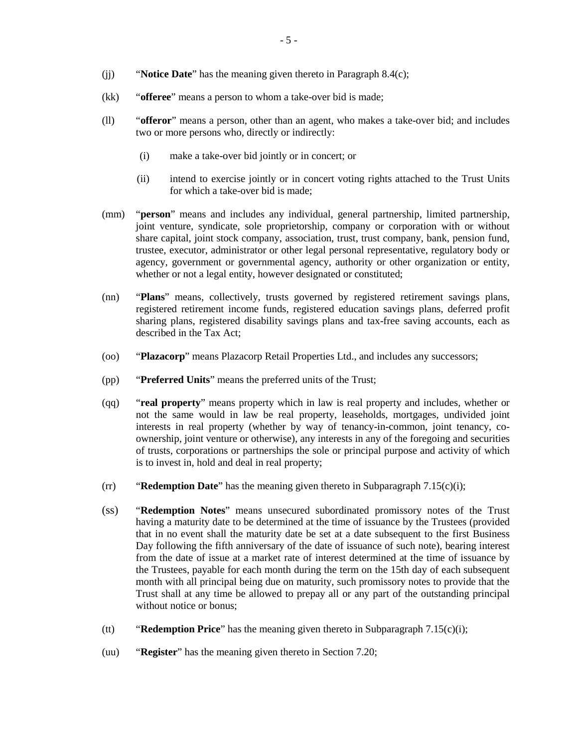(jj) “**Notice Date**” has the meaning given thereto in Paragraph 8.4(c);

(kk) “**offeree**” means a person to whom a take-over bid is made;

(ll) “**offeror**” means a person, other than an agent, who makes a take-over bid; and includes two or more persons who, directly or indirectly:

  (i) make a take-over bid jointly or in concert; or

  (ii) intend to exercise jointly or in concert voting rights attached to the Trust Units for which a take-over bid is made;

(mm) “**person**” means and includes any individual, general partnership, limited partnership, joint venture, syndicate, sole proprietorship, company or corporation with or without share capital, joint stock company, association, trust, trust company, bank, pension fund, trustee, executor, administrator or other legal personal representative, regulatory body or agency, government or governmental agency, authority or other organization or entity, whether or not a legal entity, however designated or constituted;

(nn) “**Plans**” means, collectively, trusts governed by registered retirement savings plans, registered retirement income funds, registered education savings plans, deferred profit sharing plans, registered disability savings plans and tax-free saving accounts, each as described in the Tax Act;

(oo) “**Plazacorp**” means Plazacorp Retail Properties Ltd., and includes any successors;

(pp) “**Preferred Units**” means the preferred units of the Trust;

(qq) “**real property**” means property which in law is real property and includes, whether or not the same would in law be real property, leaseholds, mortgages, undivided joint interests in real property (whether by way of tenancy-in-common, joint tenancy, co-ownership, joint venture or otherwise), any interests in any of the foregoing and securities of trusts, corporations or partnerships the sole or principal purpose and activity of which is to invest in, hold and deal in real property;

(rr) “**Redemption Date**” has the meaning given thereto in Subparagraph 7.15(c)(i);

(ss) “**Redemption Notes**” means unsecured subordinated promissory notes of the Trust having a maturity date to be determined at the time of issuance by the Trustees (provided that in no event shall the maturity date be set at a date subsequent to the first Business Day following the fifth anniversary of the date of issuance of such note), bearing interest from the date of issue at a market rate of interest determined at the time of issuance by the Trustees, payable for each month during the term on the 15th day of each subsequent month with all principal being due on maturity, such promissory notes to provide that the Trust shall at any time be allowed to prepay all or any part of the outstanding principal without notice or bonus;

(tt) “**Redemption Price**” has the meaning given thereto in Subparagraph 7.15(c)(i);

(uu) “**Register**” has the meaning given thereto in Section 7.20;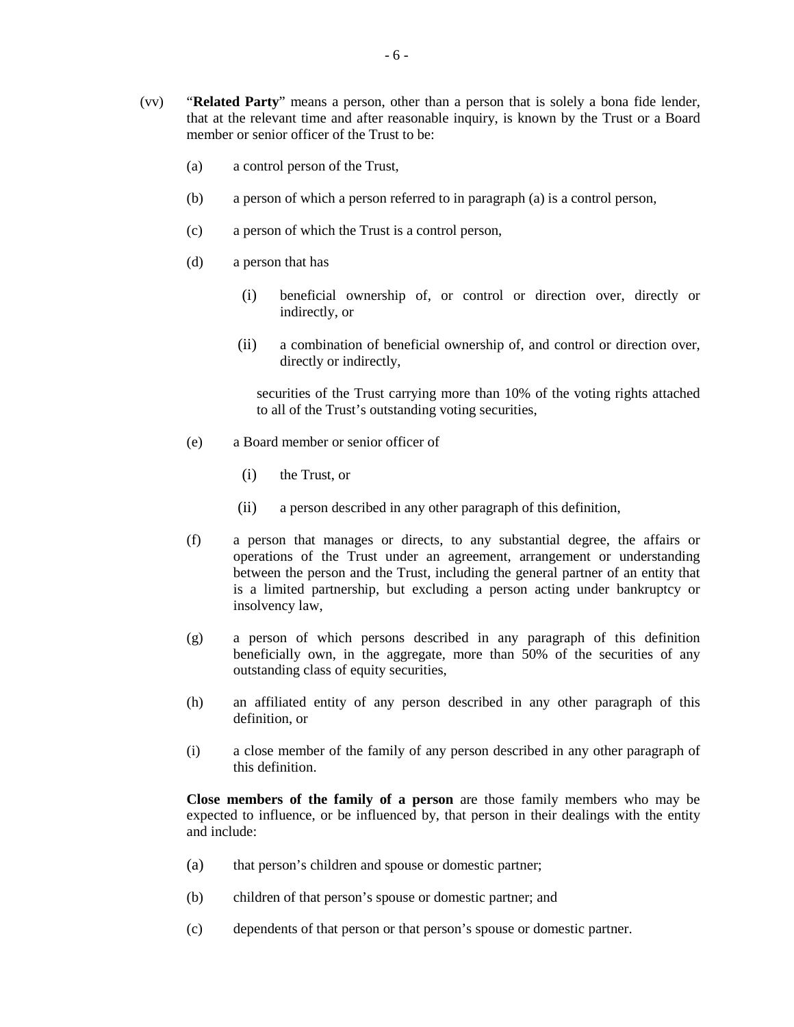(vv) "**Related Party**" means a person, other than a person that is solely a bona fide lender, that at the relevant time and after reasonable inquiry, is known by the Trust or a Board member or senior officer of the Trust to be:

(a) a control person of the Trust,

(b) a person of which a person referred to in paragraph (a) is a control person,

(c) a person of which the Trust is a control person,

(d) a person that has

(i) beneficial ownership of, or control or direction over, directly or indirectly, or

(ii) a combination of beneficial ownership of, and control or direction over, directly or indirectly,

securities of the Trust carrying more than 10% of the voting rights attached to all of the Trust's outstanding voting securities,

(e) a Board member or senior officer of

(i) the Trust, or

(ii) a person described in any other paragraph of this definition,

(f) a person that manages or directs, to any substantial degree, the affairs or operations of the Trust under an agreement, arrangement or understanding between the person and the Trust, including the general partner of an entity that is a limited partnership, but excluding a person acting under bankruptcy or insolvency law,

(g) a person of which persons described in any paragraph of this definition beneficially own, in the aggregate, more than 50% of the securities of any outstanding class of equity securities,

(h) an affiliated entity of any person described in any other paragraph of this definition, or

(i) a close member of the family of any person described in any other paragraph of this definition.

**Close members of the family of a person** are those family members who may be expected to influence, or be influenced by, that person in their dealings with the entity and include:

(a) that person's children and spouse or domestic partner;

(b) children of that person's spouse or domestic partner; and

(c) dependents of that person or that person's spouse or domestic partner.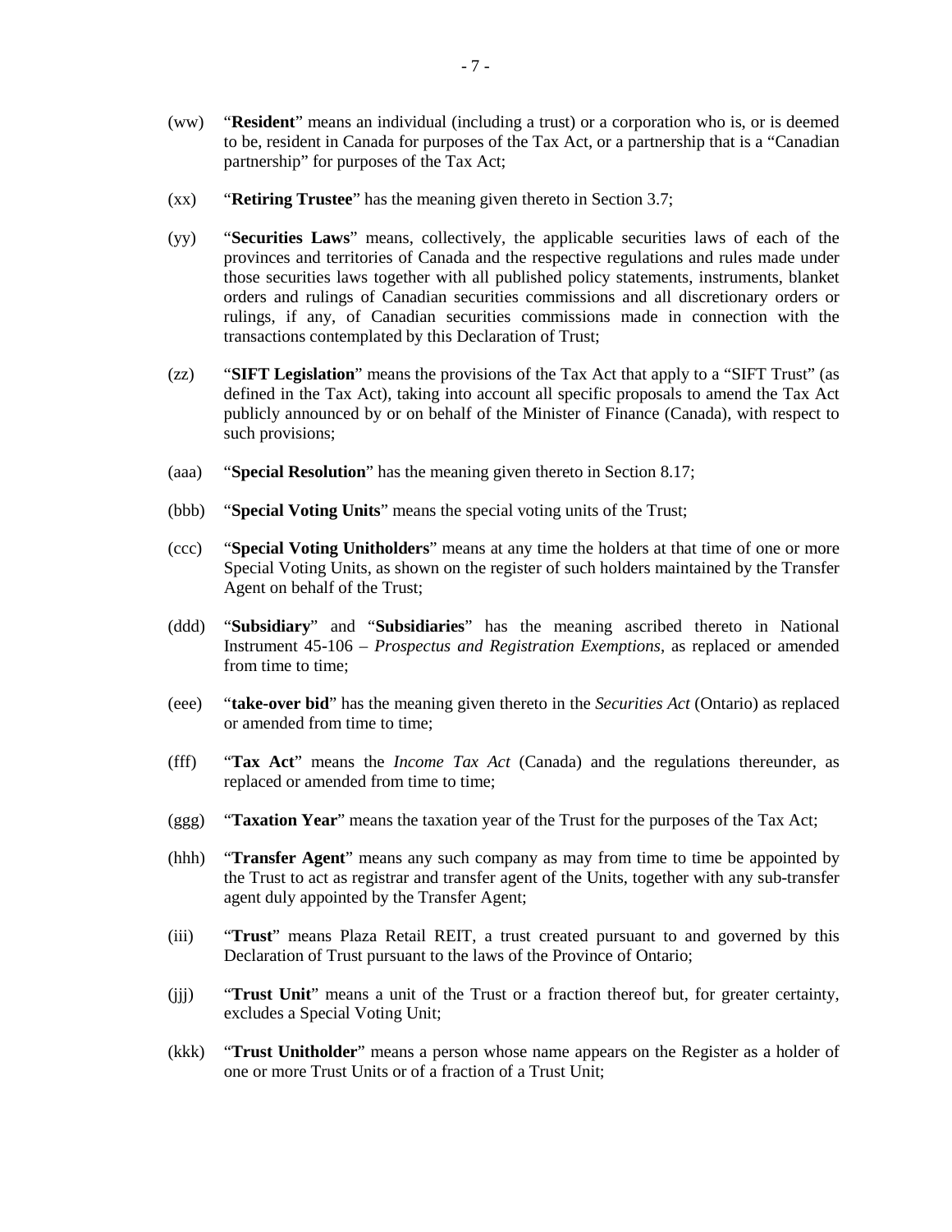(ww) "**Resident**" means an individual (including a trust) or a corporation who is, or is deemed to be, resident in Canada for purposes of the Tax Act, or a partnership that is a "Canadian partnership" for purposes of the Tax Act;

(xx) "**Retiring Trustee**" has the meaning given thereto in Section 3.7;

(yy) "**Securities Laws**" means, collectively, the applicable securities laws of each of the provinces and territories of Canada and the respective regulations and rules made under those securities laws together with all published policy statements, instruments, blanket orders and rulings of Canadian securities commissions and all discretionary orders or rulings, if any, of Canadian securities commissions made in connection with the transactions contemplated by this Declaration of Trust;

(zz) "**SIFT Legislation**" means the provisions of the Tax Act that apply to a "SIFT Trust" (as defined in the Tax Act), taking into account all specific proposals to amend the Tax Act publicly announced by or on behalf of the Minister of Finance (Canada), with respect to such provisions;

(aaa) "**Special Resolution**" has the meaning given thereto in Section 8.17;

(bbb) "**Special Voting Units**" means the special voting units of the Trust;

(ccc) "**Special Voting Unitholders**" means at any time the holders at that time of one or more Special Voting Units, as shown on the register of such holders maintained by the Transfer Agent on behalf of the Trust;

(ddd) "**Subsidiary**" and "**Subsidiaries**" has the meaning ascribed thereto in National Instrument 45-106 – *Prospectus and Registration Exemptions*, as replaced or amended from time to time;

(eee) "**take-over bid**" has the meaning given thereto in the *Securities Act* (Ontario) as replaced or amended from time to time;

(fff) "**Tax Act**" means the *Income Tax Act* (Canada) and the regulations thereunder, as replaced or amended from time to time;

(ggg) "**Taxation Year**" means the taxation year of the Trust for the purposes of the Tax Act;

(hhh) "**Transfer Agent**" means any such company as may from time to time be appointed by the Trust to act as registrar and transfer agent of the Units, together with any sub-transfer agent duly appointed by the Transfer Agent;

(iii) "**Trust**" means Plaza Retail REIT, a trust created pursuant to and governed by this Declaration of Trust pursuant to the laws of the Province of Ontario;

(jjj) "**Trust Unit**" means a unit of the Trust or a fraction thereof but, for greater certainty, excludes a Special Voting Unit;

(kkk) "**Trust Unitholder**" means a person whose name appears on the Register as a holder of one or more Trust Units or of a fraction of a Trust Unit;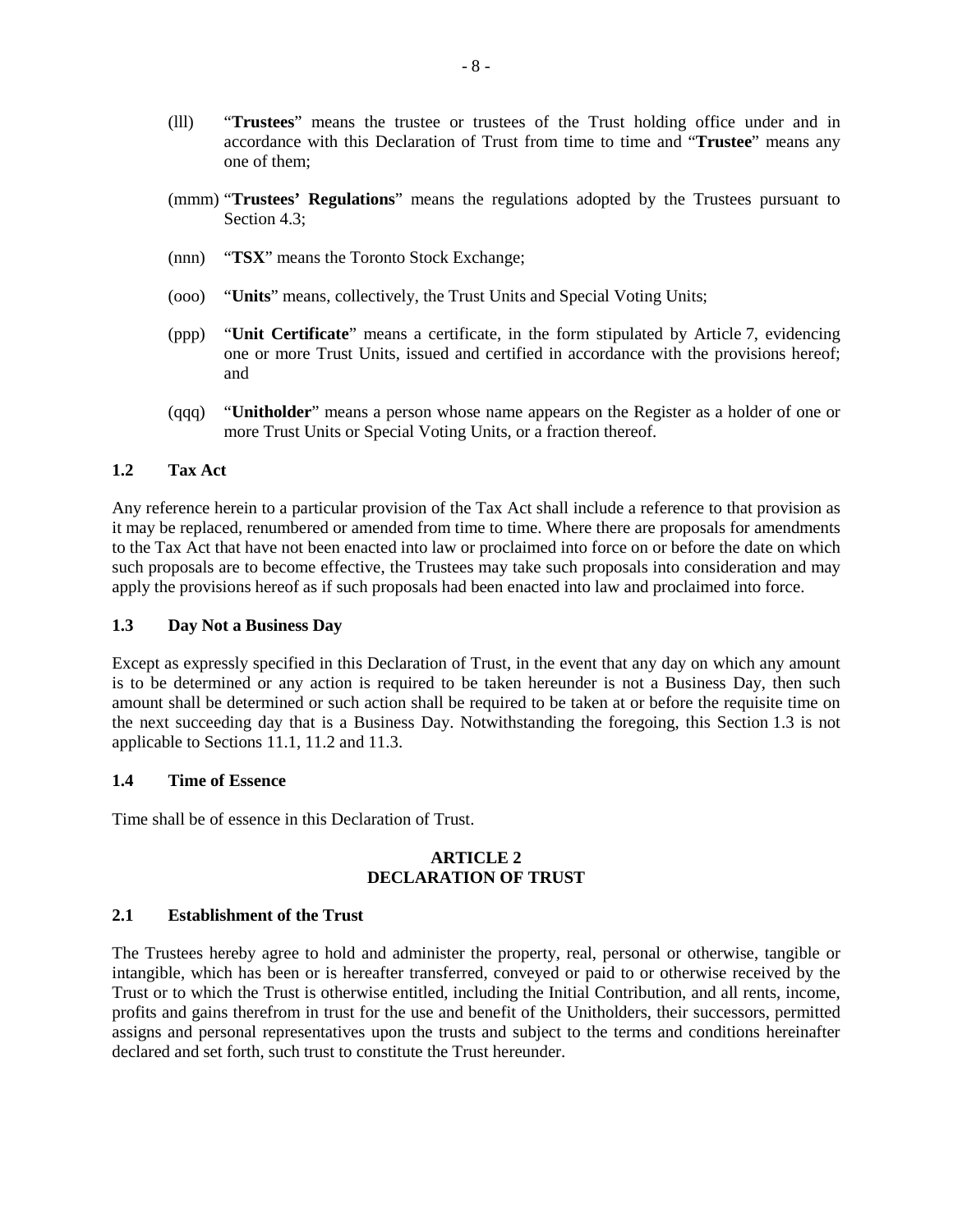(lll) "**Trustees**" means the trustee or trustees of the Trust holding office under and in accordance with this Declaration of Trust from time to time and "**Trustee**" means any one of them;

(mmm) "**Trustees' Regulations**" means the regulations adopted by the Trustees pursuant to Section 4.3;

(nnn) "**TSX**" means the Toronto Stock Exchange;

(ooo) "**Units**" means, collectively, the Trust Units and Special Voting Units;

(ppp) "**Unit Certificate**" means a certificate, in the form stipulated by Article 7, evidencing one or more Trust Units, issued and certified in accordance with the provisions hereof; and

(qqq) "**Unitholder**" means a person whose name appears on the Register as a holder of one or more Trust Units or Special Voting Units, or a fraction thereof.

### 1.2 Tax Act

Any reference herein to a particular provision of the Tax Act shall include a reference to that provision as it may be replaced, renumbered or amended from time to time. Where there are proposals for amendments to the Tax Act that have not been enacted into law or proclaimed into force on or before the date on which such proposals are to become effective, the Trustees may take such proposals into consideration and may apply the provisions hereof as if such proposals had been enacted into law and proclaimed into force.

### 1.3 Day Not a Business Day

Except as expressly specified in this Declaration of Trust, in the event that any day on which any amount is to be determined or any action is required to be taken hereunder is not a Business Day, then such amount shall be determined or such action shall be required to be taken at or before the requisite time on the next succeeding day that is a Business Day. Notwithstanding the foregoing, this Section 1.3 is not applicable to Sections 11.1, 11.2 and 11.3.

### 1.4 Time of Essence

Time shall be of essence in this Declaration of Trust.

## ARTICLE 2
## DECLARATION OF TRUST

### 2.1 Establishment of the Trust

The Trustees hereby agree to hold and administer the property, real, personal or otherwise, tangible or intangible, which has been or is hereafter transferred, conveyed or paid to or otherwise received by the Trust or to which the Trust is otherwise entitled, including the Initial Contribution, and all rents, income, profits and gains therefrom in trust for the use and benefit of the Unitholders, their successors, permitted assigns and personal representatives upon the trusts and subject to the terms and conditions hereinafter declared and set forth, such trust to constitute the Trust hereunder.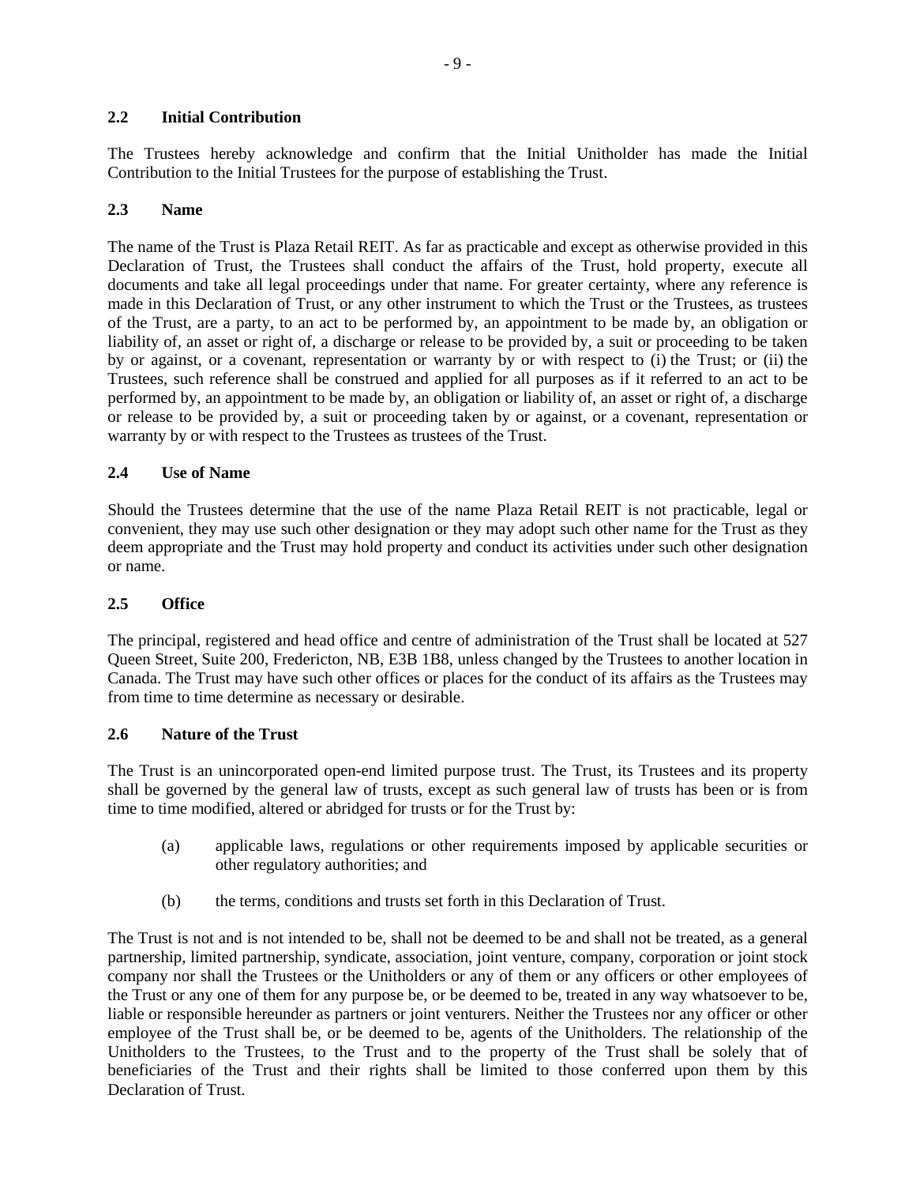### 2.2 Initial Contribution

The Trustees hereby acknowledge and confirm that the Initial Unitholder has made the Initial Contribution to the Initial Trustees for the purpose of establishing the Trust.

### 2.3 Name

The name of the Trust is Plaza Retail REIT. As far as practicable and except as otherwise provided in this Declaration of Trust, the Trustees shall conduct the affairs of the Trust, hold property, execute all documents and take all legal proceedings under that name. For greater certainty, where any reference is made in this Declaration of Trust, or any other instrument to which the Trust or the Trustees, as trustees of the Trust, are a party, to an act to be performed by, an appointment to be made by, an obligation or liability of, an asset or right of, a discharge or release to be provided by, a suit or proceeding to be taken by or against, or a covenant, representation or warranty by or with respect to (i) the Trust; or (ii) the Trustees, such reference shall be construed and applied for all purposes as if it referred to an act to be performed by, an appointment to be made by, an obligation or liability of, an asset or right of, a discharge or release to be provided by, a suit or proceeding taken by or against, or a covenant, representation or warranty by or with respect to the Trustees as trustees of the Trust.

### 2.4 Use of Name

Should the Trustees determine that the use of the name Plaza Retail REIT is not practicable, legal or convenient, they may use such other designation or they may adopt such other name for the Trust as they deem appropriate and the Trust may hold property and conduct its activities under such other designation or name.

### 2.5 Office

The principal, registered and head office and centre of administration of the Trust shall be located at 527 Queen Street, Suite 200, Fredericton, NB, E3B 1B8, unless changed by the Trustees to another location in Canada. The Trust may have such other offices or places for the conduct of its affairs as the Trustees may from time to time determine as necessary or desirable.

### 2.6 Nature of the Trust

The Trust is an unincorporated open-end limited purpose trust. The Trust, its Trustees and its property shall be governed by the general law of trusts, except as such general law of trusts has been or is from time to time modified, altered or abridged for trusts or for the Trust by:

(a) applicable laws, regulations or other requirements imposed by applicable securities or other regulatory authorities; and

(b) the terms, conditions and trusts set forth in this Declaration of Trust.

The Trust is not and is not intended to be, shall not be deemed to be and shall not be treated, as a general partnership, limited partnership, syndicate, association, joint venture, company, corporation or joint stock company nor shall the Trustees or the Unitholders or any of them or any officers or other employees of the Trust or any one of them for any purpose be, or be deemed to be, treated in any way whatsoever to be, liable or responsible hereunder as partners or joint venturers. Neither the Trustees nor any officer or other employee of the Trust shall be, or be deemed to be, agents of the Unitholders. The relationship of the Unitholders to the Trustees, to the Trust and to the property of the Trust shall be solely that of beneficiaries of the Trust and their rights shall be limited to those conferred upon them by this Declaration of Trust.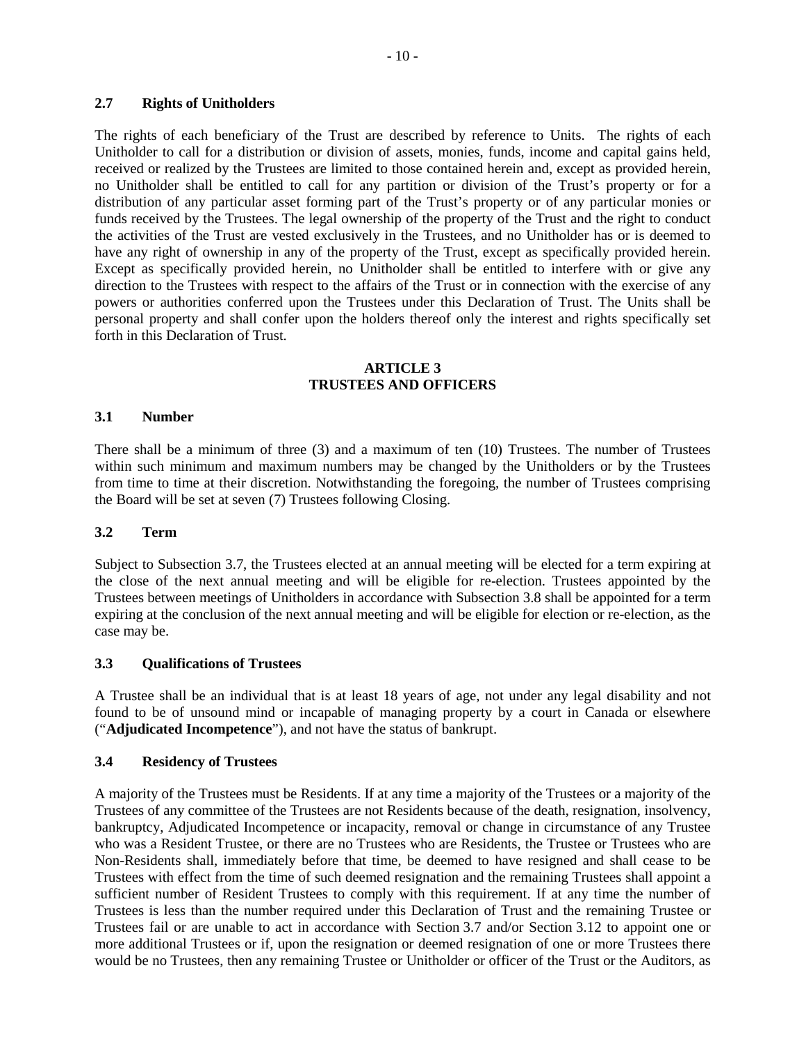### 2.7 Rights of Unitholders

The rights of each beneficiary of the Trust are described by reference to Units. The rights of each Unitholder to call for a distribution or division of assets, monies, funds, income and capital gains held, received or realized by the Trustees are limited to those contained herein and, except as provided herein, no Unitholder shall be entitled to call for any partition or division of the Trust's property or for a distribution of any particular asset forming part of the Trust's property or of any particular monies or funds received by the Trustees. The legal ownership of the property of the Trust and the right to conduct the activities of the Trust are vested exclusively in the Trustees, and no Unitholder has or is deemed to have any right of ownership in any of the property of the Trust, except as specifically provided herein. Except as specifically provided herein, no Unitholder shall be entitled to interfere with or give any direction to the Trustees with respect to the affairs of the Trust or in connection with the exercise of any powers or authorities conferred upon the Trustees under this Declaration of Trust. The Units shall be personal property and shall confer upon the holders thereof only the interest and rights specifically set forth in this Declaration of Trust.

## ARTICLE 3
## TRUSTEES AND OFFICERS

### 3.1 Number

There shall be a minimum of three (3) and a maximum of ten (10) Trustees. The number of Trustees within such minimum and maximum numbers may be changed by the Unitholders or by the Trustees from time to time at their discretion. Notwithstanding the foregoing, the number of Trustees comprising the Board will be set at seven (7) Trustees following Closing.

### 3.2 Term

Subject to Subsection 3.7, the Trustees elected at an annual meeting will be elected for a term expiring at the close of the next annual meeting and will be eligible for re-election. Trustees appointed by the Trustees between meetings of Unitholders in accordance with Subsection 3.8 shall be appointed for a term expiring at the conclusion of the next annual meeting and will be eligible for election or re-election, as the case may be.

### 3.3 Qualifications of Trustees

A Trustee shall be an individual that is at least 18 years of age, not under any legal disability and not found to be of unsound mind or incapable of managing property by a court in Canada or elsewhere ("**Adjudicated Incompetence**"), and not have the status of bankrupt.

### 3.4 Residency of Trustees

A majority of the Trustees must be Residents. If at any time a majority of the Trustees or a majority of the Trustees of any committee of the Trustees are not Residents because of the death, resignation, insolvency, bankruptcy, Adjudicated Incompetence or incapacity, removal or change in circumstance of any Trustee who was a Resident Trustee, or there are no Trustees who are Residents, the Trustee or Trustees who are Non-Residents shall, immediately before that time, be deemed to have resigned and shall cease to be Trustees with effect from the time of such deemed resignation and the remaining Trustees shall appoint a sufficient number of Resident Trustees to comply with this requirement. If at any time the number of Trustees is less than the number required under this Declaration of Trust and the remaining Trustee or Trustees fail or are unable to act in accordance with Section 3.7 and/or Section 3.12 to appoint one or more additional Trustees or if, upon the resignation or deemed resignation of one or more Trustees there would be no Trustees, then any remaining Trustee or Unitholder or officer of the Trust or the Auditors, as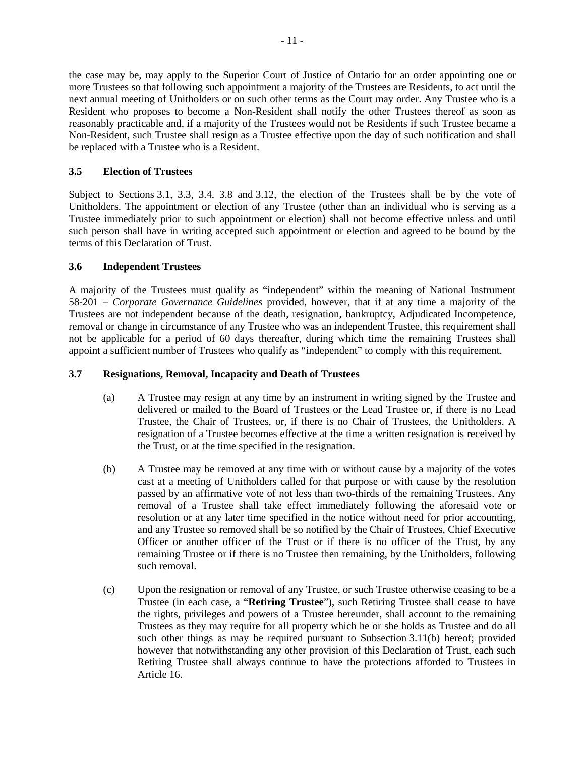the case may be, may apply to the Superior Court of Justice of Ontario for an order appointing one or more Trustees so that following such appointment a majority of the Trustees are Residents, to act until the next annual meeting of Unitholders or on such other terms as the Court may order. Any Trustee who is a Resident who proposes to become a Non-Resident shall notify the other Trustees thereof as soon as reasonably practicable and, if a majority of the Trustees would not be Residents if such Trustee became a Non-Resident, such Trustee shall resign as a Trustee effective upon the day of such notification and shall be replaced with a Trustee who is a Resident.

### 3.5 Election of Trustees

Subject to Sections 3.1, 3.3, 3.4, 3.8 and 3.12, the election of the Trustees shall be by the vote of Unitholders. The appointment or election of any Trustee (other than an individual who is serving as a Trustee immediately prior to such appointment or election) shall not become effective unless and until such person shall have in writing accepted such appointment or election and agreed to be bound by the terms of this Declaration of Trust.

### 3.6 Independent Trustees

A majority of the Trustees must qualify as "independent" within the meaning of National Instrument 58-201 – *Corporate Governance Guidelines* provided, however, that if at any time a majority of the Trustees are not independent because of the death, resignation, bankruptcy, Adjudicated Incompetence, removal or change in circumstance of any Trustee who was an independent Trustee, this requirement shall not be applicable for a period of 60 days thereafter, during which time the remaining Trustees shall appoint a sufficient number of Trustees who qualify as "independent" to comply with this requirement.

### 3.7 Resignations, Removal, Incapacity and Death of Trustees

(a) A Trustee may resign at any time by an instrument in writing signed by the Trustee and delivered or mailed to the Board of Trustees or the Lead Trustee or, if there is no Lead Trustee, the Chair of Trustees, or, if there is no Chair of Trustees, the Unitholders. A resignation of a Trustee becomes effective at the time a written resignation is received by the Trust, or at the time specified in the resignation.

(b) A Trustee may be removed at any time with or without cause by a majority of the votes cast at a meeting of Unitholders called for that purpose or with cause by the resolution passed by an affirmative vote of not less than two-thirds of the remaining Trustees. Any removal of a Trustee shall take effect immediately following the aforesaid vote or resolution or at any later time specified in the notice without need for prior accounting, and any Trustee so removed shall be so notified by the Chair of Trustees, Chief Executive Officer or another officer of the Trust or if there is no officer of the Trust, by any remaining Trustee or if there is no Trustee then remaining, by the Unitholders, following such removal.

(c) Upon the resignation or removal of any Trustee, or such Trustee otherwise ceasing to be a Trustee (in each case, a "**Retiring Trustee**"), such Retiring Trustee shall cease to have the rights, privileges and powers of a Trustee hereunder, shall account to the remaining Trustees as they may require for all property which he or she holds as Trustee and do all such other things as may be required pursuant to Subsection 3.11(b) hereof; provided however that notwithstanding any other provision of this Declaration of Trust, each such Retiring Trustee shall always continue to have the protections afforded to Trustees in Article 16.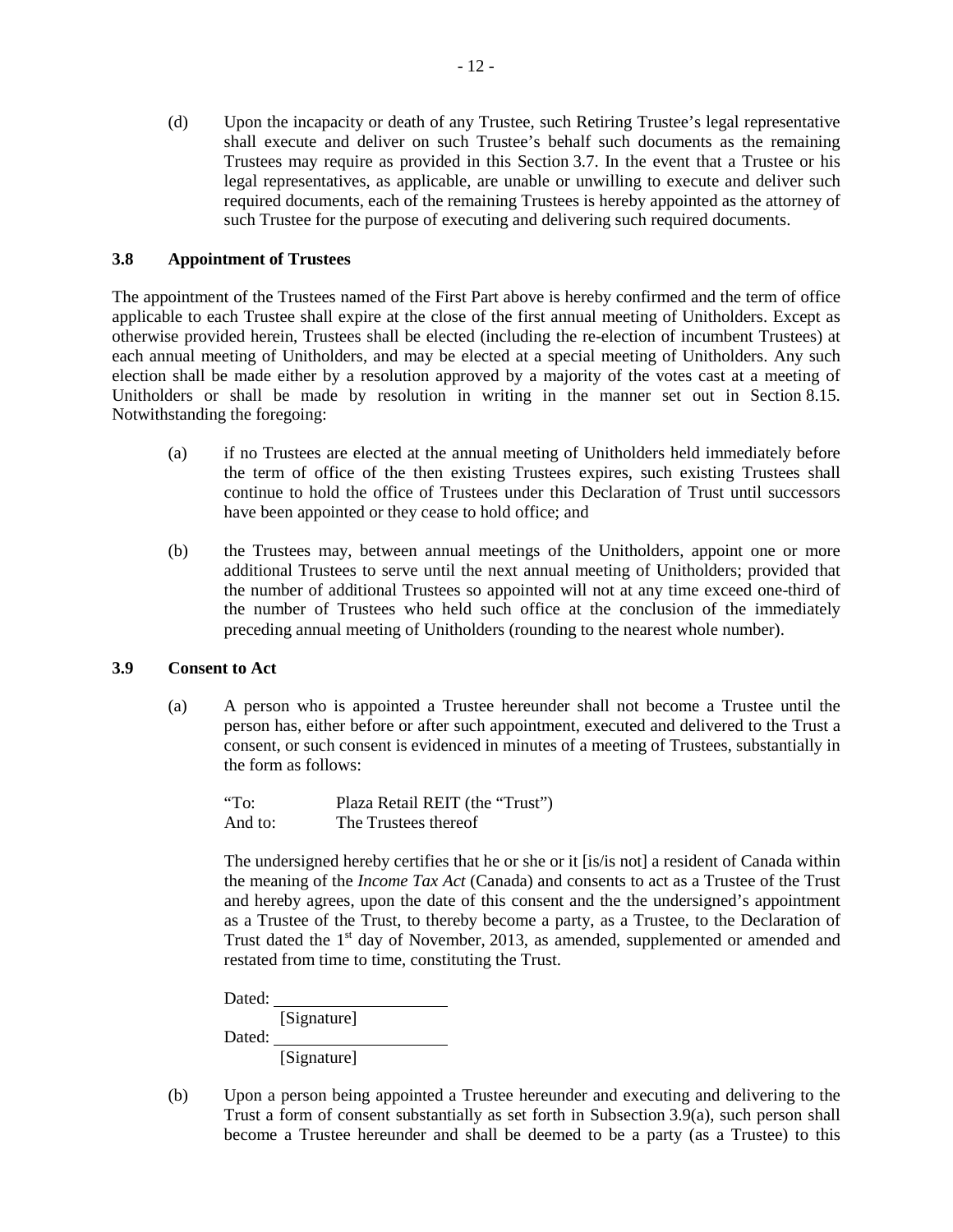(d) Upon the incapacity or death of any Trustee, such Retiring Trustee's legal representative shall execute and deliver on such Trustee's behalf such documents as the remaining Trustees may require as provided in this Section 3.7. In the event that a Trustee or his legal representatives, as applicable, are unable or unwilling to execute and deliver such required documents, each of the remaining Trustees is hereby appointed as the attorney of such Trustee for the purpose of executing and delivering such required documents.

### 3.8 Appointment of Trustees

The appointment of the Trustees named of the First Part above is hereby confirmed and the term of office applicable to each Trustee shall expire at the close of the first annual meeting of Unitholders. Except as otherwise provided herein, Trustees shall be elected (including the re-election of incumbent Trustees) at each annual meeting of Unitholders, and may be elected at a special meeting of Unitholders. Any such election shall be made either by a resolution approved by a majority of the votes cast at a meeting of Unitholders or shall be made by resolution in writing in the manner set out in Section 8.15. Notwithstanding the foregoing:

(a) if no Trustees are elected at the annual meeting of Unitholders held immediately before the term of office of the then existing Trustees expires, such existing Trustees shall continue to hold the office of Trustees under this Declaration of Trust until successors have been appointed or they cease to hold office; and

(b) the Trustees may, between annual meetings of the Unitholders, appoint one or more additional Trustees to serve until the next annual meeting of Unitholders; provided that the number of additional Trustees so appointed will not at any time exceed one-third of the number of Trustees who held such office at the conclusion of the immediately preceding annual meeting of Unitholders (rounding to the nearest whole number).

### 3.9 Consent to Act

(a) A person who is appointed a Trustee hereunder shall not become a Trustee until the person has, either before or after such appointment, executed and delivered to the Trust a consent, or such consent is evidenced in minutes of a meeting of Trustees, substantially in the form as follows:

"To: Plaza Retail REIT (the "Trust")
And to: The Trustees thereof

The undersigned hereby certifies that he or she or it [is/is not] a resident of Canada within the meaning of the *Income Tax Act* (Canada) and consents to act as a Trustee of the Trust and hereby agrees, upon the date of this consent and the the undersigned's appointment as a Trustee of the Trust, to thereby become a party, as a Trustee, to the Declaration of Trust dated the 1st day of November, 2013, as amended, supplemented or amended and restated from time to time, constituting the Trust.

Dated: ____________________
[Signature]

Dated: ____________________
[Signature]

(b) Upon a person being appointed a Trustee hereunder and executing and delivering to the Trust a form of consent substantially as set forth in Subsection 3.9(a), such person shall become a Trustee hereunder and shall be deemed to be a party (as a Trustee) to this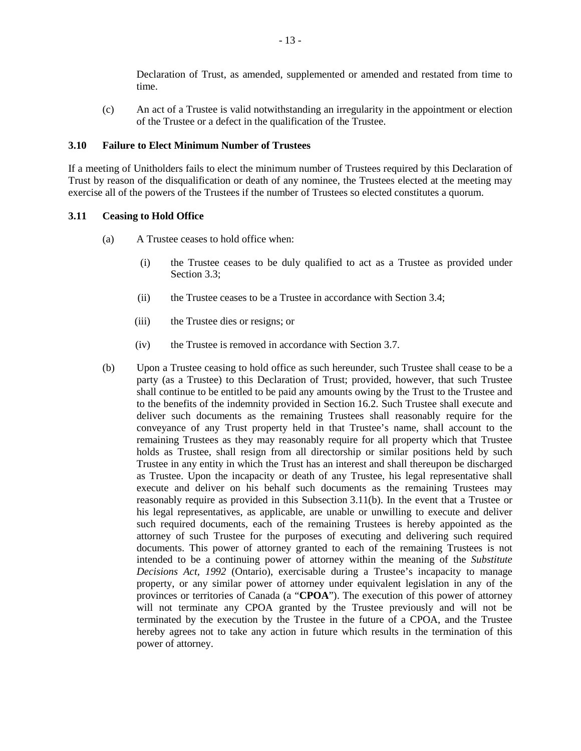Declaration of Trust, as amended, supplemented or amended and restated from time to time.

(c) An act of a Trustee is valid notwithstanding an irregularity in the appointment or election of the Trustee or a defect in the qualification of the Trustee.

### 3.10 Failure to Elect Minimum Number of Trustees

If a meeting of Unitholders fails to elect the minimum number of Trustees required by this Declaration of Trust by reason of the disqualification or death of any nominee, the Trustees elected at the meeting may exercise all of the powers of the Trustees if the number of Trustees so elected constitutes a quorum.

### 3.11 Ceasing to Hold Office

(a) A Trustee ceases to hold office when:

(i) the Trustee ceases to be duly qualified to act as a Trustee as provided under Section 3.3;

(ii) the Trustee ceases to be a Trustee in accordance with Section 3.4;

(iii) the Trustee dies or resigns; or

(iv) the Trustee is removed in accordance with Section 3.7.

(b) Upon a Trustee ceasing to hold office as such hereunder, such Trustee shall cease to be a party (as a Trustee) to this Declaration of Trust; provided, however, that such Trustee shall continue to be entitled to be paid any amounts owing by the Trust to the Trustee and to the benefits of the indemnity provided in Section 16.2. Such Trustee shall execute and deliver such documents as the remaining Trustees shall reasonably require for the conveyance of any Trust property held in that Trustee's name, shall account to the remaining Trustees as they may reasonably require for all property which that Trustee holds as Trustee, shall resign from all directorship or similar positions held by such Trustee in any entity in which the Trust has an interest and shall thereupon be discharged as Trustee. Upon the incapacity or death of any Trustee, his legal representative shall execute and deliver on his behalf such documents as the remaining Trustees may reasonably require as provided in this Subsection 3.11(b). In the event that a Trustee or his legal representatives, as applicable, are unable or unwilling to execute and deliver such required documents, each of the remaining Trustees is hereby appointed as the attorney of such Trustee for the purposes of executing and delivering such required documents. This power of attorney granted to each of the remaining Trustees is not intended to be a continuing power of attorney within the meaning of the *Substitute Decisions Act, 1992* (Ontario), exercisable during a Trustee's incapacity to manage property, or any similar power of attorney under equivalent legislation in any of the provinces or territories of Canada (a "**CPOA**"). The execution of this power of attorney will not terminate any CPOA granted by the Trustee previously and will not be terminated by the execution by the Trustee in the future of a CPOA, and the Trustee hereby agrees not to take any action in future which results in the termination of this power of attorney.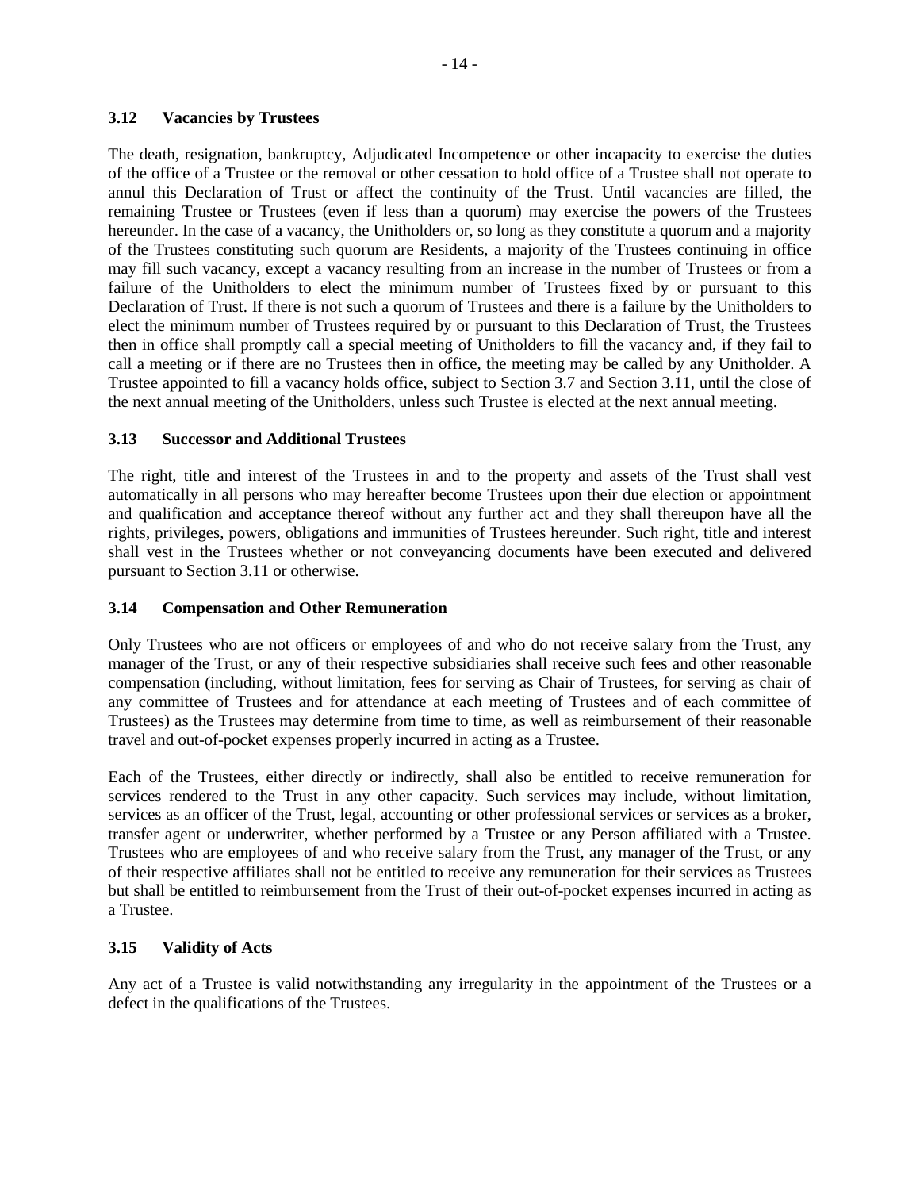### 3.12 Vacancies by Trustees

The death, resignation, bankruptcy, Adjudicated Incompetence or other incapacity to exercise the duties of the office of a Trustee or the removal or other cessation to hold office of a Trustee shall not operate to annul this Declaration of Trust or affect the continuity of the Trust. Until vacancies are filled, the remaining Trustee or Trustees (even if less than a quorum) may exercise the powers of the Trustees hereunder. In the case of a vacancy, the Unitholders or, so long as they constitute a quorum and a majority of the Trustees constituting such quorum are Residents, a majority of the Trustees continuing in office may fill such vacancy, except a vacancy resulting from an increase in the number of Trustees or from a failure of the Unitholders to elect the minimum number of Trustees fixed by or pursuant to this Declaration of Trust. If there is not such a quorum of Trustees and there is a failure by the Unitholders to elect the minimum number of Trustees required by or pursuant to this Declaration of Trust, the Trustees then in office shall promptly call a special meeting of Unitholders to fill the vacancy and, if they fail to call a meeting or if there are no Trustees then in office, the meeting may be called by any Unitholder. A Trustee appointed to fill a vacancy holds office, subject to Section 3.7 and Section 3.11, until the close of the next annual meeting of the Unitholders, unless such Trustee is elected at the next annual meeting.

### 3.13 Successor and Additional Trustees

The right, title and interest of the Trustees in and to the property and assets of the Trust shall vest automatically in all persons who may hereafter become Trustees upon their due election or appointment and qualification and acceptance thereof without any further act and they shall thereupon have all the rights, privileges, powers, obligations and immunities of Trustees hereunder. Such right, title and interest shall vest in the Trustees whether or not conveyancing documents have been executed and delivered pursuant to Section 3.11 or otherwise.

### 3.14 Compensation and Other Remuneration

Only Trustees who are not officers or employees of and who do not receive salary from the Trust, any manager of the Trust, or any of their respective subsidiaries shall receive such fees and other reasonable compensation (including, without limitation, fees for serving as Chair of Trustees, for serving as chair of any committee of Trustees and for attendance at each meeting of Trustees and of each committee of Trustees) as the Trustees may determine from time to time, as well as reimbursement of their reasonable travel and out-of-pocket expenses properly incurred in acting as a Trustee.

Each of the Trustees, either directly or indirectly, shall also be entitled to receive remuneration for services rendered to the Trust in any other capacity. Such services may include, without limitation, services as an officer of the Trust, legal, accounting or other professional services or services as a broker, transfer agent or underwriter, whether performed by a Trustee or any Person affiliated with a Trustee. Trustees who are employees of and who receive salary from the Trust, any manager of the Trust, or any of their respective affiliates shall not be entitled to receive any remuneration for their services as Trustees but shall be entitled to reimbursement from the Trust of their out-of-pocket expenses incurred in acting as a Trustee.

### 3.15 Validity of Acts

Any act of a Trustee is valid notwithstanding any irregularity in the appointment of the Trustees or a defect in the qualifications of the Trustees.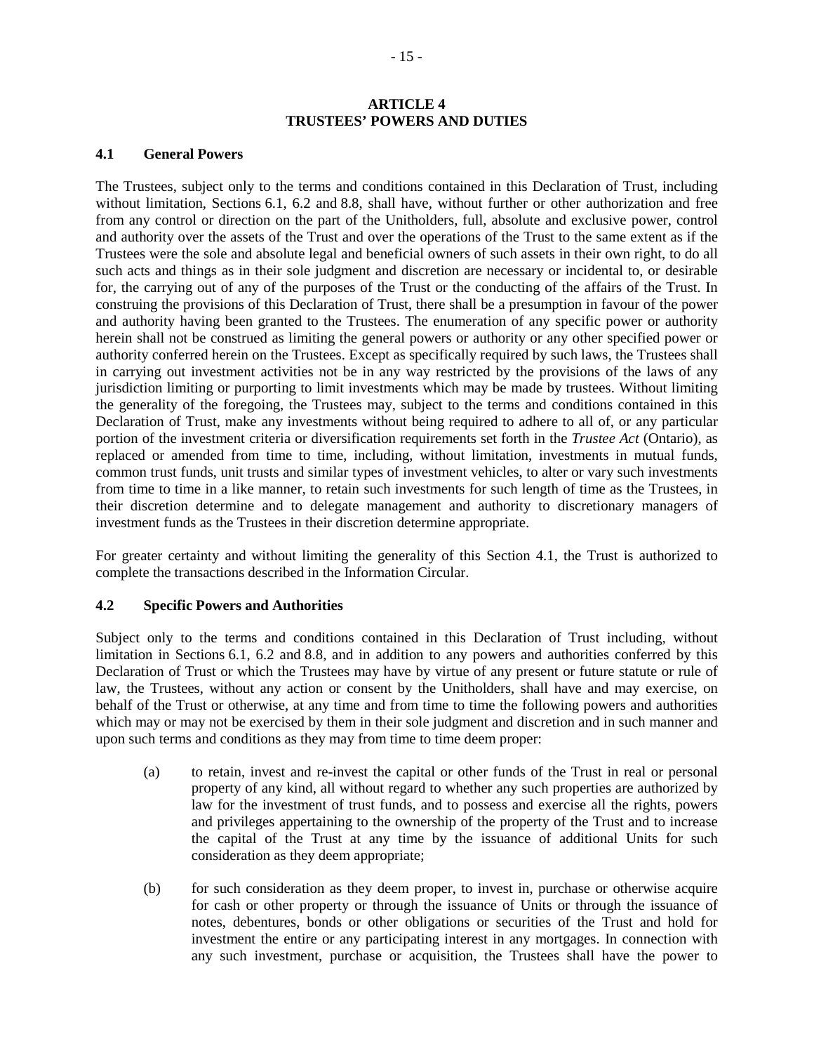## ARTICLE 4
## TRUSTEES' POWERS AND DUTIES

### 4.1 General Powers

The Trustees, subject only to the terms and conditions contained in this Declaration of Trust, including without limitation, Sections 6.1, 6.2 and 8.8, shall have, without further or other authorization and free from any control or direction on the part of the Unitholders, full, absolute and exclusive power, control and authority over the assets of the Trust and over the operations of the Trust to the same extent as if the Trustees were the sole and absolute legal and beneficial owners of such assets in their own right, to do all such acts and things as in their sole judgment and discretion are necessary or incidental to, or desirable for, the carrying out of any of the purposes of the Trust or the conducting of the affairs of the Trust. In construing the provisions of this Declaration of Trust, there shall be a presumption in favour of the power and authority having been granted to the Trustees. The enumeration of any specific power or authority herein shall not be construed as limiting the general powers or authority or any other specified power or authority conferred herein on the Trustees. Except as specifically required by such laws, the Trustees shall in carrying out investment activities not be in any way restricted by the provisions of the laws of any jurisdiction limiting or purporting to limit investments which may be made by trustees. Without limiting the generality of the foregoing, the Trustees may, subject to the terms and conditions contained in this Declaration of Trust, make any investments without being required to adhere to all of, or any particular portion of the investment criteria or diversification requirements set forth in the *Trustee Act* (Ontario), as replaced or amended from time to time, including, without limitation, investments in mutual funds, common trust funds, unit trusts and similar types of investment vehicles, to alter or vary such investments from time to time in a like manner, to retain such investments for such length of time as the Trustees, in their discretion determine and to delegate management and authority to discretionary managers of investment funds as the Trustees in their discretion determine appropriate.

For greater certainty and without limiting the generality of this Section 4.1, the Trust is authorized to complete the transactions described in the Information Circular.

### 4.2 Specific Powers and Authorities

Subject only to the terms and conditions contained in this Declaration of Trust including, without limitation in Sections 6.1, 6.2 and 8.8, and in addition to any powers and authorities conferred by this Declaration of Trust or which the Trustees may have by virtue of any present or future statute or rule of law, the Trustees, without any action or consent by the Unitholders, shall have and may exercise, on behalf of the Trust or otherwise, at any time and from time to time the following powers and authorities which may or may not be exercised by them in their sole judgment and discretion and in such manner and upon such terms and conditions as they may from time to time deem proper:

(a) to retain, invest and re-invest the capital or other funds of the Trust in real or personal property of any kind, all without regard to whether any such properties are authorized by law for the investment of trust funds, and to possess and exercise all the rights, powers and privileges appertaining to the ownership of the property of the Trust and to increase the capital of the Trust at any time by the issuance of additional Units for such consideration as they deem appropriate;

(b) for such consideration as they deem proper, to invest in, purchase or otherwise acquire for cash or other property or through the issuance of Units or through the issuance of notes, debentures, bonds or other obligations or securities of the Trust and hold for investment the entire or any participating interest in any mortgages. In connection with any such investment, purchase or acquisition, the Trustees shall have the power to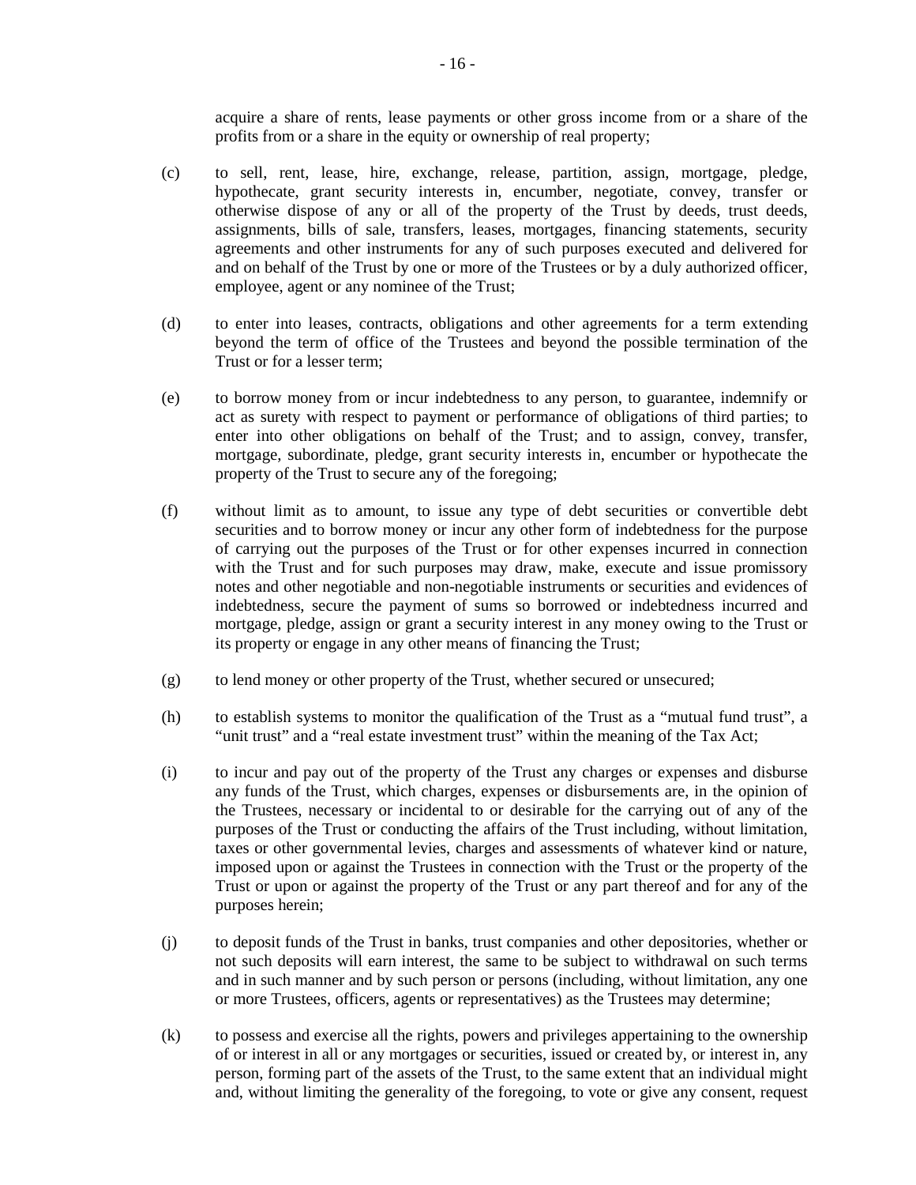acquire a share of rents, lease payments or other gross income from or a share of the profits from or a share in the equity or ownership of real property;

(c) to sell, rent, lease, hire, exchange, release, partition, assign, mortgage, pledge, hypothecate, grant security interests in, encumber, negotiate, convey, transfer or otherwise dispose of any or all of the property of the Trust by deeds, trust deeds, assignments, bills of sale, transfers, leases, mortgages, financing statements, security agreements and other instruments for any of such purposes executed and delivered for and on behalf of the Trust by one or more of the Trustees or by a duly authorized officer, employee, agent or any nominee of the Trust;

(d) to enter into leases, contracts, obligations and other agreements for a term extending beyond the term of office of the Trustees and beyond the possible termination of the Trust or for a lesser term;

(e) to borrow money from or incur indebtedness to any person, to guarantee, indemnify or act as surety with respect to payment or performance of obligations of third parties; to enter into other obligations on behalf of the Trust; and to assign, convey, transfer, mortgage, subordinate, pledge, grant security interests in, encumber or hypothecate the property of the Trust to secure any of the foregoing;

(f) without limit as to amount, to issue any type of debt securities or convertible debt securities and to borrow money or incur any other form of indebtedness for the purpose of carrying out the purposes of the Trust or for other expenses incurred in connection with the Trust and for such purposes may draw, make, execute and issue promissory notes and other negotiable and non-negotiable instruments or securities and evidences of indebtedness, secure the payment of sums so borrowed or indebtedness incurred and mortgage, pledge, assign or grant a security interest in any money owing to the Trust or its property or engage in any other means of financing the Trust;

(g) to lend money or other property of the Trust, whether secured or unsecured;

(h) to establish systems to monitor the qualification of the Trust as a "mutual fund trust", a "unit trust" and a "real estate investment trust" within the meaning of the Tax Act;

(i) to incur and pay out of the property of the Trust any charges or expenses and disburse any funds of the Trust, which charges, expenses or disbursements are, in the opinion of the Trustees, necessary or incidental to or desirable for the carrying out of any of the purposes of the Trust or conducting the affairs of the Trust including, without limitation, taxes or other governmental levies, charges and assessments of whatever kind or nature, imposed upon or against the Trustees in connection with the Trust or the property of the Trust or upon or against the property of the Trust or any part thereof and for any of the purposes herein;

(j) to deposit funds of the Trust in banks, trust companies and other depositories, whether or not such deposits will earn interest, the same to be subject to withdrawal on such terms and in such manner and by such person or persons (including, without limitation, any one or more Trustees, officers, agents or representatives) as the Trustees may determine;

(k) to possess and exercise all the rights, powers and privileges appertaining to the ownership of or interest in all or any mortgages or securities, issued or created by, or interest in, any person, forming part of the assets of the Trust, to the same extent that an individual might and, without limiting the generality of the foregoing, to vote or give any consent, request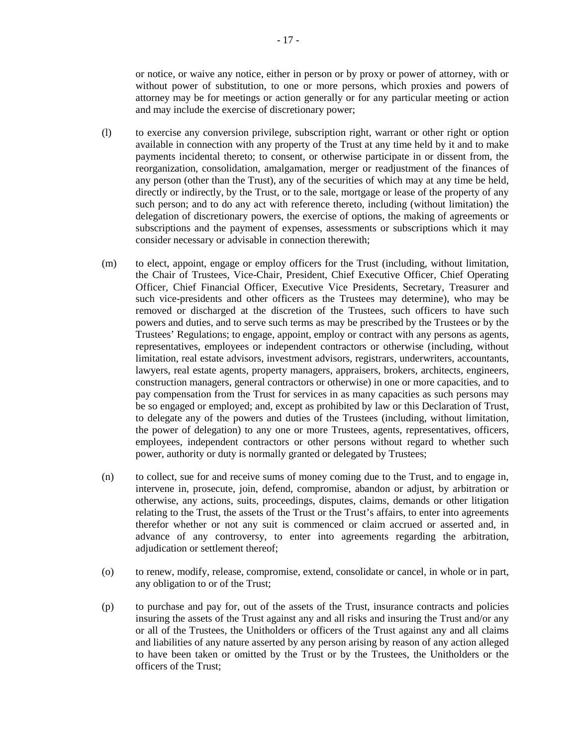or notice, or waive any notice, either in person or by proxy or power of attorney, with or without power of substitution, to one or more persons, which proxies and powers of attorney may be for meetings or action generally or for any particular meeting or action and may include the exercise of discretionary power;

(l) to exercise any conversion privilege, subscription right, warrant or other right or option available in connection with any property of the Trust at any time held by it and to make payments incidental thereto; to consent, or otherwise participate in or dissent from, the reorganization, consolidation, amalgamation, merger or readjustment of the finances of any person (other than the Trust), any of the securities of which may at any time be held, directly or indirectly, by the Trust, or to the sale, mortgage or lease of the property of any such person; and to do any act with reference thereto, including (without limitation) the delegation of discretionary powers, the exercise of options, the making of agreements or subscriptions and the payment of expenses, assessments or subscriptions which it may consider necessary or advisable in connection therewith;

(m) to elect, appoint, engage or employ officers for the Trust (including, without limitation, the Chair of Trustees, Vice-Chair, President, Chief Executive Officer, Chief Operating Officer, Chief Financial Officer, Executive Vice Presidents, Secretary, Treasurer and such vice-presidents and other officers as the Trustees may determine), who may be removed or discharged at the discretion of the Trustees, such officers to have such powers and duties, and to serve such terms as may be prescribed by the Trustees or by the Trustees' Regulations; to engage, appoint, employ or contract with any persons as agents, representatives, employees or independent contractors or otherwise (including, without limitation, real estate advisors, investment advisors, registrars, underwriters, accountants, lawyers, real estate agents, property managers, appraisers, brokers, architects, engineers, construction managers, general contractors or otherwise) in one or more capacities, and to pay compensation from the Trust for services in as many capacities as such persons may be so engaged or employed; and, except as prohibited by law or this Declaration of Trust, to delegate any of the powers and duties of the Trustees (including, without limitation, the power of delegation) to any one or more Trustees, agents, representatives, officers, employees, independent contractors or other persons without regard to whether such power, authority or duty is normally granted or delegated by Trustees;

(n) to collect, sue for and receive sums of money coming due to the Trust, and to engage in, intervene in, prosecute, join, defend, compromise, abandon or adjust, by arbitration or otherwise, any actions, suits, proceedings, disputes, claims, demands or other litigation relating to the Trust, the assets of the Trust or the Trust's affairs, to enter into agreements therefor whether or not any suit is commenced or claim accrued or asserted and, in advance of any controversy, to enter into agreements regarding the arbitration, adjudication or settlement thereof;

(o) to renew, modify, release, compromise, extend, consolidate or cancel, in whole or in part, any obligation to or of the Trust;

(p) to purchase and pay for, out of the assets of the Trust, insurance contracts and policies insuring the assets of the Trust against any and all risks and insuring the Trust and/or any or all of the Trustees, the Unitholders or officers of the Trust against any and all claims and liabilities of any nature asserted by any person arising by reason of any action alleged to have been taken or omitted by the Trust or by the Trustees, the Unitholders or the officers of the Trust;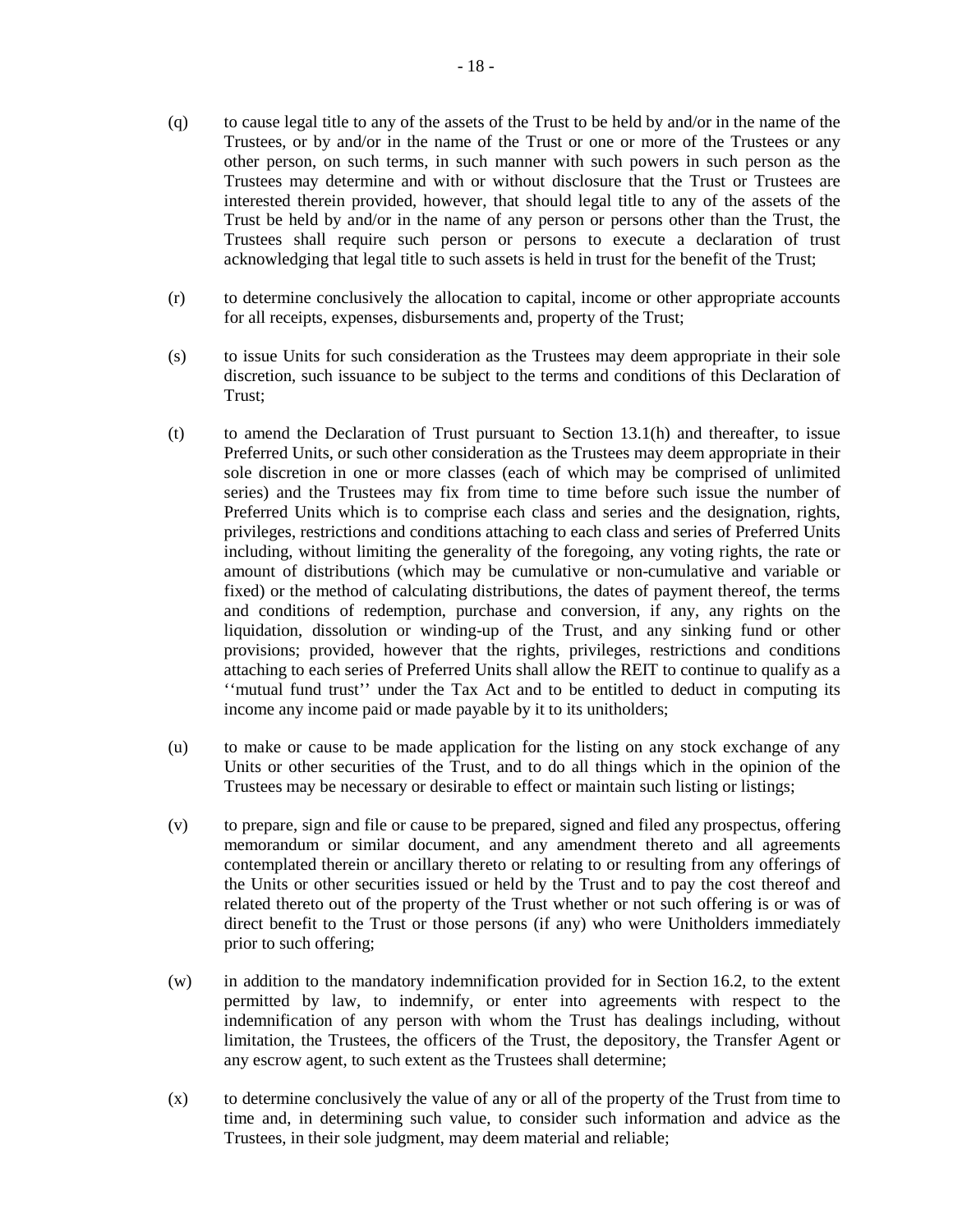(q) to cause legal title to any of the assets of the Trust to be held by and/or in the name of the Trustees, or by and/or in the name of the Trust or one or more of the Trustees or any other person, on such terms, in such manner with such powers in such person as the Trustees may determine and with or without disclosure that the Trust or Trustees are interested therein provided, however, that should legal title to any of the assets of the Trust be held by and/or in the name of any person or persons other than the Trust, the Trustees shall require such person or persons to execute a declaration of trust acknowledging that legal title to such assets is held in trust for the benefit of the Trust;

(r) to determine conclusively the allocation to capital, income or other appropriate accounts for all receipts, expenses, disbursements and, property of the Trust;

(s) to issue Units for such consideration as the Trustees may deem appropriate in their sole discretion, such issuance to be subject to the terms and conditions of this Declaration of Trust;

(t) to amend the Declaration of Trust pursuant to Section 13.1(h) and thereafter, to issue Preferred Units, or such other consideration as the Trustees may deem appropriate in their sole discretion in one or more classes (each of which may be comprised of unlimited series) and the Trustees may fix from time to time before such issue the number of Preferred Units which is to comprise each class and series and the designation, rights, privileges, restrictions and conditions attaching to each class and series of Preferred Units including, without limiting the generality of the foregoing, any voting rights, the rate or amount of distributions (which may be cumulative or non-cumulative and variable or fixed) or the method of calculating distributions, the dates of payment thereof, the terms and conditions of redemption, purchase and conversion, if any, any rights on the liquidation, dissolution or winding-up of the Trust, and any sinking fund or other provisions; provided, however that the rights, privileges, restrictions and conditions attaching to each series of Preferred Units shall allow the REIT to continue to qualify as a ''mutual fund trust'' under the Tax Act and to be entitled to deduct in computing its income any income paid or made payable by it to its unitholders;

(u) to make or cause to be made application for the listing on any stock exchange of any Units or other securities of the Trust, and to do all things which in the opinion of the Trustees may be necessary or desirable to effect or maintain such listing or listings;

(v) to prepare, sign and file or cause to be prepared, signed and filed any prospectus, offering memorandum or similar document, and any amendment thereto and all agreements contemplated therein or ancillary thereto or relating to or resulting from any offerings of the Units or other securities issued or held by the Trust and to pay the cost thereof and related thereto out of the property of the Trust whether or not such offering is or was of direct benefit to the Trust or those persons (if any) who were Unitholders immediately prior to such offering;

(w) in addition to the mandatory indemnification provided for in Section 16.2, to the extent permitted by law, to indemnify, or enter into agreements with respect to the indemnification of any person with whom the Trust has dealings including, without limitation, the Trustees, the officers of the Trust, the depository, the Transfer Agent or any escrow agent, to such extent as the Trustees shall determine;

(x) to determine conclusively the value of any or all of the property of the Trust from time to time and, in determining such value, to consider such information and advice as the Trustees, in their sole judgment, may deem material and reliable;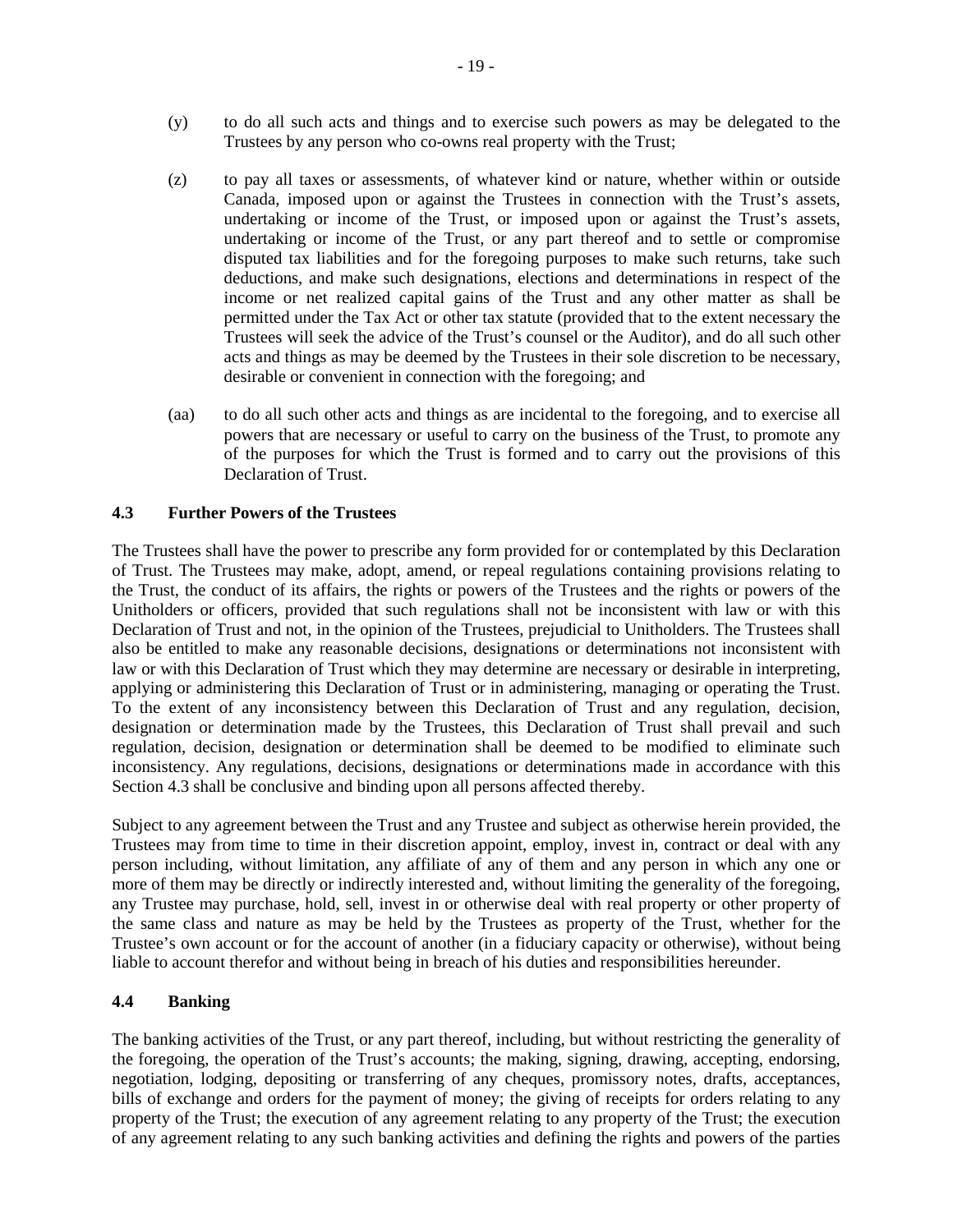(y) to do all such acts and things and to exercise such powers as may be delegated to the Trustees by any person who co-owns real property with the Trust;

(z) to pay all taxes or assessments, of whatever kind or nature, whether within or outside Canada, imposed upon or against the Trustees in connection with the Trust's assets, undertaking or income of the Trust, or imposed upon or against the Trust's assets, undertaking or income of the Trust, or any part thereof and to settle or compromise disputed tax liabilities and for the foregoing purposes to make such returns, take such deductions, and make such designations, elections and determinations in respect of the income or net realized capital gains of the Trust and any other matter as shall be permitted under the Tax Act or other tax statute (provided that to the extent necessary the Trustees will seek the advice of the Trust's counsel or the Auditor), and do all such other acts and things as may be deemed by the Trustees in their sole discretion to be necessary, desirable or convenient in connection with the foregoing; and

(aa) to do all such other acts and things as are incidental to the foregoing, and to exercise all powers that are necessary or useful to carry on the business of the Trust, to promote any of the purposes for which the Trust is formed and to carry out the provisions of this Declaration of Trust.

### 4.3 Further Powers of the Trustees

The Trustees shall have the power to prescribe any form provided for or contemplated by this Declaration of Trust. The Trustees may make, adopt, amend, or repeal regulations containing provisions relating to the Trust, the conduct of its affairs, the rights or powers of the Trustees and the rights or powers of the Unitholders or officers, provided that such regulations shall not be inconsistent with law or with this Declaration of Trust and not, in the opinion of the Trustees, prejudicial to Unitholders. The Trustees shall also be entitled to make any reasonable decisions, designations or determinations not inconsistent with law or with this Declaration of Trust which they may determine are necessary or desirable in interpreting, applying or administering this Declaration of Trust or in administering, managing or operating the Trust. To the extent of any inconsistency between this Declaration of Trust and any regulation, decision, designation or determination made by the Trustees, this Declaration of Trust shall prevail and such regulation, decision, designation or determination shall be deemed to be modified to eliminate such inconsistency. Any regulations, decisions, designations or determinations made in accordance with this Section 4.3 shall be conclusive and binding upon all persons affected thereby.

Subject to any agreement between the Trust and any Trustee and subject as otherwise herein provided, the Trustees may from time to time in their discretion appoint, employ, invest in, contract or deal with any person including, without limitation, any affiliate of any of them and any person in which any one or more of them may be directly or indirectly interested and, without limiting the generality of the foregoing, any Trustee may purchase, hold, sell, invest in or otherwise deal with real property or other property of the same class and nature as may be held by the Trustees as property of the Trust, whether for the Trustee's own account or for the account of another (in a fiduciary capacity or otherwise), without being liable to account therefor and without being in breach of his duties and responsibilities hereunder.

### 4.4 Banking

The banking activities of the Trust, or any part thereof, including, but without restricting the generality of the foregoing, the operation of the Trust's accounts; the making, signing, drawing, accepting, endorsing, negotiation, lodging, depositing or transferring of any cheques, promissory notes, drafts, acceptances, bills of exchange and orders for the payment of money; the giving of receipts for orders relating to any property of the Trust; the execution of any agreement relating to any property of the Trust; the execution of any agreement relating to any such banking activities and defining the rights and powers of the parties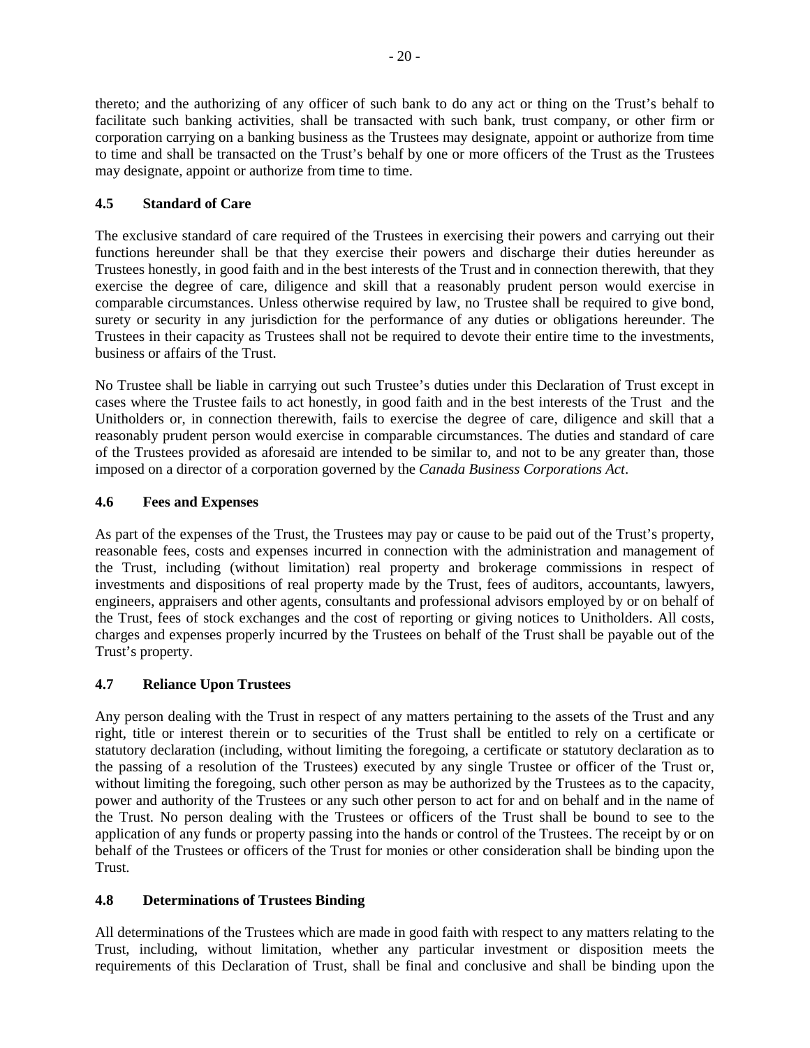thereto; and the authorizing of any officer of such bank to do any act or thing on the Trust's behalf to facilitate such banking activities, shall be transacted with such bank, trust company, or other firm or corporation carrying on a banking business as the Trustees may designate, appoint or authorize from time to time and shall be transacted on the Trust's behalf by one or more officers of the Trust as the Trustees may designate, appoint or authorize from time to time.

### 4.5 Standard of Care

The exclusive standard of care required of the Trustees in exercising their powers and carrying out their functions hereunder shall be that they exercise their powers and discharge their duties hereunder as Trustees honestly, in good faith and in the best interests of the Trust and in connection therewith, that they exercise the degree of care, diligence and skill that a reasonably prudent person would exercise in comparable circumstances. Unless otherwise required by law, no Trustee shall be required to give bond, surety or security in any jurisdiction for the performance of any duties or obligations hereunder. The Trustees in their capacity as Trustees shall not be required to devote their entire time to the investments, business or affairs of the Trust.

No Trustee shall be liable in carrying out such Trustee's duties under this Declaration of Trust except in cases where the Trustee fails to act honestly, in good faith and in the best interests of the Trust and the Unitholders or, in connection therewith, fails to exercise the degree of care, diligence and skill that a reasonably prudent person would exercise in comparable circumstances. The duties and standard of care of the Trustees provided as aforesaid are intended to be similar to, and not to be any greater than, those imposed on a director of a corporation governed by the *Canada Business Corporations Act*.

### 4.6 Fees and Expenses

As part of the expenses of the Trust, the Trustees may pay or cause to be paid out of the Trust's property, reasonable fees, costs and expenses incurred in connection with the administration and management of the Trust, including (without limitation) real property and brokerage commissions in respect of investments and dispositions of real property made by the Trust, fees of auditors, accountants, lawyers, engineers, appraisers and other agents, consultants and professional advisors employed by or on behalf of the Trust, fees of stock exchanges and the cost of reporting or giving notices to Unitholders. All costs, charges and expenses properly incurred by the Trustees on behalf of the Trust shall be payable out of the Trust's property.

### 4.7 Reliance Upon Trustees

Any person dealing with the Trust in respect of any matters pertaining to the assets of the Trust and any right, title or interest therein or to securities of the Trust shall be entitled to rely on a certificate or statutory declaration (including, without limiting the foregoing, a certificate or statutory declaration as to the passing of a resolution of the Trustees) executed by any single Trustee or officer of the Trust or, without limiting the foregoing, such other person as may be authorized by the Trustees as to the capacity, power and authority of the Trustees or any such other person to act for and on behalf and in the name of the Trust. No person dealing with the Trustees or officers of the Trust shall be bound to see to the application of any funds or property passing into the hands or control of the Trustees. The receipt by or on behalf of the Trustees or officers of the Trust for monies or other consideration shall be binding upon the Trust.

### 4.8 Determinations of Trustees Binding

All determinations of the Trustees which are made in good faith with respect to any matters relating to the Trust, including, without limitation, whether any particular investment or disposition meets the requirements of this Declaration of Trust, shall be final and conclusive and shall be binding upon the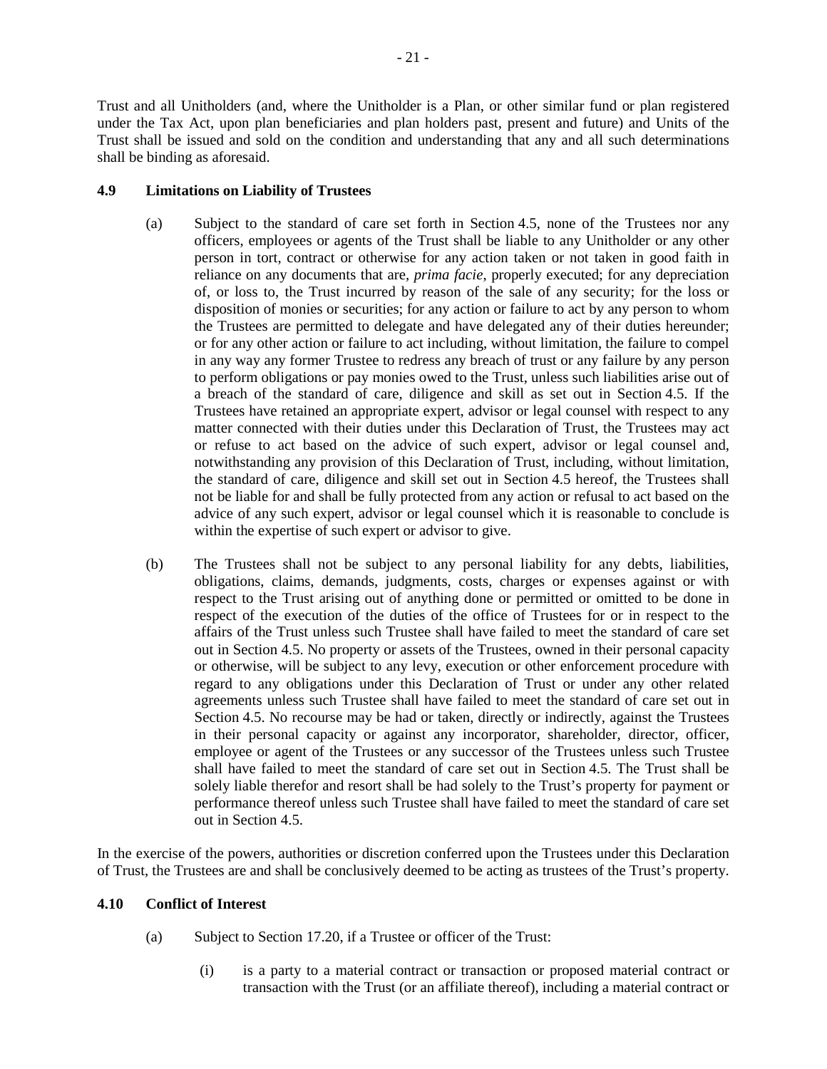Trust and all Unitholders (and, where the Unitholder is a Plan, or other similar fund or plan registered under the Tax Act, upon plan beneficiaries and plan holders past, present and future) and Units of the Trust shall be issued and sold on the condition and understanding that any and all such determinations shall be binding as aforesaid.

### 4.9 Limitations on Liability of Trustees

(a) Subject to the standard of care set forth in Section 4.5, none of the Trustees nor any officers, employees or agents of the Trust shall be liable to any Unitholder or any other person in tort, contract or otherwise for any action taken or not taken in good faith in reliance on any documents that are, *prima facie*, properly executed; for any depreciation of, or loss to, the Trust incurred by reason of the sale of any security; for the loss or disposition of monies or securities; for any action or failure to act by any person to whom the Trustees are permitted to delegate and have delegated any of their duties hereunder; or for any other action or failure to act including, without limitation, the failure to compel in any way any former Trustee to redress any breach of trust or any failure by any person to perform obligations or pay monies owed to the Trust, unless such liabilities arise out of a breach of the standard of care, diligence and skill as set out in Section 4.5. If the Trustees have retained an appropriate expert, advisor or legal counsel with respect to any matter connected with their duties under this Declaration of Trust, the Trustees may act or refuse to act based on the advice of such expert, advisor or legal counsel and, notwithstanding any provision of this Declaration of Trust, including, without limitation, the standard of care, diligence and skill set out in Section 4.5 hereof, the Trustees shall not be liable for and shall be fully protected from any action or refusal to act based on the advice of any such expert, advisor or legal counsel which it is reasonable to conclude is within the expertise of such expert or advisor to give.

(b) The Trustees shall not be subject to any personal liability for any debts, liabilities, obligations, claims, demands, judgments, costs, charges or expenses against or with respect to the Trust arising out of anything done or permitted or omitted to be done in respect of the execution of the duties of the office of Trustees for or in respect to the affairs of the Trust unless such Trustee shall have failed to meet the standard of care set out in Section 4.5. No property or assets of the Trustees, owned in their personal capacity or otherwise, will be subject to any levy, execution or other enforcement procedure with regard to any obligations under this Declaration of Trust or under any other related agreements unless such Trustee shall have failed to meet the standard of care set out in Section 4.5. No recourse may be had or taken, directly or indirectly, against the Trustees in their personal capacity or against any incorporator, shareholder, director, officer, employee or agent of the Trustees or any successor of the Trustees unless such Trustee shall have failed to meet the standard of care set out in Section 4.5. The Trust shall be solely liable therefor and resort shall be had solely to the Trust's property for payment or performance thereof unless such Trustee shall have failed to meet the standard of care set out in Section 4.5.

In the exercise of the powers, authorities or discretion conferred upon the Trustees under this Declaration of Trust, the Trustees are and shall be conclusively deemed to be acting as trustees of the Trust's property.

### 4.10 Conflict of Interest

(a) Subject to Section 17.20, if a Trustee or officer of the Trust:

(i) is a party to a material contract or transaction or proposed material contract or transaction with the Trust (or an affiliate thereof), including a material contract or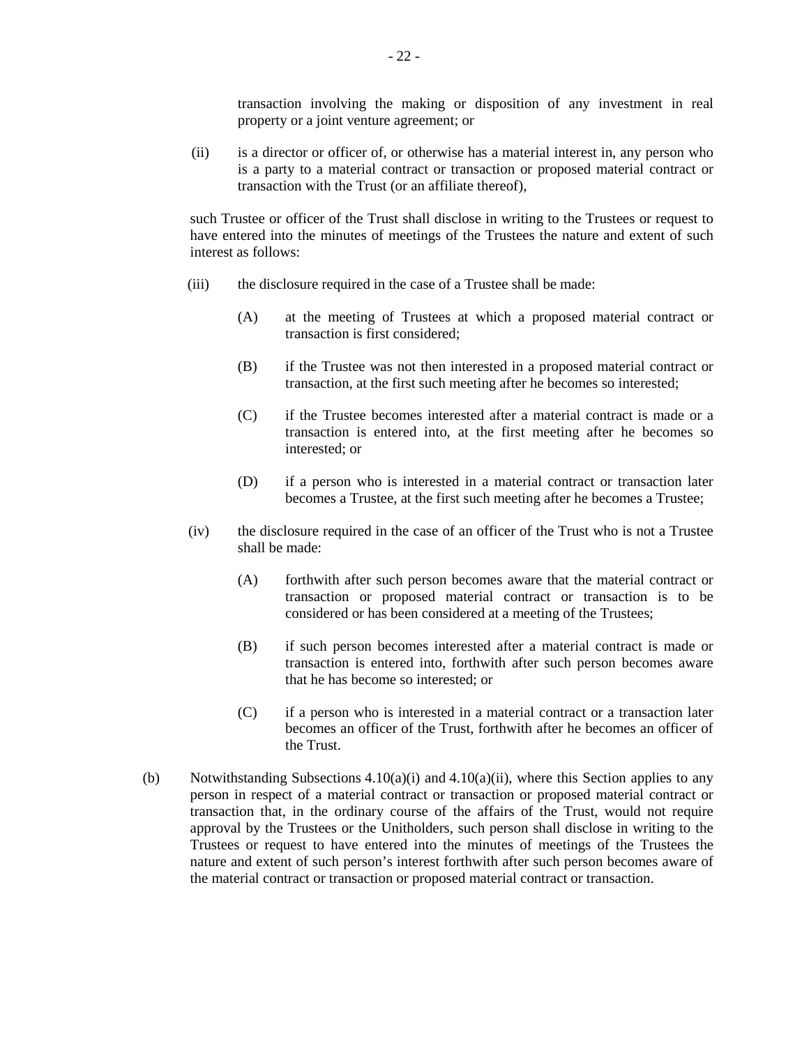transaction involving the making or disposition of any investment in real property or a joint venture agreement; or

(ii) is a director or officer of, or otherwise has a material interest in, any person who is a party to a material contract or transaction or proposed material contract or transaction with the Trust (or an affiliate thereof),

such Trustee or officer of the Trust shall disclose in writing to the Trustees or request to have entered into the minutes of meetings of the Trustees the nature and extent of such interest as follows:

(iii) the disclosure required in the case of a Trustee shall be made:

(A) at the meeting of Trustees at which a proposed material contract or transaction is first considered;

(B) if the Trustee was not then interested in a proposed material contract or transaction, at the first such meeting after he becomes so interested;

(C) if the Trustee becomes interested after a material contract is made or a transaction is entered into, at the first meeting after he becomes so interested; or

(D) if a person who is interested in a material contract or transaction later becomes a Trustee, at the first such meeting after he becomes a Trustee;

(iv) the disclosure required in the case of an officer of the Trust who is not a Trustee shall be made:

(A) forthwith after such person becomes aware that the material contract or transaction or proposed material contract or transaction is to be considered or has been considered at a meeting of the Trustees;

(B) if such person becomes interested after a material contract is made or transaction is entered into, forthwith after such person becomes aware that he has become so interested; or

(C) if a person who is interested in a material contract or a transaction later becomes an officer of the Trust, forthwith after he becomes an officer of the Trust.

(b) Notwithstanding Subsections 4.10(a)(i) and 4.10(a)(ii), where this Section applies to any person in respect of a material contract or transaction or proposed material contract or transaction that, in the ordinary course of the affairs of the Trust, would not require approval by the Trustees or the Unitholders, such person shall disclose in writing to the Trustees or request to have entered into the minutes of meetings of the Trustees the nature and extent of such person's interest forthwith after such person becomes aware of the material contract or transaction or proposed material contract or transaction.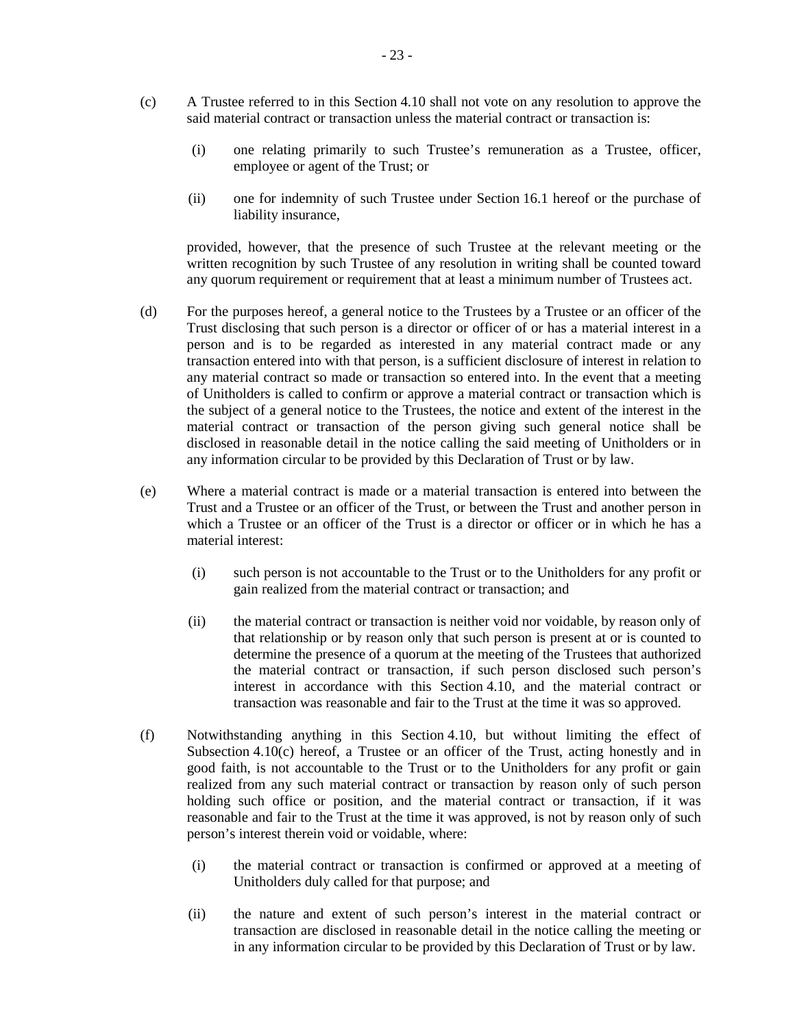(c) A Trustee referred to in this Section 4.10 shall not vote on any resolution to approve the said material contract or transaction unless the material contract or transaction is:

(i) one relating primarily to such Trustee's remuneration as a Trustee, officer, employee or agent of the Trust; or

(ii) one for indemnity of such Trustee under Section 16.1 hereof or the purchase of liability insurance,

provided, however, that the presence of such Trustee at the relevant meeting or the written recognition by such Trustee of any resolution in writing shall be counted toward any quorum requirement or requirement that at least a minimum number of Trustees act.

(d) For the purposes hereof, a general notice to the Trustees by a Trustee or an officer of the Trust disclosing that such person is a director or officer of or has a material interest in a person and is to be regarded as interested in any material contract made or any transaction entered into with that person, is a sufficient disclosure of interest in relation to any material contract so made or transaction so entered into. In the event that a meeting of Unitholders is called to confirm or approve a material contract or transaction which is the subject of a general notice to the Trustees, the notice and extent of the interest in the material contract or transaction of the person giving such general notice shall be disclosed in reasonable detail in the notice calling the said meeting of Unitholders or in any information circular to be provided by this Declaration of Trust or by law.

(e) Where a material contract is made or a material transaction is entered into between the Trust and a Trustee or an officer of the Trust, or between the Trust and another person in which a Trustee or an officer of the Trust is a director or officer or in which he has a material interest:

(i) such person is not accountable to the Trust or to the Unitholders for any profit or gain realized from the material contract or transaction; and

(ii) the material contract or transaction is neither void nor voidable, by reason only of that relationship or by reason only that such person is present at or is counted to determine the presence of a quorum at the meeting of the Trustees that authorized the material contract or transaction, if such person disclosed such person's interest in accordance with this Section 4.10, and the material contract or transaction was reasonable and fair to the Trust at the time it was so approved.

(f) Notwithstanding anything in this Section 4.10, but without limiting the effect of Subsection 4.10(c) hereof, a Trustee or an officer of the Trust, acting honestly and in good faith, is not accountable to the Trust or to the Unitholders for any profit or gain realized from any such material contract or transaction by reason only of such person holding such office or position, and the material contract or transaction, if it was reasonable and fair to the Trust at the time it was approved, is not by reason only of such person's interest therein void or voidable, where:

(i) the material contract or transaction is confirmed or approved at a meeting of Unitholders duly called for that purpose; and

(ii) the nature and extent of such person's interest in the material contract or transaction are disclosed in reasonable detail in the notice calling the meeting or in any information circular to be provided by this Declaration of Trust or by law.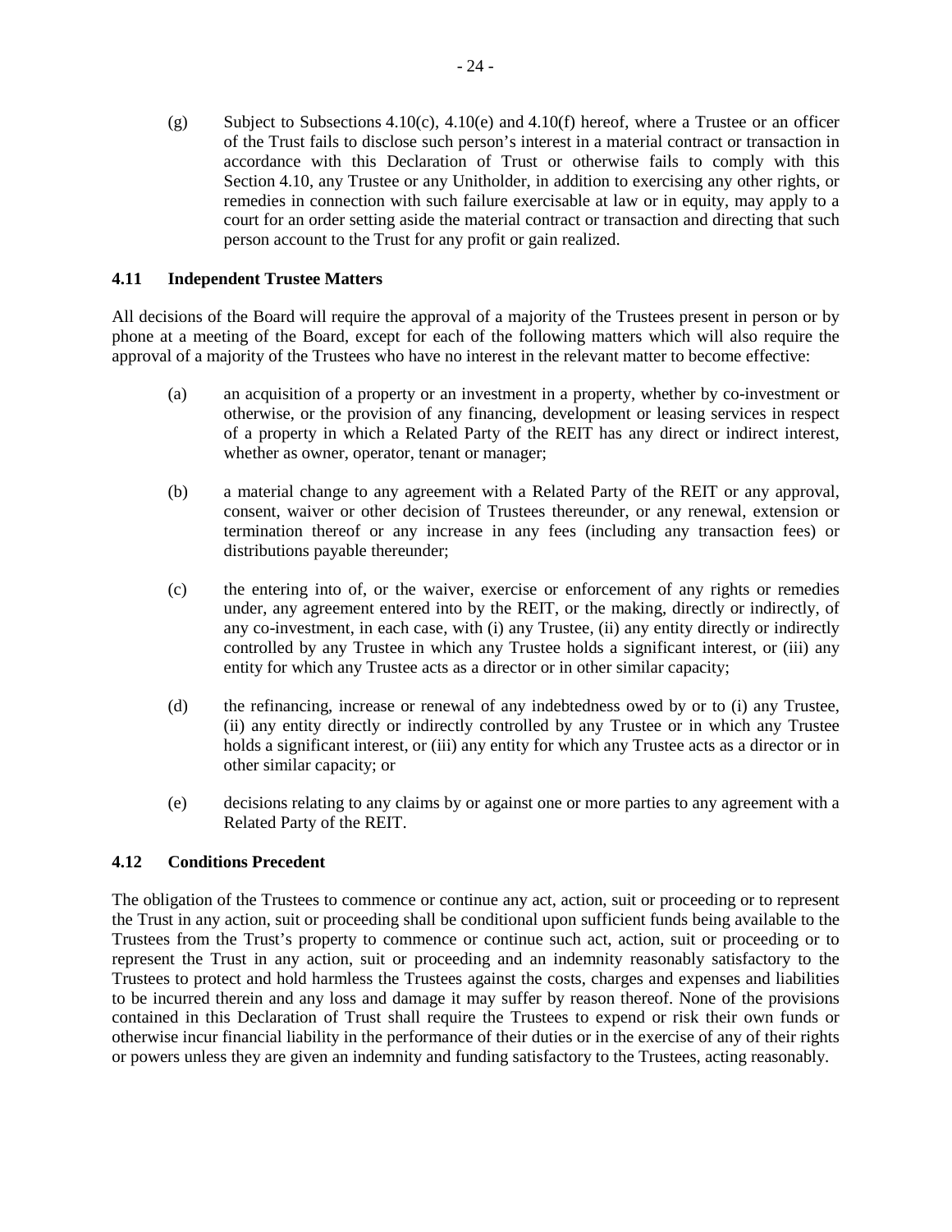(g) Subject to Subsections 4.10(c), 4.10(e) and 4.10(f) hereof, where a Trustee or an officer of the Trust fails to disclose such person's interest in a material contract or transaction in accordance with this Declaration of Trust or otherwise fails to comply with this Section 4.10, any Trustee or any Unitholder, in addition to exercising any other rights, or remedies in connection with such failure exercisable at law or in equity, may apply to a court for an order setting aside the material contract or transaction and directing that such person account to the Trust for any profit or gain realized.

### 4.11 Independent Trustee Matters

All decisions of the Board will require the approval of a majority of the Trustees present in person or by phone at a meeting of the Board, except for each of the following matters which will also require the approval of a majority of the Trustees who have no interest in the relevant matter to become effective:

(a) an acquisition of a property or an investment in a property, whether by co-investment or otherwise, or the provision of any financing, development or leasing services in respect of a property in which a Related Party of the REIT has any direct or indirect interest, whether as owner, operator, tenant or manager;

(b) a material change to any agreement with a Related Party of the REIT or any approval, consent, waiver or other decision of Trustees thereunder, or any renewal, extension or termination thereof or any increase in any fees (including any transaction fees) or distributions payable thereunder;

(c) the entering into of, or the waiver, exercise or enforcement of any rights or remedies under, any agreement entered into by the REIT, or the making, directly or indirectly, of any co-investment, in each case, with (i) any Trustee, (ii) any entity directly or indirectly controlled by any Trustee in which any Trustee holds a significant interest, or (iii) any entity for which any Trustee acts as a director or in other similar capacity;

(d) the refinancing, increase or renewal of any indebtedness owed by or to (i) any Trustee, (ii) any entity directly or indirectly controlled by any Trustee or in which any Trustee holds a significant interest, or (iii) any entity for which any Trustee acts as a director or in other similar capacity; or

(e) decisions relating to any claims by or against one or more parties to any agreement with a Related Party of the REIT.

### 4.12 Conditions Precedent

The obligation of the Trustees to commence or continue any act, action, suit or proceeding or to represent the Trust in any action, suit or proceeding shall be conditional upon sufficient funds being available to the Trustees from the Trust's property to commence or continue such act, action, suit or proceeding or to represent the Trust in any action, suit or proceeding and an indemnity reasonably satisfactory to the Trustees to protect and hold harmless the Trustees against the costs, charges and expenses and liabilities to be incurred therein and any loss and damage it may suffer by reason thereof. None of the provisions contained in this Declaration of Trust shall require the Trustees to expend or risk their own funds or otherwise incur financial liability in the performance of their duties or in the exercise of any of their rights or powers unless they are given an indemnity and funding satisfactory to the Trustees, acting reasonably.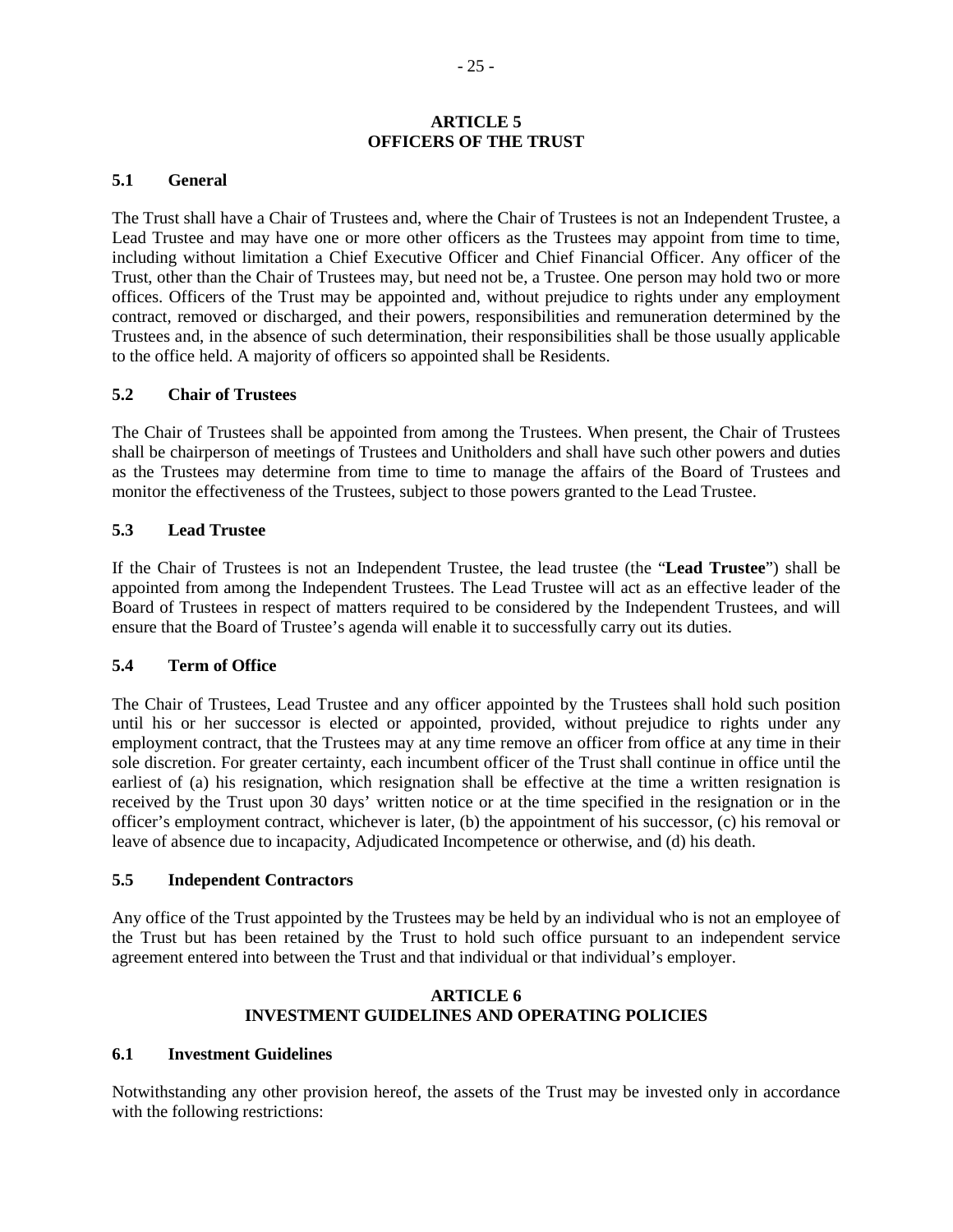## ARTICLE 5
## OFFICERS OF THE TRUST

### 5.1 General

The Trust shall have a Chair of Trustees and, where the Chair of Trustees is not an Independent Trustee, a Lead Trustee and may have one or more other officers as the Trustees may appoint from time to time, including without limitation a Chief Executive Officer and Chief Financial Officer. Any officer of the Trust, other than the Chair of Trustees may, but need not be, a Trustee. One person may hold two or more offices. Officers of the Trust may be appointed and, without prejudice to rights under any employment contract, removed or discharged, and their powers, responsibilities and remuneration determined by the Trustees and, in the absence of such determination, their responsibilities shall be those usually applicable to the office held. A majority of officers so appointed shall be Residents.

### 5.2 Chair of Trustees

The Chair of Trustees shall be appointed from among the Trustees. When present, the Chair of Trustees shall be chairperson of meetings of Trustees and Unitholders and shall have such other powers and duties as the Trustees may determine from time to time to manage the affairs of the Board of Trustees and monitor the effectiveness of the Trustees, subject to those powers granted to the Lead Trustee.

### 5.3 Lead Trustee

If the Chair of Trustees is not an Independent Trustee, the lead trustee (the "**Lead Trustee**") shall be appointed from among the Independent Trustees. The Lead Trustee will act as an effective leader of the Board of Trustees in respect of matters required to be considered by the Independent Trustees, and will ensure that the Board of Trustee's agenda will enable it to successfully carry out its duties.

### 5.4 Term of Office

The Chair of Trustees, Lead Trustee and any officer appointed by the Trustees shall hold such position until his or her successor is elected or appointed, provided, without prejudice to rights under any employment contract, that the Trustees may at any time remove an officer from office at any time in their sole discretion. For greater certainty, each incumbent officer of the Trust shall continue in office until the earliest of (a) his resignation, which resignation shall be effective at the time a written resignation is received by the Trust upon 30 days' written notice or at the time specified in the resignation or in the officer's employment contract, whichever is later, (b) the appointment of his successor, (c) his removal or leave of absence due to incapacity, Adjudicated Incompetence or otherwise, and (d) his death.

### 5.5 Independent Contractors

Any office of the Trust appointed by the Trustees may be held by an individual who is not an employee of the Trust but has been retained by the Trust to hold such office pursuant to an independent service agreement entered into between the Trust and that individual or that individual's employer.

## ARTICLE 6
## INVESTMENT GUIDELINES AND OPERATING POLICIES

### 6.1 Investment Guidelines

Notwithstanding any other provision hereof, the assets of the Trust may be invested only in accordance with the following restrictions: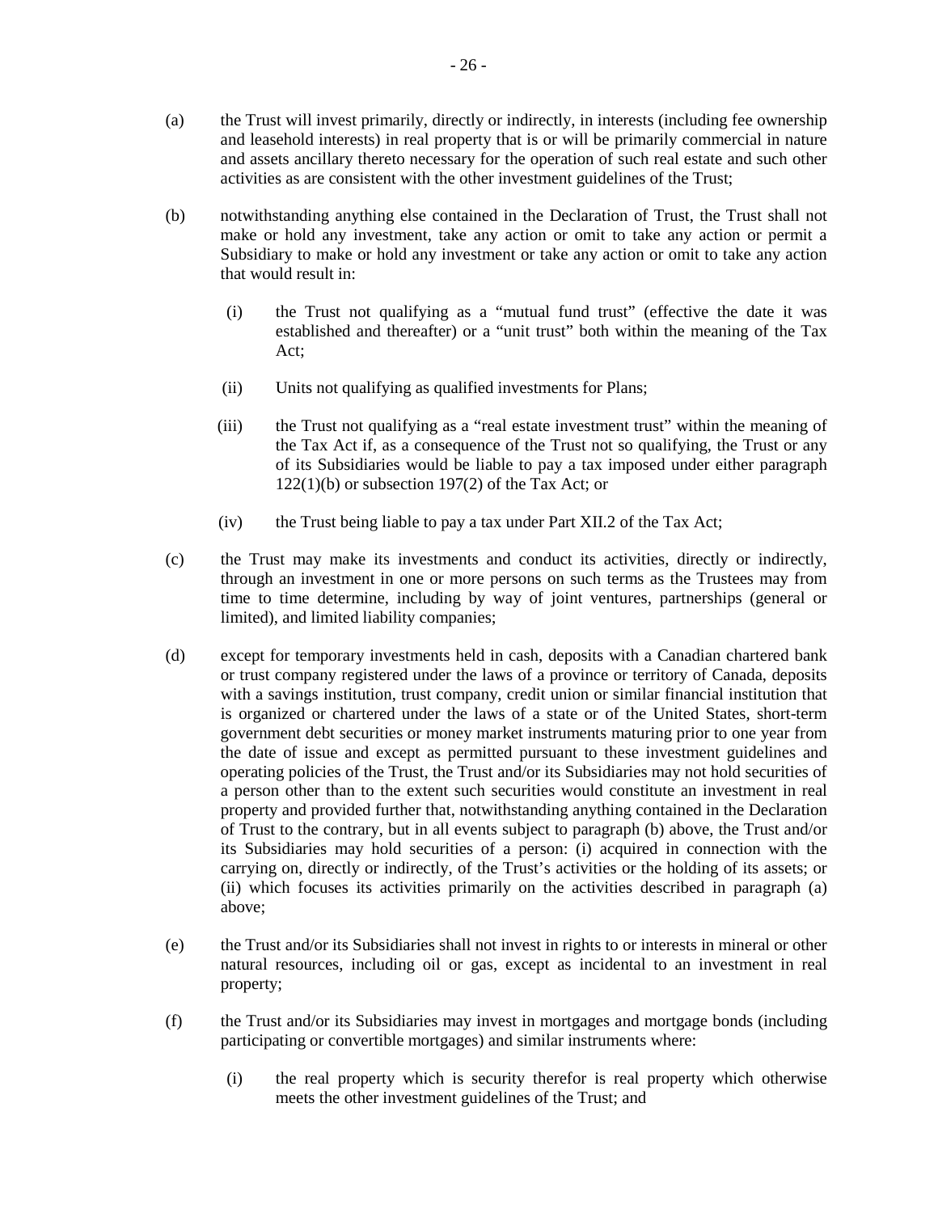(a) the Trust will invest primarily, directly or indirectly, in interests (including fee ownership and leasehold interests) in real property that is or will be primarily commercial in nature and assets ancillary thereto necessary for the operation of such real estate and such other activities as are consistent with the other investment guidelines of the Trust;

(b) notwithstanding anything else contained in the Declaration of Trust, the Trust shall not make or hold any investment, take any action or omit to take any action or permit a Subsidiary to make or hold any investment or take any action or omit to take any action that would result in:

  (i) the Trust not qualifying as a "mutual fund trust" (effective the date it was established and thereafter) or a "unit trust" both within the meaning of the Tax Act;

  (ii) Units not qualifying as qualified investments for Plans;

  (iii) the Trust not qualifying as a "real estate investment trust" within the meaning of the Tax Act if, as a consequence of the Trust not so qualifying, the Trust or any of its Subsidiaries would be liable to pay a tax imposed under either paragraph 122(1)(b) or subsection 197(2) of the Tax Act; or

  (iv) the Trust being liable to pay a tax under Part XII.2 of the Tax Act;

(c) the Trust may make its investments and conduct its activities, directly or indirectly, through an investment in one or more persons on such terms as the Trustees may from time to time determine, including by way of joint ventures, partnerships (general or limited), and limited liability companies;

(d) except for temporary investments held in cash, deposits with a Canadian chartered bank or trust company registered under the laws of a province or territory of Canada, deposits with a savings institution, trust company, credit union or similar financial institution that is organized or chartered under the laws of a state or of the United States, short-term government debt securities or money market instruments maturing prior to one year from the date of issue and except as permitted pursuant to these investment guidelines and operating policies of the Trust, the Trust and/or its Subsidiaries may not hold securities of a person other than to the extent such securities would constitute an investment in real property and provided further that, notwithstanding anything contained in the Declaration of Trust to the contrary, but in all events subject to paragraph (b) above, the Trust and/or its Subsidiaries may hold securities of a person: (i) acquired in connection with the carrying on, directly or indirectly, of the Trust's activities or the holding of its assets; or (ii) which focuses its activities primarily on the activities described in paragraph (a) above;

(e) the Trust and/or its Subsidiaries shall not invest in rights to or interests in mineral or other natural resources, including oil or gas, except as incidental to an investment in real property;

(f) the Trust and/or its Subsidiaries may invest in mortgages and mortgage bonds (including participating or convertible mortgages) and similar instruments where:

  (i) the real property which is security therefor is real property which otherwise meets the other investment guidelines of the Trust; and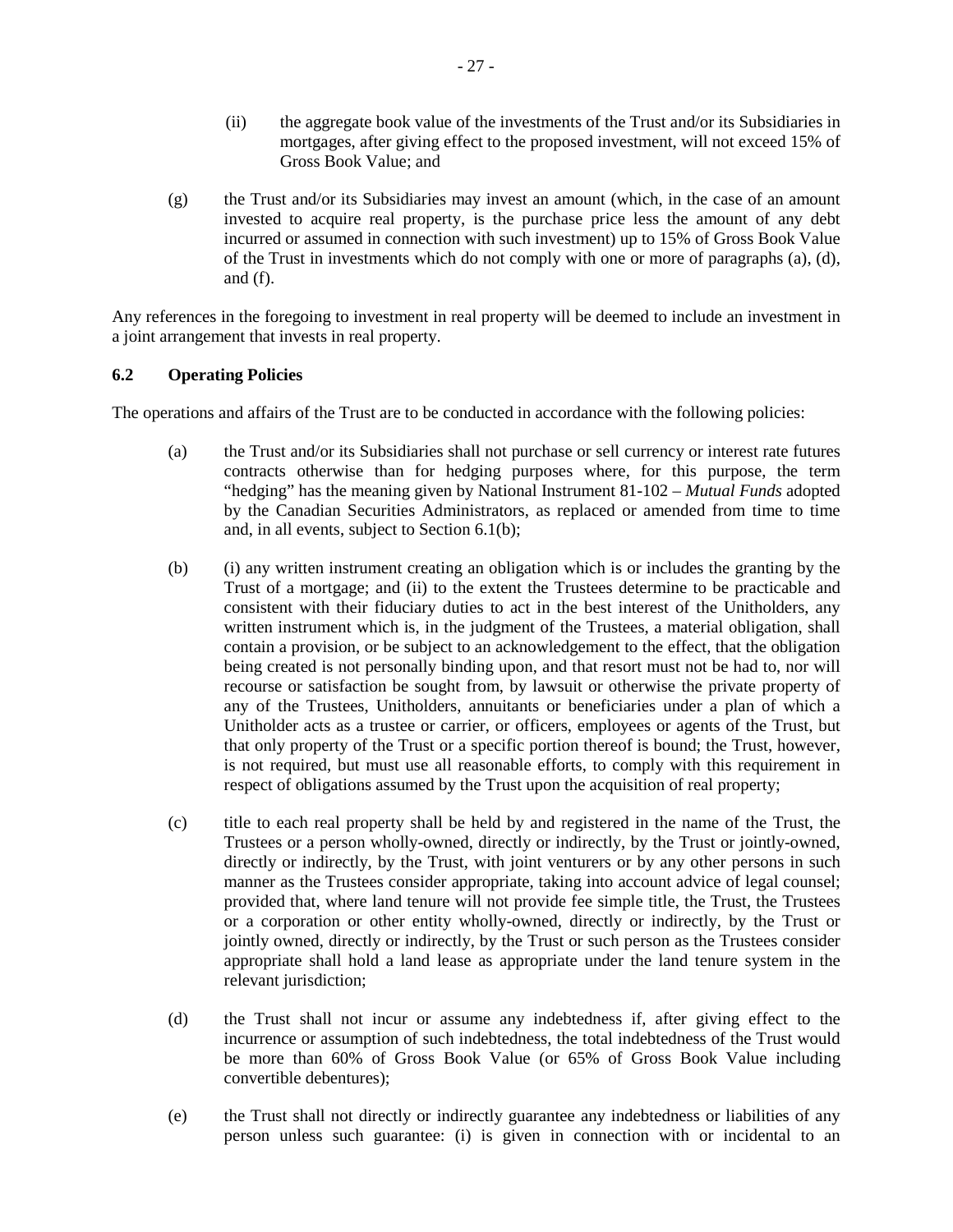(ii) the aggregate book value of the investments of the Trust and/or its Subsidiaries in mortgages, after giving effect to the proposed investment, will not exceed 15% of Gross Book Value; and

(g) the Trust and/or its Subsidiaries may invest an amount (which, in the case of an amount invested to acquire real property, is the purchase price less the amount of any debt incurred or assumed in connection with such investment) up to 15% of Gross Book Value of the Trust in investments which do not comply with one or more of paragraphs (a), (d), and (f).

Any references in the foregoing to investment in real property will be deemed to include an investment in a joint arrangement that invests in real property.

### 6.2 Operating Policies

The operations and affairs of the Trust are to be conducted in accordance with the following policies:

(a) the Trust and/or its Subsidiaries shall not purchase or sell currency or interest rate futures contracts otherwise than for hedging purposes where, for this purpose, the term "hedging" has the meaning given by National Instrument 81-102 – *Mutual Funds* adopted by the Canadian Securities Administrators, as replaced or amended from time to time and, in all events, subject to Section 6.1(b);

(b) (i) any written instrument creating an obligation which is or includes the granting by the Trust of a mortgage; and (ii) to the extent the Trustees determine to be practicable and consistent with their fiduciary duties to act in the best interest of the Unitholders, any written instrument which is, in the judgment of the Trustees, a material obligation, shall contain a provision, or be subject to an acknowledgement to the effect, that the obligation being created is not personally binding upon, and that resort must not be had to, nor will recourse or satisfaction be sought from, by lawsuit or otherwise the private property of any of the Trustees, Unitholders, annuitants or beneficiaries under a plan of which a Unitholder acts as a trustee or carrier, or officers, employees or agents of the Trust, but that only property of the Trust or a specific portion thereof is bound; the Trust, however, is not required, but must use all reasonable efforts, to comply with this requirement in respect of obligations assumed by the Trust upon the acquisition of real property;

(c) title to each real property shall be held by and registered in the name of the Trust, the Trustees or a person wholly-owned, directly or indirectly, by the Trust or jointly-owned, directly or indirectly, by the Trust, with joint venturers or by any other persons in such manner as the Trustees consider appropriate, taking into account advice of legal counsel; provided that, where land tenure will not provide fee simple title, the Trust, the Trustees or a corporation or other entity wholly-owned, directly or indirectly, by the Trust or jointly owned, directly or indirectly, by the Trust or such person as the Trustees consider appropriate shall hold a land lease as appropriate under the land tenure system in the relevant jurisdiction;

(d) the Trust shall not incur or assume any indebtedness if, after giving effect to the incurrence or assumption of such indebtedness, the total indebtedness of the Trust would be more than 60% of Gross Book Value (or 65% of Gross Book Value including convertible debentures);

(e) the Trust shall not directly or indirectly guarantee any indebtedness or liabilities of any person unless such guarantee: (i) is given in connection with or incidental to an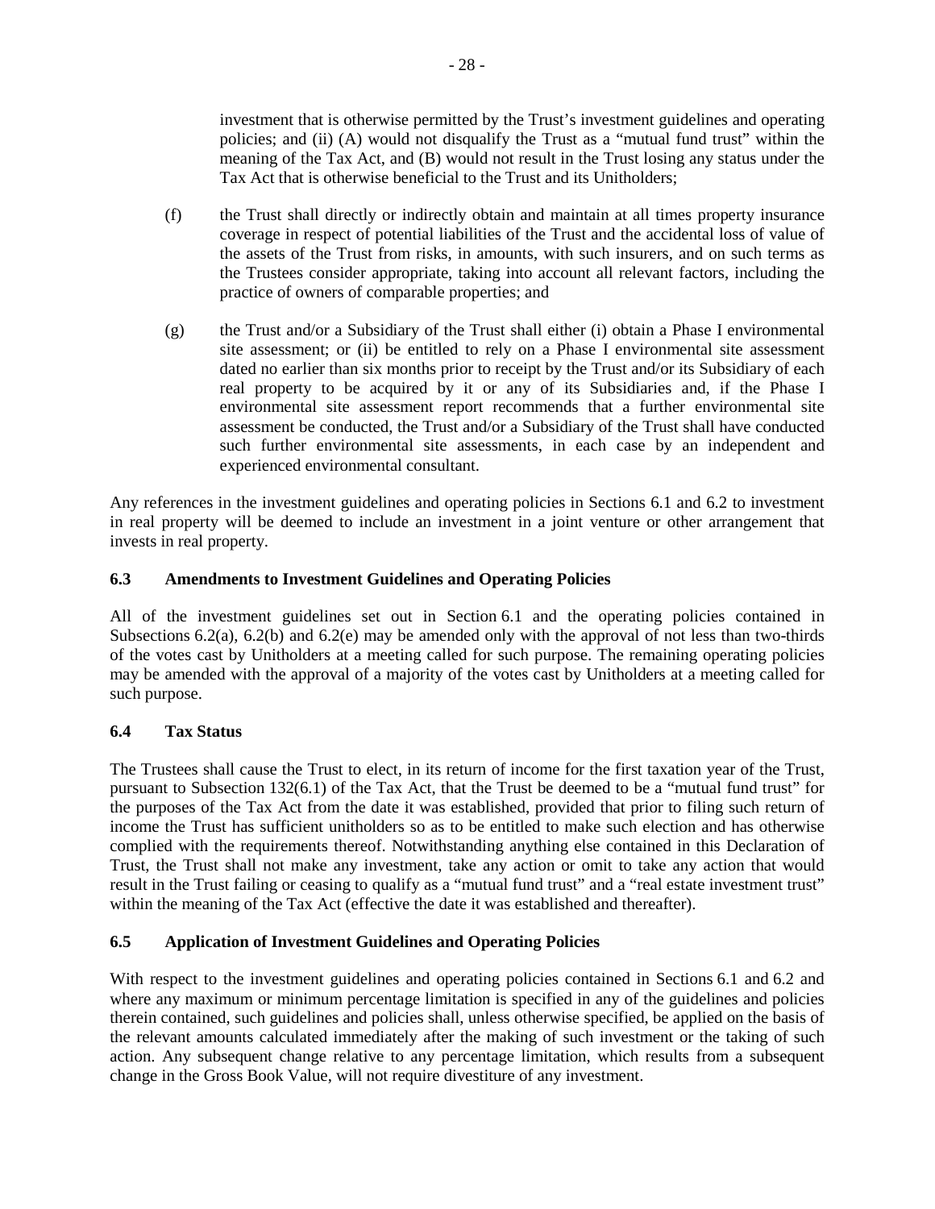investment that is otherwise permitted by the Trust's investment guidelines and operating policies; and (ii) (A) would not disqualify the Trust as a "mutual fund trust" within the meaning of the Tax Act, and (B) would not result in the Trust losing any status under the Tax Act that is otherwise beneficial to the Trust and its Unitholders;

(f) the Trust shall directly or indirectly obtain and maintain at all times property insurance coverage in respect of potential liabilities of the Trust and the accidental loss of value of the assets of the Trust from risks, in amounts, with such insurers, and on such terms as the Trustees consider appropriate, taking into account all relevant factors, including the practice of owners of comparable properties; and

(g) the Trust and/or a Subsidiary of the Trust shall either (i) obtain a Phase I environmental site assessment; or (ii) be entitled to rely on a Phase I environmental site assessment dated no earlier than six months prior to receipt by the Trust and/or its Subsidiary of each real property to be acquired by it or any of its Subsidiaries and, if the Phase I environmental site assessment report recommends that a further environmental site assessment be conducted, the Trust and/or a Subsidiary of the Trust shall have conducted such further environmental site assessments, in each case by an independent and experienced environmental consultant.

Any references in the investment guidelines and operating policies in Sections 6.1 and 6.2 to investment in real property will be deemed to include an investment in a joint venture or other arrangement that invests in real property.

### 6.3 Amendments to Investment Guidelines and Operating Policies

All of the investment guidelines set out in Section 6.1 and the operating policies contained in Subsections 6.2(a), 6.2(b) and 6.2(e) may be amended only with the approval of not less than two-thirds of the votes cast by Unitholders at a meeting called for such purpose. The remaining operating policies may be amended with the approval of a majority of the votes cast by Unitholders at a meeting called for such purpose.

### 6.4 Tax Status

The Trustees shall cause the Trust to elect, in its return of income for the first taxation year of the Trust, pursuant to Subsection 132(6.1) of the Tax Act, that the Trust be deemed to be a "mutual fund trust" for the purposes of the Tax Act from the date it was established, provided that prior to filing such return of income the Trust has sufficient unitholders so as to be entitled to make such election and has otherwise complied with the requirements thereof. Notwithstanding anything else contained in this Declaration of Trust, the Trust shall not make any investment, take any action or omit to take any action that would result in the Trust failing or ceasing to qualify as a "mutual fund trust" and a "real estate investment trust" within the meaning of the Tax Act (effective the date it was established and thereafter).

### 6.5 Application of Investment Guidelines and Operating Policies

With respect to the investment guidelines and operating policies contained in Sections 6.1 and 6.2 and where any maximum or minimum percentage limitation is specified in any of the guidelines and policies therein contained, such guidelines and policies shall, unless otherwise specified, be applied on the basis of the relevant amounts calculated immediately after the making of such investment or the taking of such action. Any subsequent change relative to any percentage limitation, which results from a subsequent change in the Gross Book Value, will not require divestiture of any investment.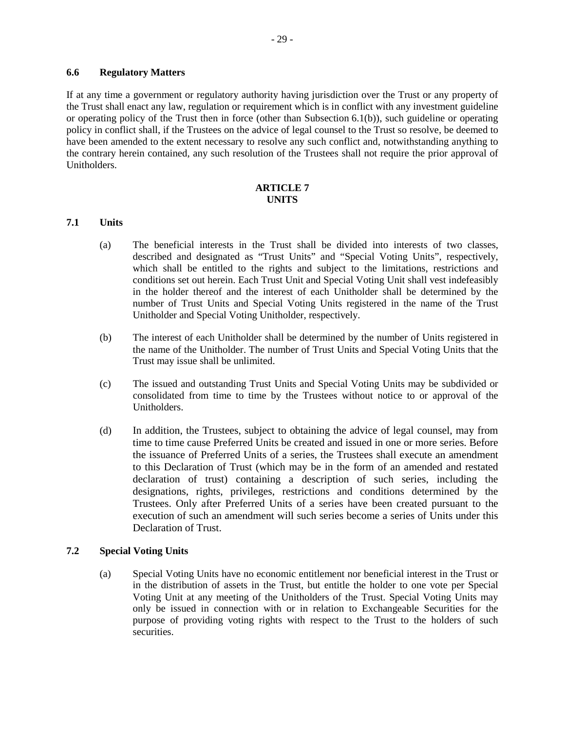### 6.6 Regulatory Matters

If at any time a government or regulatory authority having jurisdiction over the Trust or any property of the Trust shall enact any law, regulation or requirement which is in conflict with any investment guideline or operating policy of the Trust then in force (other than Subsection 6.1(b)), such guideline or operating policy in conflict shall, if the Trustees on the advice of legal counsel to the Trust so resolve, be deemed to have been amended to the extent necessary to resolve any such conflict and, notwithstanding anything to the contrary herein contained, any such resolution of the Trustees shall not require the prior approval of Unitholders.

## ARTICLE 7
## UNITS

### 7.1 Units

(a) The beneficial interests in the Trust shall be divided into interests of two classes, described and designated as "Trust Units" and "Special Voting Units", respectively, which shall be entitled to the rights and subject to the limitations, restrictions and conditions set out herein. Each Trust Unit and Special Voting Unit shall vest indefeasibly in the holder thereof and the interest of each Unitholder shall be determined by the number of Trust Units and Special Voting Units registered in the name of the Trust Unitholder and Special Voting Unitholder, respectively.

(b) The interest of each Unitholder shall be determined by the number of Units registered in the name of the Unitholder. The number of Trust Units and Special Voting Units that the Trust may issue shall be unlimited.

(c) The issued and outstanding Trust Units and Special Voting Units may be subdivided or consolidated from time to time by the Trustees without notice to or approval of the Unitholders.

(d) In addition, the Trustees, subject to obtaining the advice of legal counsel, may from time to time cause Preferred Units be created and issued in one or more series. Before the issuance of Preferred Units of a series, the Trustees shall execute an amendment to this Declaration of Trust (which may be in the form of an amended and restated declaration of trust) containing a description of such series, including the designations, rights, privileges, restrictions and conditions determined by the Trustees. Only after Preferred Units of a series have been created pursuant to the execution of such an amendment will such series become a series of Units under this Declaration of Trust.

### 7.2 Special Voting Units

(a) Special Voting Units have no economic entitlement nor beneficial interest in the Trust or in the distribution of assets in the Trust, but entitle the holder to one vote per Special Voting Unit at any meeting of the Unitholders of the Trust. Special Voting Units may only be issued in connection with or in relation to Exchangeable Securities for the purpose of providing voting rights with respect to the Trust to the holders of such securities.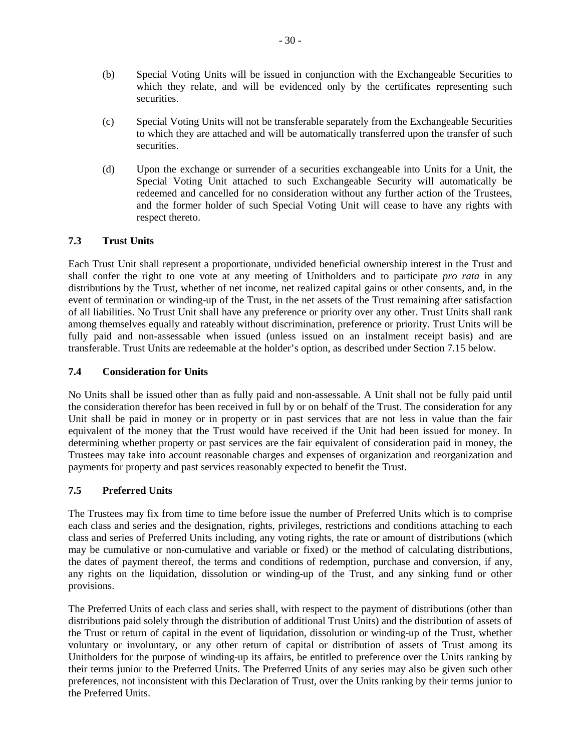(b) Special Voting Units will be issued in conjunction with the Exchangeable Securities to which they relate, and will be evidenced only by the certificates representing such securities.

(c) Special Voting Units will not be transferable separately from the Exchangeable Securities to which they are attached and will be automatically transferred upon the transfer of such securities.

(d) Upon the exchange or surrender of a securities exchangeable into Units for a Unit, the Special Voting Unit attached to such Exchangeable Security will automatically be redeemed and cancelled for no consideration without any further action of the Trustees, and the former holder of such Special Voting Unit will cease to have any rights with respect thereto.

### 7.3 Trust Units

Each Trust Unit shall represent a proportionate, undivided beneficial ownership interest in the Trust and shall confer the right to one vote at any meeting of Unitholders and to participate *pro rata* in any distributions by the Trust, whether of net income, net realized capital gains or other consents, and, in the event of termination or winding-up of the Trust, in the net assets of the Trust remaining after satisfaction of all liabilities. No Trust Unit shall have any preference or priority over any other. Trust Units shall rank among themselves equally and rateably without discrimination, preference or priority. Trust Units will be fully paid and non-assessable when issued (unless issued on an instalment receipt basis) and are transferable. Trust Units are redeemable at the holder's option, as described under Section 7.15 below.

### 7.4 Consideration for Units

No Units shall be issued other than as fully paid and non-assessable. A Unit shall not be fully paid until the consideration therefor has been received in full by or on behalf of the Trust. The consideration for any Unit shall be paid in money or in property or in past services that are not less in value than the fair equivalent of the money that the Trust would have received if the Unit had been issued for money. In determining whether property or past services are the fair equivalent of consideration paid in money, the Trustees may take into account reasonable charges and expenses of organization and reorganization and payments for property and past services reasonably expected to benefit the Trust.

### 7.5 Preferred Units

The Trustees may fix from time to time before issue the number of Preferred Units which is to comprise each class and series and the designation, rights, privileges, restrictions and conditions attaching to each class and series of Preferred Units including, any voting rights, the rate or amount of distributions (which may be cumulative or non-cumulative and variable or fixed) or the method of calculating distributions, the dates of payment thereof, the terms and conditions of redemption, purchase and conversion, if any, any rights on the liquidation, dissolution or winding-up of the Trust, and any sinking fund or other provisions.

The Preferred Units of each class and series shall, with respect to the payment of distributions (other than distributions paid solely through the distribution of additional Trust Units) and the distribution of assets of the Trust or return of capital in the event of liquidation, dissolution or winding-up of the Trust, whether voluntary or involuntary, or any other return of capital or distribution of assets of Trust among its Unitholders for the purpose of winding-up its affairs, be entitled to preference over the Units ranking by their terms junior to the Preferred Units. The Preferred Units of any series may also be given such other preferences, not inconsistent with this Declaration of Trust, over the Units ranking by their terms junior to the Preferred Units.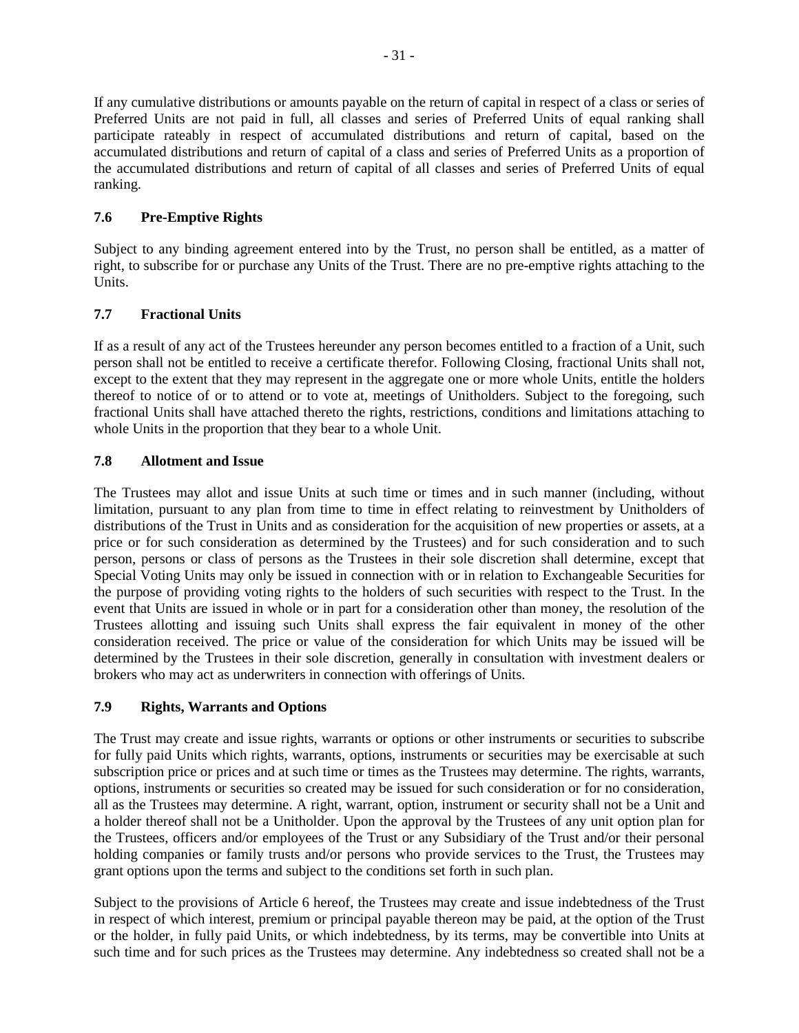If any cumulative distributions or amounts payable on the return of capital in respect of a class or series of Preferred Units are not paid in full, all classes and series of Preferred Units of equal ranking shall participate rateably in respect of accumulated distributions and return of capital, based on the accumulated distributions and return of capital of a class and series of Preferred Units as a proportion of the accumulated distributions and return of capital of all classes and series of Preferred Units of equal ranking.

### 7.6 Pre-Emptive Rights

Subject to any binding agreement entered into by the Trust, no person shall be entitled, as a matter of right, to subscribe for or purchase any Units of the Trust. There are no pre-emptive rights attaching to the Units.

### 7.7 Fractional Units

If as a result of any act of the Trustees hereunder any person becomes entitled to a fraction of a Unit, such person shall not be entitled to receive a certificate therefor. Following Closing, fractional Units shall not, except to the extent that they may represent in the aggregate one or more whole Units, entitle the holders thereof to notice of or to attend or to vote at, meetings of Unitholders. Subject to the foregoing, such fractional Units shall have attached thereto the rights, restrictions, conditions and limitations attaching to whole Units in the proportion that they bear to a whole Unit.

### 7.8 Allotment and Issue

The Trustees may allot and issue Units at such time or times and in such manner (including, without limitation, pursuant to any plan from time to time in effect relating to reinvestment by Unitholders of distributions of the Trust in Units and as consideration for the acquisition of new properties or assets, at a price or for such consideration as determined by the Trustees) and for such consideration and to such person, persons or class of persons as the Trustees in their sole discretion shall determine, except that Special Voting Units may only be issued in connection with or in relation to Exchangeable Securities for the purpose of providing voting rights to the holders of such securities with respect to the Trust. In the event that Units are issued in whole or in part for a consideration other than money, the resolution of the Trustees allotting and issuing such Units shall express the fair equivalent in money of the other consideration received. The price or value of the consideration for which Units may be issued will be determined by the Trustees in their sole discretion, generally in consultation with investment dealers or brokers who may act as underwriters in connection with offerings of Units.

### 7.9 Rights, Warrants and Options

The Trust may create and issue rights, warrants or options or other instruments or securities to subscribe for fully paid Units which rights, warrants, options, instruments or securities may be exercisable at such subscription price or prices and at such time or times as the Trustees may determine. The rights, warrants, options, instruments or securities so created may be issued for such consideration or for no consideration, all as the Trustees may determine. A right, warrant, option, instrument or security shall not be a Unit and a holder thereof shall not be a Unitholder. Upon the approval by the Trustees of any unit option plan for the Trustees, officers and/or employees of the Trust or any Subsidiary of the Trust and/or their personal holding companies or family trusts and/or persons who provide services to the Trust, the Trustees may grant options upon the terms and subject to the conditions set forth in such plan.

Subject to the provisions of Article 6 hereof, the Trustees may create and issue indebtedness of the Trust in respect of which interest, premium or principal payable thereon may be paid, at the option of the Trust or the holder, in fully paid Units, or which indebtedness, by its terms, may be convertible into Units at such time and for such prices as the Trustees may determine. Any indebtedness so created shall not be a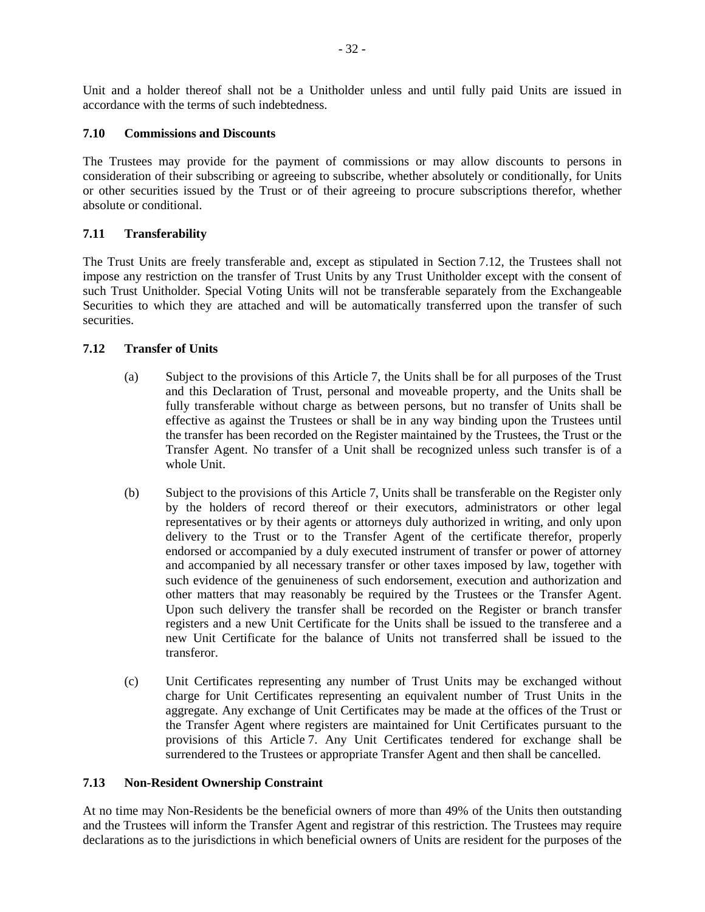Unit and a holder thereof shall not be a Unitholder unless and until fully paid Units are issued in accordance with the terms of such indebtedness.

### 7.10 Commissions and Discounts

The Trustees may provide for the payment of commissions or may allow discounts to persons in consideration of their subscribing or agreeing to subscribe, whether absolutely or conditionally, for Units or other securities issued by the Trust or of their agreeing to procure subscriptions therefor, whether absolute or conditional.

### 7.11 Transferability

The Trust Units are freely transferable and, except as stipulated in Section 7.12, the Trustees shall not impose any restriction on the transfer of Trust Units by any Trust Unitholder except with the consent of such Trust Unitholder. Special Voting Units will not be transferable separately from the Exchangeable Securities to which they are attached and will be automatically transferred upon the transfer of such securities.

### 7.12 Transfer of Units

(a) Subject to the provisions of this Article 7, the Units shall be for all purposes of the Trust and this Declaration of Trust, personal and moveable property, and the Units shall be fully transferable without charge as between persons, but no transfer of Units shall be effective as against the Trustees or shall be in any way binding upon the Trustees until the transfer has been recorded on the Register maintained by the Trustees, the Trust or the Transfer Agent. No transfer of a Unit shall be recognized unless such transfer is of a whole Unit.

(b) Subject to the provisions of this Article 7, Units shall be transferable on the Register only by the holders of record thereof or their executors, administrators or other legal representatives or by their agents or attorneys duly authorized in writing, and only upon delivery to the Trust or to the Transfer Agent of the certificate therefor, properly endorsed or accompanied by a duly executed instrument of transfer or power of attorney and accompanied by all necessary transfer or other taxes imposed by law, together with such evidence of the genuineness of such endorsement, execution and authorization and other matters that may reasonably be required by the Trustees or the Transfer Agent. Upon such delivery the transfer shall be recorded on the Register or branch transfer registers and a new Unit Certificate for the Units shall be issued to the transferee and a new Unit Certificate for the balance of Units not transferred shall be issued to the transferor.

(c) Unit Certificates representing any number of Trust Units may be exchanged without charge for Unit Certificates representing an equivalent number of Trust Units in the aggregate. Any exchange of Unit Certificates may be made at the offices of the Trust or the Transfer Agent where registers are maintained for Unit Certificates pursuant to the provisions of this Article 7. Any Unit Certificates tendered for exchange shall be surrendered to the Trustees or appropriate Transfer Agent and then shall be cancelled.

### 7.13 Non-Resident Ownership Constraint

At no time may Non-Residents be the beneficial owners of more than 49% of the Units then outstanding and the Trustees will inform the Transfer Agent and registrar of this restriction. The Trustees may require declarations as to the jurisdictions in which beneficial owners of Units are resident for the purposes of the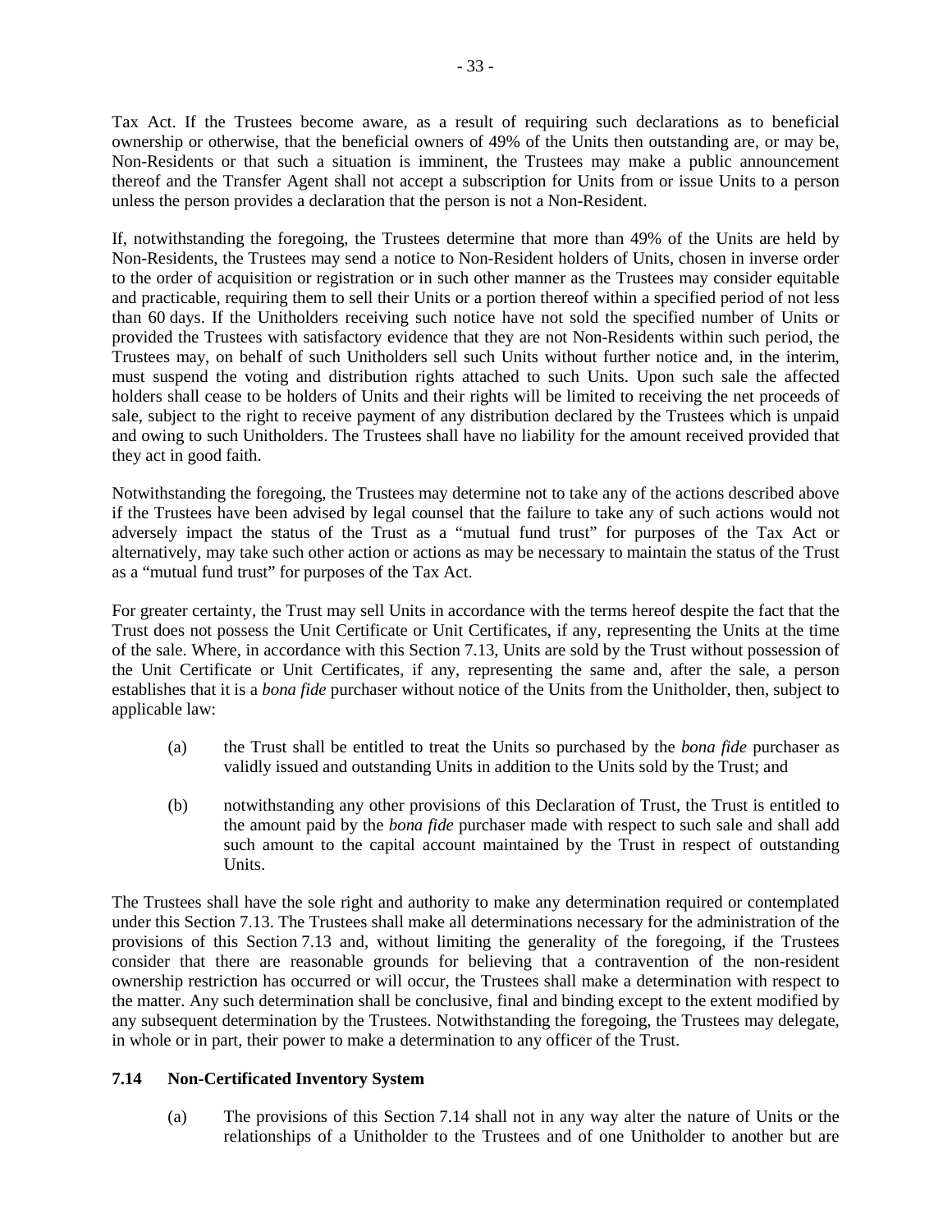Tax Act. If the Trustees become aware, as a result of requiring such declarations as to beneficial ownership or otherwise, that the beneficial owners of 49% of the Units then outstanding are, or may be, Non-Residents or that such a situation is imminent, the Trustees may make a public announcement thereof and the Transfer Agent shall not accept a subscription for Units from or issue Units to a person unless the person provides a declaration that the person is not a Non-Resident.

If, notwithstanding the foregoing, the Trustees determine that more than 49% of the Units are held by Non-Residents, the Trustees may send a notice to Non-Resident holders of Units, chosen in inverse order to the order of acquisition or registration or in such other manner as the Trustees may consider equitable and practicable, requiring them to sell their Units or a portion thereof within a specified period of not less than 60 days. If the Unitholders receiving such notice have not sold the specified number of Units or provided the Trustees with satisfactory evidence that they are not Non-Residents within such period, the Trustees may, on behalf of such Unitholders sell such Units without further notice and, in the interim, must suspend the voting and distribution rights attached to such Units. Upon such sale the affected holders shall cease to be holders of Units and their rights will be limited to receiving the net proceeds of sale, subject to the right to receive payment of any distribution declared by the Trustees which is unpaid and owing to such Unitholders. The Trustees shall have no liability for the amount received provided that they act in good faith.

Notwithstanding the foregoing, the Trustees may determine not to take any of the actions described above if the Trustees have been advised by legal counsel that the failure to take any of such actions would not adversely impact the status of the Trust as a "mutual fund trust" for purposes of the Tax Act or alternatively, may take such other action or actions as may be necessary to maintain the status of the Trust as a "mutual fund trust" for purposes of the Tax Act.

For greater certainty, the Trust may sell Units in accordance with the terms hereof despite the fact that the Trust does not possess the Unit Certificate or Unit Certificates, if any, representing the Units at the time of the sale. Where, in accordance with this Section 7.13, Units are sold by the Trust without possession of the Unit Certificate or Unit Certificates, if any, representing the same and, after the sale, a person establishes that it is a *bona fide* purchaser without notice of the Units from the Unitholder, then, subject to applicable law:

(a) the Trust shall be entitled to treat the Units so purchased by the *bona fide* purchaser as validly issued and outstanding Units in addition to the Units sold by the Trust; and

(b) notwithstanding any other provisions of this Declaration of Trust, the Trust is entitled to the amount paid by the *bona fide* purchaser made with respect to such sale and shall add such amount to the capital account maintained by the Trust in respect of outstanding Units.

The Trustees shall have the sole right and authority to make any determination required or contemplated under this Section 7.13. The Trustees shall make all determinations necessary for the administration of the provisions of this Section 7.13 and, without limiting the generality of the foregoing, if the Trustees consider that there are reasonable grounds for believing that a contravention of the non-resident ownership restriction has occurred or will occur, the Trustees shall make a determination with respect to the matter. Any such determination shall be conclusive, final and binding except to the extent modified by any subsequent determination by the Trustees. Notwithstanding the foregoing, the Trustees may delegate, in whole or in part, their power to make a determination to any officer of the Trust.

### 7.14 Non-Certificated Inventory System

(a) The provisions of this Section 7.14 shall not in any way alter the nature of Units or the relationships of a Unitholder to the Trustees and of one Unitholder to another but are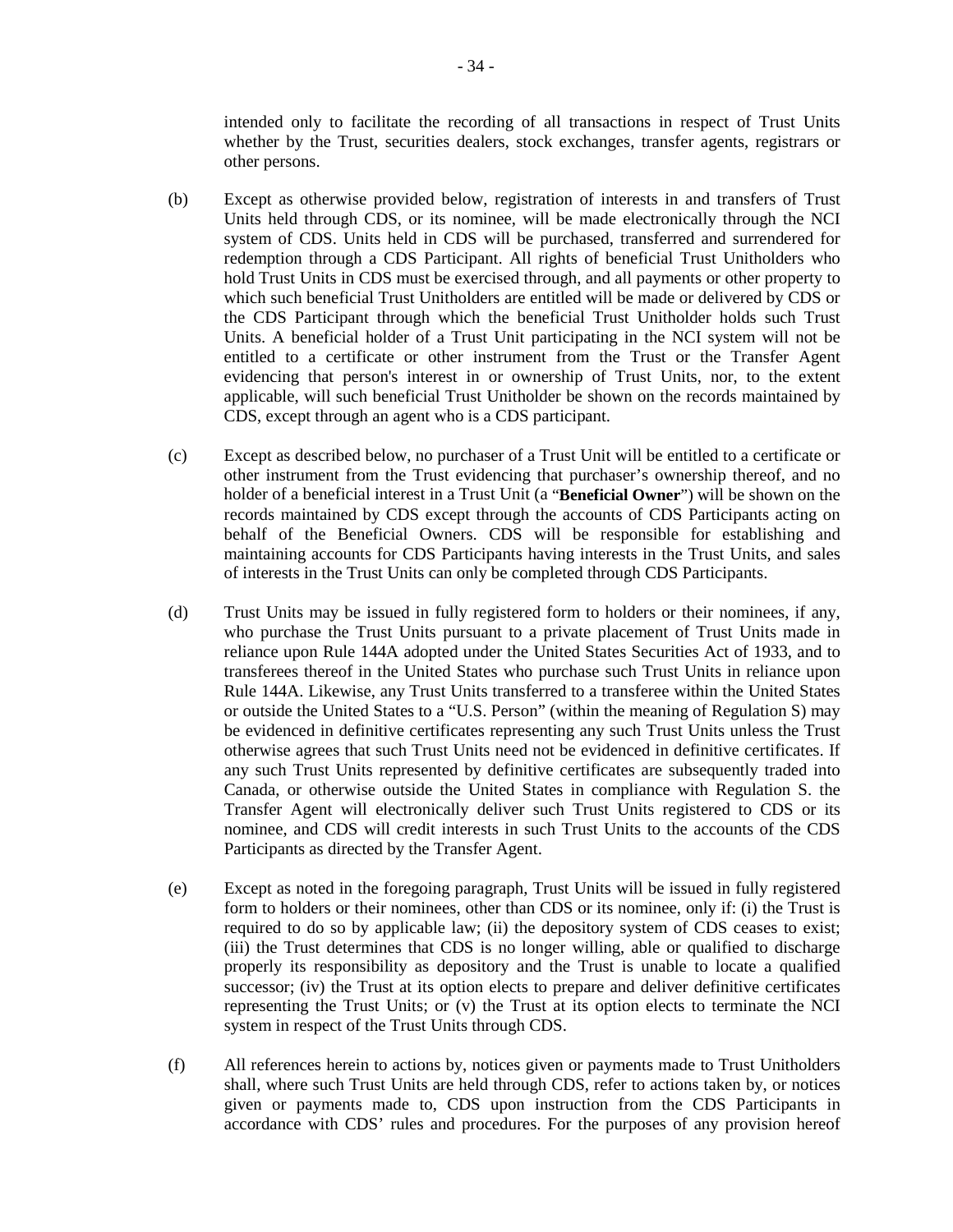intended only to facilitate the recording of all transactions in respect of Trust Units whether by the Trust, securities dealers, stock exchanges, transfer agents, registrars or other persons.

(b) Except as otherwise provided below, registration of interests in and transfers of Trust Units held through CDS, or its nominee, will be made electronically through the NCI system of CDS. Units held in CDS will be purchased, transferred and surrendered for redemption through a CDS Participant. All rights of beneficial Trust Unitholders who hold Trust Units in CDS must be exercised through, and all payments or other property to which such beneficial Trust Unitholders are entitled will be made or delivered by CDS or the CDS Participant through which the beneficial Trust Unitholder holds such Trust Units. A beneficial holder of a Trust Unit participating in the NCI system will not be entitled to a certificate or other instrument from the Trust or the Transfer Agent evidencing that person's interest in or ownership of Trust Units, nor, to the extent applicable, will such beneficial Trust Unitholder be shown on the records maintained by CDS, except through an agent who is a CDS participant.

(c) Except as described below, no purchaser of a Trust Unit will be entitled to a certificate or other instrument from the Trust evidencing that purchaser's ownership thereof, and no holder of a beneficial interest in a Trust Unit (a "**Beneficial Owner**") will be shown on the records maintained by CDS except through the accounts of CDS Participants acting on behalf of the Beneficial Owners. CDS will be responsible for establishing and maintaining accounts for CDS Participants having interests in the Trust Units, and sales of interests in the Trust Units can only be completed through CDS Participants.

(d) Trust Units may be issued in fully registered form to holders or their nominees, if any, who purchase the Trust Units pursuant to a private placement of Trust Units made in reliance upon Rule 144A adopted under the United States Securities Act of 1933, and to transferees thereof in the United States who purchase such Trust Units in reliance upon Rule 144A. Likewise, any Trust Units transferred to a transferee within the United States or outside the United States to a "U.S. Person" (within the meaning of Regulation S) may be evidenced in definitive certificates representing any such Trust Units unless the Trust otherwise agrees that such Trust Units need not be evidenced in definitive certificates. If any such Trust Units represented by definitive certificates are subsequently traded into Canada, or otherwise outside the United States in compliance with Regulation S. the Transfer Agent will electronically deliver such Trust Units registered to CDS or its nominee, and CDS will credit interests in such Trust Units to the accounts of the CDS Participants as directed by the Transfer Agent.

(e) Except as noted in the foregoing paragraph, Trust Units will be issued in fully registered form to holders or their nominees, other than CDS or its nominee, only if: (i) the Trust is required to do so by applicable law; (ii) the depository system of CDS ceases to exist; (iii) the Trust determines that CDS is no longer willing, able or qualified to discharge properly its responsibility as depository and the Trust is unable to locate a qualified successor; (iv) the Trust at its option elects to prepare and deliver definitive certificates representing the Trust Units; or (v) the Trust at its option elects to terminate the NCI system in respect of the Trust Units through CDS.

(f) All references herein to actions by, notices given or payments made to Trust Unitholders shall, where such Trust Units are held through CDS, refer to actions taken by, or notices given or payments made to, CDS upon instruction from the CDS Participants in accordance with CDS' rules and procedures. For the purposes of any provision hereof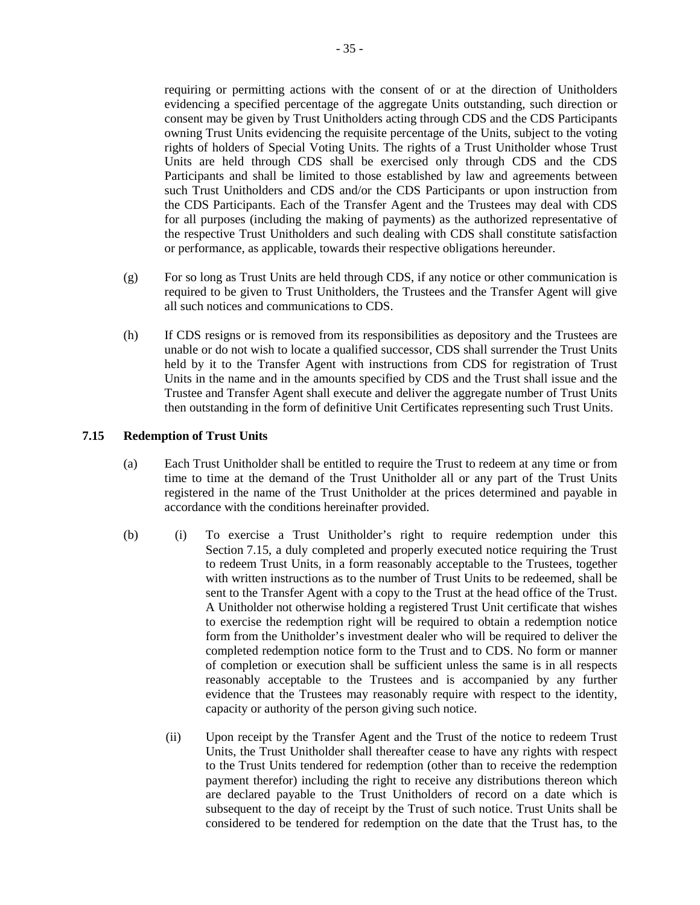requiring or permitting actions with the consent of or at the direction of Unitholders evidencing a specified percentage of the aggregate Units outstanding, such direction or consent may be given by Trust Unitholders acting through CDS and the CDS Participants owning Trust Units evidencing the requisite percentage of the Units, subject to the voting rights of holders of Special Voting Units. The rights of a Trust Unitholder whose Trust Units are held through CDS shall be exercised only through CDS and the CDS Participants and shall be limited to those established by law and agreements between such Trust Unitholders and CDS and/or the CDS Participants or upon instruction from the CDS Participants. Each of the Transfer Agent and the Trustees may deal with CDS for all purposes (including the making of payments) as the authorized representative of the respective Trust Unitholders and such dealing with CDS shall constitute satisfaction or performance, as applicable, towards their respective obligations hereunder.

(g) For so long as Trust Units are held through CDS, if any notice or other communication is required to be given to Trust Unitholders, the Trustees and the Transfer Agent will give all such notices and communications to CDS.

(h) If CDS resigns or is removed from its responsibilities as depository and the Trustees are unable or do not wish to locate a qualified successor, CDS shall surrender the Trust Units held by it to the Transfer Agent with instructions from CDS for registration of Trust Units in the name and in the amounts specified by CDS and the Trust shall issue and the Trustee and Transfer Agent shall execute and deliver the aggregate number of Trust Units then outstanding in the form of definitive Unit Certificates representing such Trust Units.

### 7.15 Redemption of Trust Units

(a) Each Trust Unitholder shall be entitled to require the Trust to redeem at any time or from time to time at the demand of the Trust Unitholder all or any part of the Trust Units registered in the name of the Trust Unitholder at the prices determined and payable in accordance with the conditions hereinafter provided.

(b) (i) To exercise a Trust Unitholder's right to require redemption under this Section 7.15, a duly completed and properly executed notice requiring the Trust to redeem Trust Units, in a form reasonably acceptable to the Trustees, together with written instructions as to the number of Trust Units to be redeemed, shall be sent to the Transfer Agent with a copy to the Trust at the head office of the Trust. A Unitholder not otherwise holding a registered Trust Unit certificate that wishes to exercise the redemption right will be required to obtain a redemption notice form from the Unitholder's investment dealer who will be required to deliver the completed redemption notice form to the Trust and to CDS. No form or manner of completion or execution shall be sufficient unless the same is in all respects reasonably acceptable to the Trustees and is accompanied by any further evidence that the Trustees may reasonably require with respect to the identity, capacity or authority of the person giving such notice.

(ii) Upon receipt by the Transfer Agent and the Trust of the notice to redeem Trust Units, the Trust Unitholder shall thereafter cease to have any rights with respect to the Trust Units tendered for redemption (other than to receive the redemption payment therefor) including the right to receive any distributions thereon which are declared payable to the Trust Unitholders of record on a date which is subsequent to the day of receipt by the Trust of such notice. Trust Units shall be considered to be tendered for redemption on the date that the Trust has, to the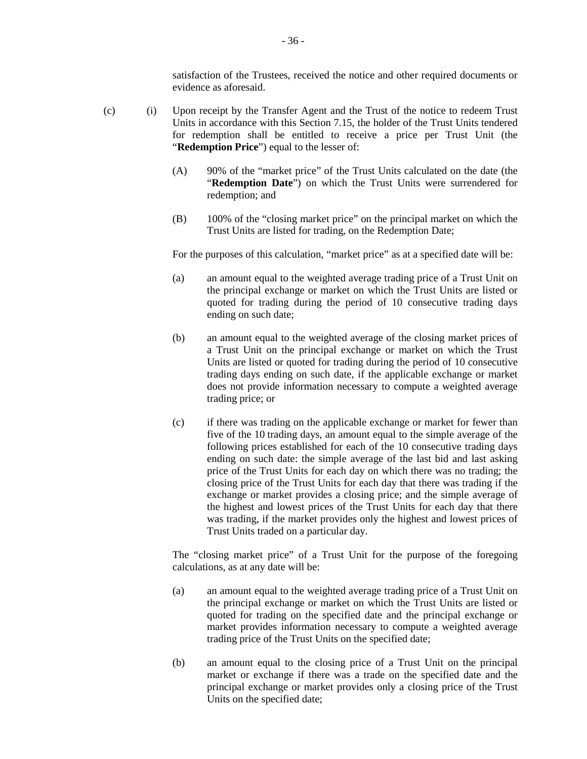satisfaction of the Trustees, received the notice and other required documents or evidence as aforesaid.

(c) (i) Upon receipt by the Transfer Agent and the Trust of the notice to redeem Trust Units in accordance with this Section 7.15, the holder of the Trust Units tendered for redemption shall be entitled to receive a price per Trust Unit (the "**Redemption Price**") equal to the lesser of:

(A) 90% of the "market price" of the Trust Units calculated on the date (the "**Redemption Date**") on which the Trust Units were surrendered for redemption; and

(B) 100% of the "closing market price" on the principal market on which the Trust Units are listed for trading, on the Redemption Date;

For the purposes of this calculation, "market price" as at a specified date will be:

(a) an amount equal to the weighted average trading price of a Trust Unit on the principal exchange or market on which the Trust Units are listed or quoted for trading during the period of 10 consecutive trading days ending on such date;

(b) an amount equal to the weighted average of the closing market prices of a Trust Unit on the principal exchange or market on which the Trust Units are listed or quoted for trading during the period of 10 consecutive trading days ending on such date, if the applicable exchange or market does not provide information necessary to compute a weighted average trading price; or

(c) if there was trading on the applicable exchange or market for fewer than five of the 10 trading days, an amount equal to the simple average of the following prices established for each of the 10 consecutive trading days ending on such date: the simple average of the last bid and last asking price of the Trust Units for each day on which there was no trading; the closing price of the Trust Units for each day that there was trading if the exchange or market provides a closing price; and the simple average of the highest and lowest prices of the Trust Units for each day that there was trading, if the market provides only the highest and lowest prices of Trust Units traded on a particular day.

The "closing market price" of a Trust Unit for the purpose of the foregoing calculations, as at any date will be:

(a) an amount equal to the weighted average trading price of a Trust Unit on the principal exchange or market on which the Trust Units are listed or quoted for trading on the specified date and the principal exchange or market provides information necessary to compute a weighted average trading price of the Trust Units on the specified date;

(b) an amount equal to the closing price of a Trust Unit on the principal market or exchange if there was a trade on the specified date and the principal exchange or market provides only a closing price of the Trust Units on the specified date;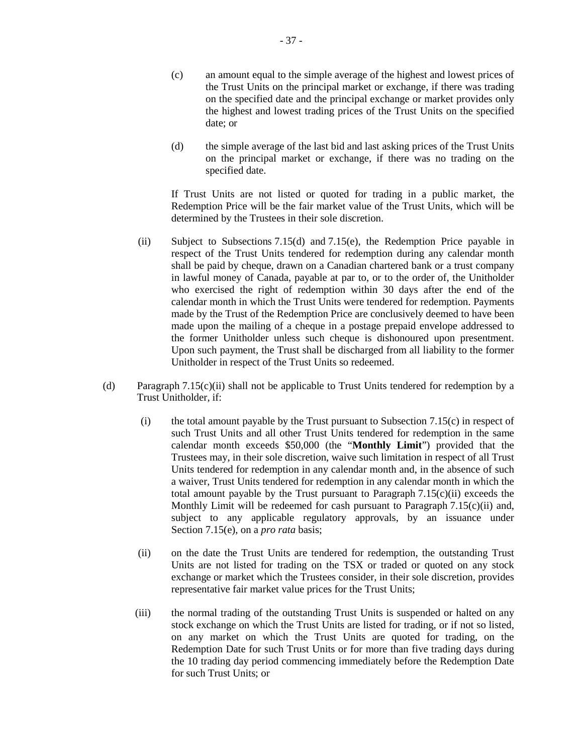(c) an amount equal to the simple average of the highest and lowest prices of the Trust Units on the principal market or exchange, if there was trading on the specified date and the principal exchange or market provides only the highest and lowest trading prices of the Trust Units on the specified date; or

(d) the simple average of the last bid and last asking prices of the Trust Units on the principal market or exchange, if there was no trading on the specified date.

If Trust Units are not listed or quoted for trading in a public market, the Redemption Price will be the fair market value of the Trust Units, which will be determined by the Trustees in their sole discretion.

(ii) Subject to Subsections 7.15(d) and 7.15(e), the Redemption Price payable in respect of the Trust Units tendered for redemption during any calendar month shall be paid by cheque, drawn on a Canadian chartered bank or a trust company in lawful money of Canada, payable at par to, or to the order of, the Unitholder who exercised the right of redemption within 30 days after the end of the calendar month in which the Trust Units were tendered for redemption. Payments made by the Trust of the Redemption Price are conclusively deemed to have been made upon the mailing of a cheque in a postage prepaid envelope addressed to the former Unitholder unless such cheque is dishonoured upon presentment. Upon such payment, the Trust shall be discharged from all liability to the former Unitholder in respect of the Trust Units so redeemed.

(d) Paragraph 7.15(c)(ii) shall not be applicable to Trust Units tendered for redemption by a Trust Unitholder, if:

(i) the total amount payable by the Trust pursuant to Subsection 7.15(c) in respect of such Trust Units and all other Trust Units tendered for redemption in the same calendar month exceeds $50,000 (the "**Monthly Limit**") provided that the Trustees may, in their sole discretion, waive such limitation in respect of all Trust Units tendered for redemption in any calendar month and, in the absence of such a waiver, Trust Units tendered for redemption in any calendar month in which the total amount payable by the Trust pursuant to Paragraph 7.15(c)(ii) exceeds the Monthly Limit will be redeemed for cash pursuant to Paragraph 7.15(c)(ii) and, subject to any applicable regulatory approvals, by an issuance under Section 7.15(e), on a *pro rata* basis;

(ii) on the date the Trust Units are tendered for redemption, the outstanding Trust Units are not listed for trading on the TSX or traded or quoted on any stock exchange or market which the Trustees consider, in their sole discretion, provides representative fair market value prices for the Trust Units;

(iii) the normal trading of the outstanding Trust Units is suspended or halted on any stock exchange on which the Trust Units are listed for trading, or if not so listed, on any market on which the Trust Units are quoted for trading, on the Redemption Date for such Trust Units or for more than five trading days during the 10 trading day period commencing immediately before the Redemption Date for such Trust Units; or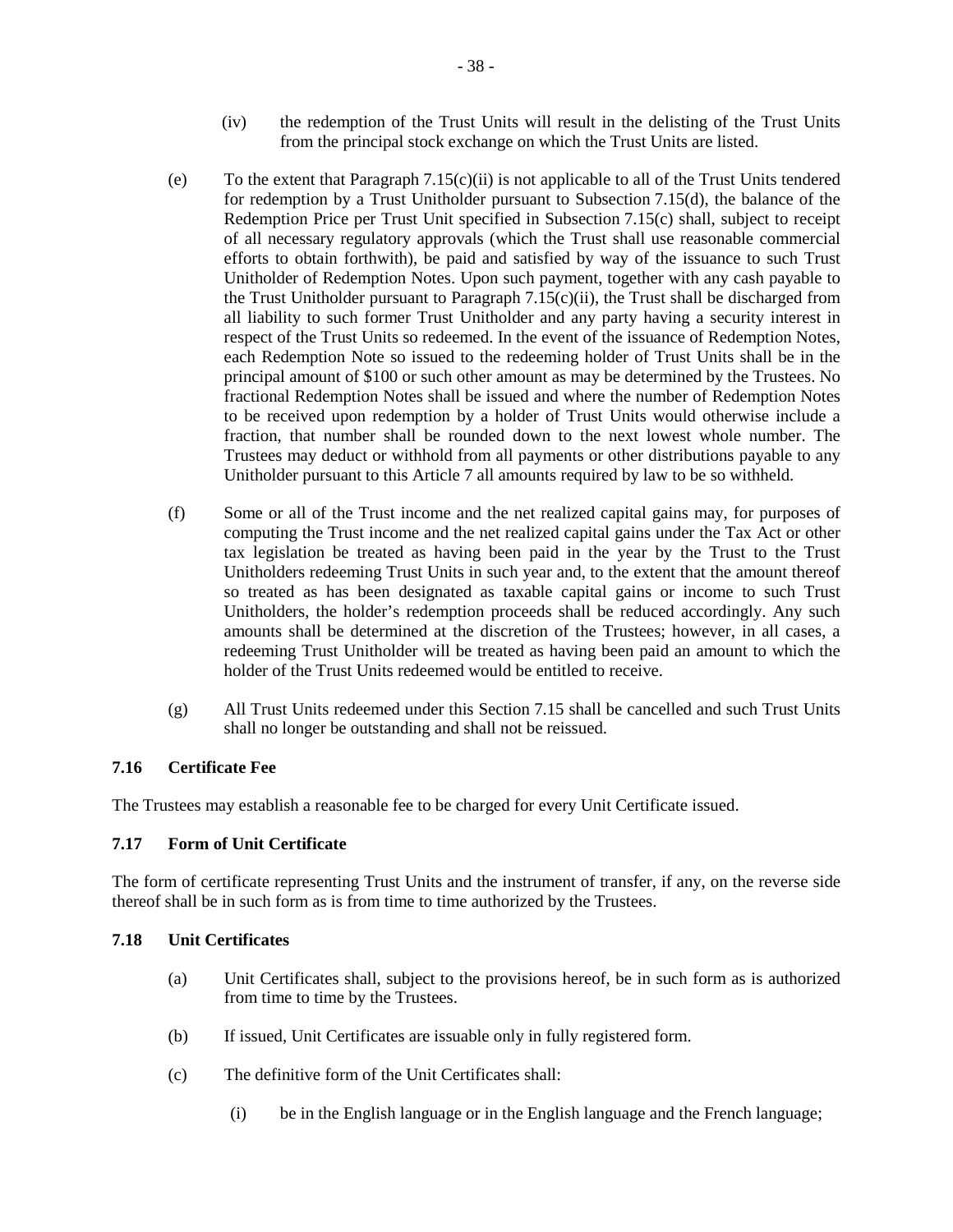(iv) the redemption of the Trust Units will result in the delisting of the Trust Units from the principal stock exchange on which the Trust Units are listed.

(e) To the extent that Paragraph 7.15(c)(ii) is not applicable to all of the Trust Units tendered for redemption by a Trust Unitholder pursuant to Subsection 7.15(d), the balance of the Redemption Price per Trust Unit specified in Subsection 7.15(c) shall, subject to receipt of all necessary regulatory approvals (which the Trust shall use reasonable commercial efforts to obtain forthwith), be paid and satisfied by way of the issuance to such Trust Unitholder of Redemption Notes. Upon such payment, together with any cash payable to the Trust Unitholder pursuant to Paragraph 7.15(c)(ii), the Trust shall be discharged from all liability to such former Trust Unitholder and any party having a security interest in respect of the Trust Units so redeemed. In the event of the issuance of Redemption Notes, each Redemption Note so issued to the redeeming holder of Trust Units shall be in the principal amount of $100 or such other amount as may be determined by the Trustees. No fractional Redemption Notes shall be issued and where the number of Redemption Notes to be received upon redemption by a holder of Trust Units would otherwise include a fraction, that number shall be rounded down to the next lowest whole number. The Trustees may deduct or withhold from all payments or other distributions payable to any Unitholder pursuant to this Article 7 all amounts required by law to be so withheld.

(f) Some or all of the Trust income and the net realized capital gains may, for purposes of computing the Trust income and the net realized capital gains under the Tax Act or other tax legislation be treated as having been paid in the year by the Trust to the Trust Unitholders redeeming Trust Units in such year and, to the extent that the amount thereof so treated as has been designated as taxable capital gains or income to such Trust Unitholders, the holder's redemption proceeds shall be reduced accordingly. Any such amounts shall be determined at the discretion of the Trustees; however, in all cases, a redeeming Trust Unitholder will be treated as having been paid an amount to which the holder of the Trust Units redeemed would be entitled to receive.

(g) All Trust Units redeemed under this Section 7.15 shall be cancelled and such Trust Units shall no longer be outstanding and shall not be reissued.

### 7.16 Certificate Fee

The Trustees may establish a reasonable fee to be charged for every Unit Certificate issued.

### 7.17 Form of Unit Certificate

The form of certificate representing Trust Units and the instrument of transfer, if any, on the reverse side thereof shall be in such form as is from time to time authorized by the Trustees.

### 7.18 Unit Certificates

(a) Unit Certificates shall, subject to the provisions hereof, be in such form as is authorized from time to time by the Trustees.

(b) If issued, Unit Certificates are issuable only in fully registered form.

(c) The definitive form of the Unit Certificates shall:

(i) be in the English language or in the English language and the French language;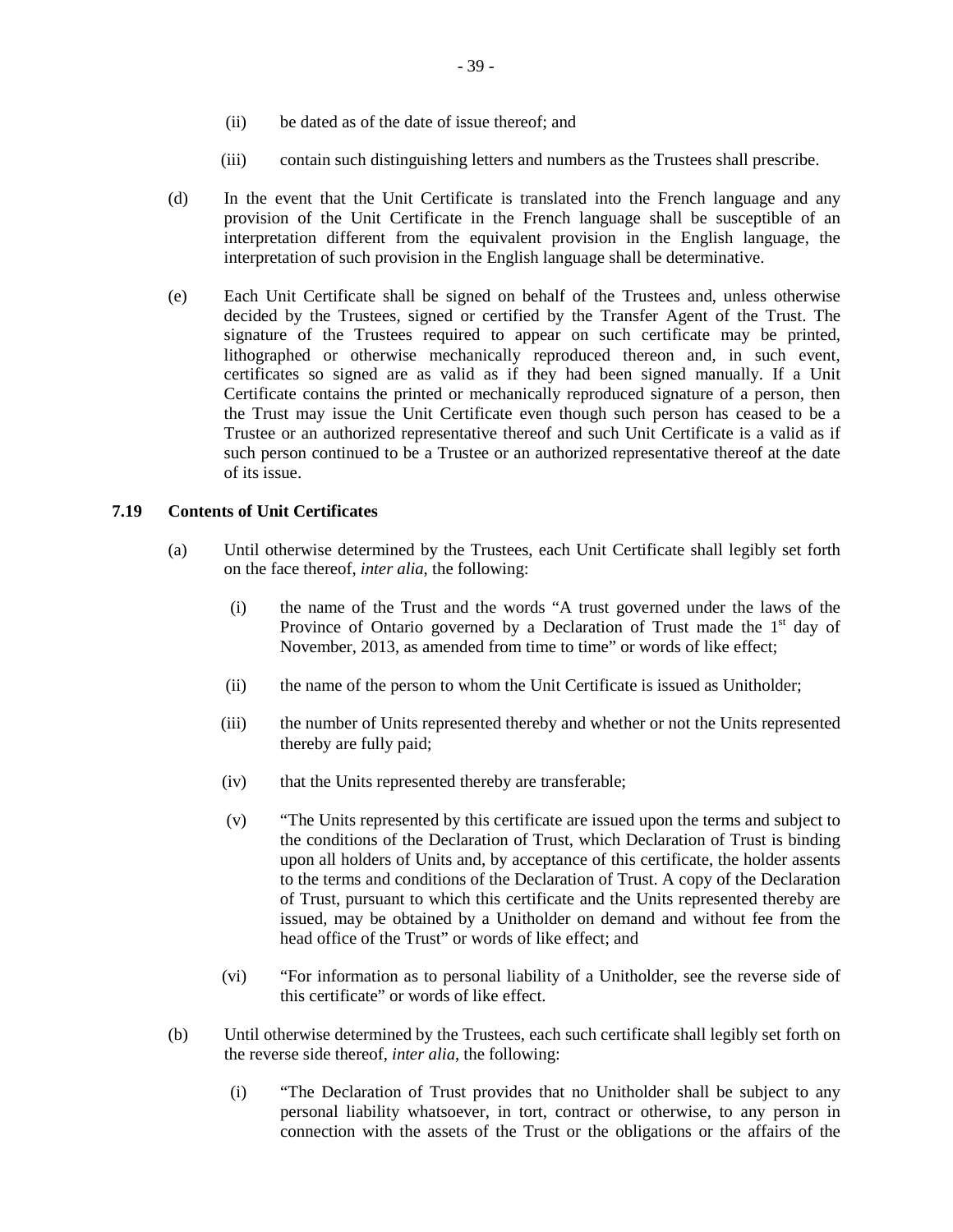(ii) be dated as of the date of issue thereof; and

(iii) contain such distinguishing letters and numbers as the Trustees shall prescribe.

(d) In the event that the Unit Certificate is translated into the French language and any provision of the Unit Certificate in the French language shall be susceptible of an interpretation different from the equivalent provision in the English language, the interpretation of such provision in the English language shall be determinative.

(e) Each Unit Certificate shall be signed on behalf of the Trustees and, unless otherwise decided by the Trustees, signed or certified by the Transfer Agent of the Trust. The signature of the Trustees required to appear on such certificate may be printed, lithographed or otherwise mechanically reproduced thereon and, in such event, certificates so signed are as valid as if they had been signed manually. If a Unit Certificate contains the printed or mechanically reproduced signature of a person, then the Trust may issue the Unit Certificate even though such person has ceased to be a Trustee or an authorized representative thereof and such Unit Certificate is a valid as if such person continued to be a Trustee or an authorized representative thereof at the date of its issue.

**7.19 Contents of Unit Certificates**

(a) Until otherwise determined by the Trustees, each Unit Certificate shall legibly set forth on the face thereof, *inter alia*, the following:

(i) the name of the Trust and the words "A trust governed under the laws of the Province of Ontario governed by a Declaration of Trust made the 1st day of November, 2013, as amended from time to time" or words of like effect;

(ii) the name of the person to whom the Unit Certificate is issued as Unitholder;

(iii) the number of Units represented thereby and whether or not the Units represented thereby are fully paid;

(iv) that the Units represented thereby are transferable;

(v) "The Units represented by this certificate are issued upon the terms and subject to the conditions of the Declaration of Trust, which Declaration of Trust is binding upon all holders of Units and, by acceptance of this certificate, the holder assents to the terms and conditions of the Declaration of Trust. A copy of the Declaration of Trust, pursuant to which this certificate and the Units represented thereby are issued, may be obtained by a Unitholder on demand and without fee from the head office of the Trust" or words of like effect; and

(vi) "For information as to personal liability of a Unitholder, see the reverse side of this certificate" or words of like effect.

(b) Until otherwise determined by the Trustees, each such certificate shall legibly set forth on the reverse side thereof, *inter alia*, the following:

(i) "The Declaration of Trust provides that no Unitholder shall be subject to any personal liability whatsoever, in tort, contract or otherwise, to any person in connection with the assets of the Trust or the obligations or the affairs of the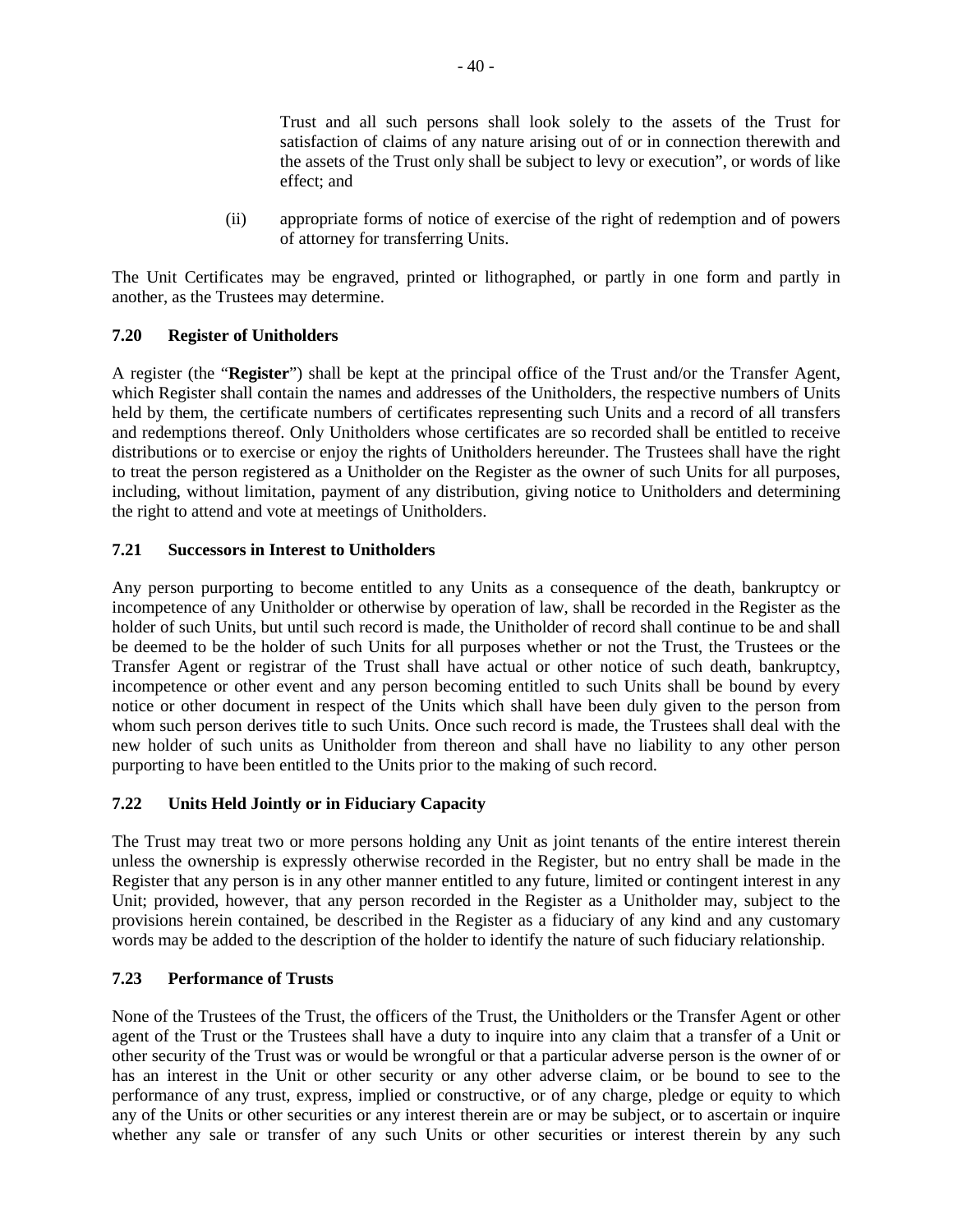Trust and all such persons shall look solely to the assets of the Trust for satisfaction of claims of any nature arising out of or in connection therewith and the assets of the Trust only shall be subject to levy or execution", or words of like effect; and

(ii) appropriate forms of notice of exercise of the right of redemption and of powers of attorney for transferring Units.

The Unit Certificates may be engraved, printed or lithographed, or partly in one form and partly in another, as the Trustees may determine.

### 7.20 Register of Unitholders

A register (the "**Register**") shall be kept at the principal office of the Trust and/or the Transfer Agent, which Register shall contain the names and addresses of the Unitholders, the respective numbers of Units held by them, the certificate numbers of certificates representing such Units and a record of all transfers and redemptions thereof. Only Unitholders whose certificates are so recorded shall be entitled to receive distributions or to exercise or enjoy the rights of Unitholders hereunder. The Trustees shall have the right to treat the person registered as a Unitholder on the Register as the owner of such Units for all purposes, including, without limitation, payment of any distribution, giving notice to Unitholders and determining the right to attend and vote at meetings of Unitholders.

### 7.21 Successors in Interest to Unitholders

Any person purporting to become entitled to any Units as a consequence of the death, bankruptcy or incompetence of any Unitholder or otherwise by operation of law, shall be recorded in the Register as the holder of such Units, but until such record is made, the Unitholder of record shall continue to be and shall be deemed to be the holder of such Units for all purposes whether or not the Trust, the Trustees or the Transfer Agent or registrar of the Trust shall have actual or other notice of such death, bankruptcy, incompetence or other event and any person becoming entitled to such Units shall be bound by every notice or other document in respect of the Units which shall have been duly given to the person from whom such person derives title to such Units. Once such record is made, the Trustees shall deal with the new holder of such units as Unitholder from thereon and shall have no liability to any other person purporting to have been entitled to the Units prior to the making of such record.

### 7.22 Units Held Jointly or in Fiduciary Capacity

The Trust may treat two or more persons holding any Unit as joint tenants of the entire interest therein unless the ownership is expressly otherwise recorded in the Register, but no entry shall be made in the Register that any person is in any other manner entitled to any future, limited or contingent interest in any Unit; provided, however, that any person recorded in the Register as a Unitholder may, subject to the provisions herein contained, be described in the Register as a fiduciary of any kind and any customary words may be added to the description of the holder to identify the nature of such fiduciary relationship.

### 7.23 Performance of Trusts

None of the Trustees of the Trust, the officers of the Trust, the Unitholders or the Transfer Agent or other agent of the Trust or the Trustees shall have a duty to inquire into any claim that a transfer of a Unit or other security of the Trust was or would be wrongful or that a particular adverse person is the owner of or has an interest in the Unit or other security or any other adverse claim, or be bound to see to the performance of any trust, express, implied or constructive, or of any charge, pledge or equity to which any of the Units or other securities or any interest therein are or may be subject, or to ascertain or inquire whether any sale or transfer of any such Units or other securities or interest therein by any such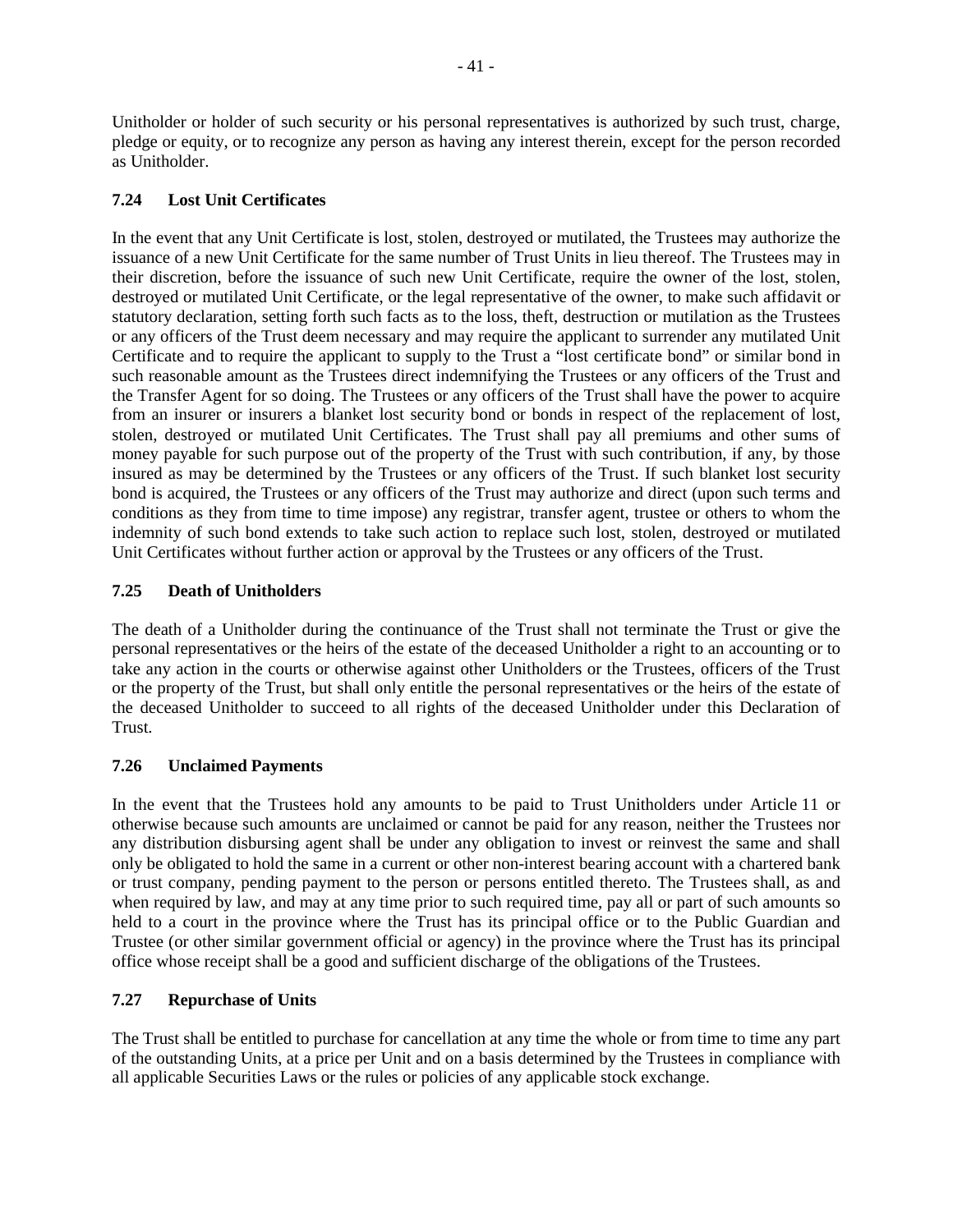Unitholder or holder of such security or his personal representatives is authorized by such trust, charge, pledge or equity, or to recognize any person as having any interest therein, except for the person recorded as Unitholder.

### 7.24 Lost Unit Certificates

In the event that any Unit Certificate is lost, stolen, destroyed or mutilated, the Trustees may authorize the issuance of a new Unit Certificate for the same number of Trust Units in lieu thereof. The Trustees may in their discretion, before the issuance of such new Unit Certificate, require the owner of the lost, stolen, destroyed or mutilated Unit Certificate, or the legal representative of the owner, to make such affidavit or statutory declaration, setting forth such facts as to the loss, theft, destruction or mutilation as the Trustees or any officers of the Trust deem necessary and may require the applicant to surrender any mutilated Unit Certificate and to require the applicant to supply to the Trust a "lost certificate bond" or similar bond in such reasonable amount as the Trustees direct indemnifying the Trustees or any officers of the Trust and the Transfer Agent for so doing. The Trustees or any officers of the Trust shall have the power to acquire from an insurer or insurers a blanket lost security bond or bonds in respect of the replacement of lost, stolen, destroyed or mutilated Unit Certificates. The Trust shall pay all premiums and other sums of money payable for such purpose out of the property of the Trust with such contribution, if any, by those insured as may be determined by the Trustees or any officers of the Trust. If such blanket lost security bond is acquired, the Trustees or any officers of the Trust may authorize and direct (upon such terms and conditions as they from time to time impose) any registrar, transfer agent, trustee or others to whom the indemnity of such bond extends to take such action to replace such lost, stolen, destroyed or mutilated Unit Certificates without further action or approval by the Trustees or any officers of the Trust.

### 7.25 Death of Unitholders

The death of a Unitholder during the continuance of the Trust shall not terminate the Trust or give the personal representatives or the heirs of the estate of the deceased Unitholder a right to an accounting or to take any action in the courts or otherwise against other Unitholders or the Trustees, officers of the Trust or the property of the Trust, but shall only entitle the personal representatives or the heirs of the estate of the deceased Unitholder to succeed to all rights of the deceased Unitholder under this Declaration of Trust.

### 7.26 Unclaimed Payments

In the event that the Trustees hold any amounts to be paid to Trust Unitholders under Article 11 or otherwise because such amounts are unclaimed or cannot be paid for any reason, neither the Trustees nor any distribution disbursing agent shall be under any obligation to invest or reinvest the same and shall only be obligated to hold the same in a current or other non-interest bearing account with a chartered bank or trust company, pending payment to the person or persons entitled thereto. The Trustees shall, as and when required by law, and may at any time prior to such required time, pay all or part of such amounts so held to a court in the province where the Trust has its principal office or to the Public Guardian and Trustee (or other similar government official or agency) in the province where the Trust has its principal office whose receipt shall be a good and sufficient discharge of the obligations of the Trustees.

### 7.27 Repurchase of Units

The Trust shall be entitled to purchase for cancellation at any time the whole or from time to time any part of the outstanding Units, at a price per Unit and on a basis determined by the Trustees in compliance with all applicable Securities Laws or the rules or policies of any applicable stock exchange.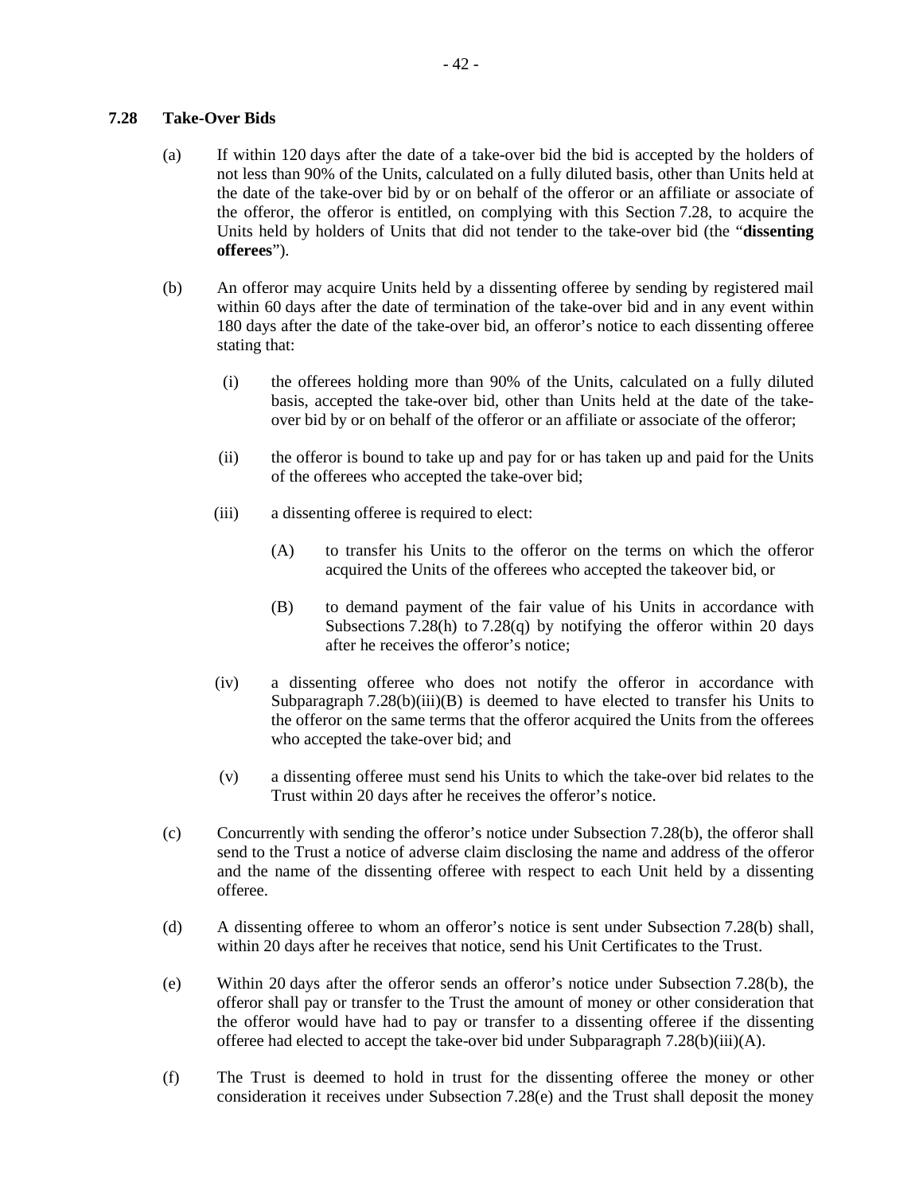### 7.28 Take-Over Bids

(a) If within 120 days after the date of a take-over bid the bid is accepted by the holders of not less than 90% of the Units, calculated on a fully diluted basis, other than Units held at the date of the take-over bid by or on behalf of the offeror or an affiliate or associate of the offeror, the offeror is entitled, on complying with this Section 7.28, to acquire the Units held by holders of Units that did not tender to the take-over bid (the "**dissenting offerees**").

(b) An offeror may acquire Units held by a dissenting offeree by sending by registered mail within 60 days after the date of termination of the take-over bid and in any event within 180 days after the date of the take-over bid, an offeror's notice to each dissenting offeree stating that:

   (i) the offerees holding more than 90% of the Units, calculated on a fully diluted basis, accepted the take-over bid, other than Units held at the date of the take-over bid by or on behalf of the offeror or an affiliate or associate of the offeror;

   (ii) the offeror is bound to take up and pay for or has taken up and paid for the Units of the offerees who accepted the take-over bid;

   (iii) a dissenting offeree is required to elect:

      (A) to transfer his Units to the offeror on the terms on which the offeror acquired the Units of the offerees who accepted the takeover bid, or

      (B) to demand payment of the fair value of his Units in accordance with Subsections 7.28(h) to 7.28(q) by notifying the offeror within 20 days after he receives the offeror's notice;

   (iv) a dissenting offeree who does not notify the offeror in accordance with Subparagraph 7.28(b)(iii)(B) is deemed to have elected to transfer his Units to the offeror on the same terms that the offeror acquired the Units from the offerees who accepted the take-over bid; and

   (v) a dissenting offeree must send his Units to which the take-over bid relates to the Trust within 20 days after he receives the offeror's notice.

(c) Concurrently with sending the offeror's notice under Subsection 7.28(b), the offeror shall send to the Trust a notice of adverse claim disclosing the name and address of the offeror and the name of the dissenting offeree with respect to each Unit held by a dissenting offeree.

(d) A dissenting offeree to whom an offeror's notice is sent under Subsection 7.28(b) shall, within 20 days after he receives that notice, send his Unit Certificates to the Trust.

(e) Within 20 days after the offeror sends an offeror's notice under Subsection 7.28(b), the offeror shall pay or transfer to the Trust the amount of money or other consideration that the offeror would have had to pay or transfer to a dissenting offeree if the dissenting offeree had elected to accept the take-over bid under Subparagraph 7.28(b)(iii)(A).

(f) The Trust is deemed to hold in trust for the dissenting offeree the money or other consideration it receives under Subsection 7.28(e) and the Trust shall deposit the money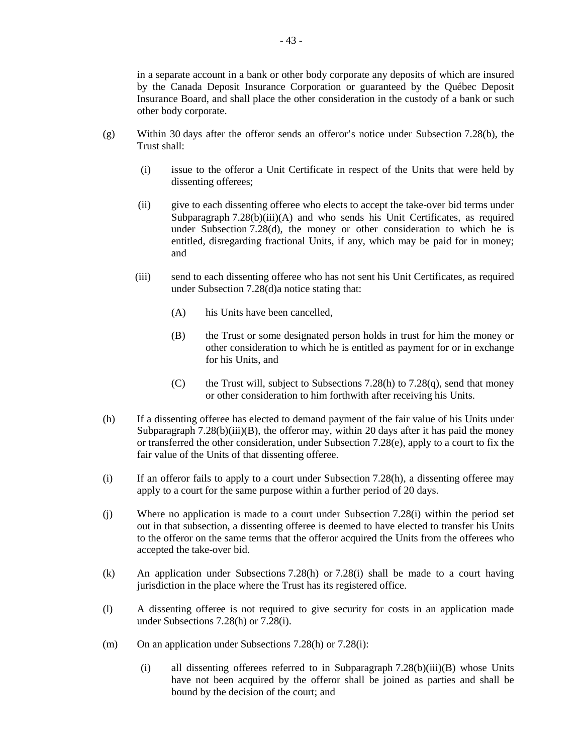in a separate account in a bank or other body corporate any deposits of which are insured by the Canada Deposit Insurance Corporation or guaranteed by the Québec Deposit Insurance Board, and shall place the other consideration in the custody of a bank or such other body corporate.

(g) Within 30 days after the offeror sends an offeror's notice under Subsection 7.28(b), the Trust shall:

  (i) issue to the offeror a Unit Certificate in respect of the Units that were held by dissenting offerees;

  (ii) give to each dissenting offeree who elects to accept the take-over bid terms under Subparagraph 7.28(b)(iii)(A) and who sends his Unit Certificates, as required under Subsection 7.28(d), the money or other consideration to which he is entitled, disregarding fractional Units, if any, which may be paid for in money; and

  (iii) send to each dissenting offeree who has not sent his Unit Certificates, as required under Subsection 7.28(d)a notice stating that:

    (A) his Units have been cancelled,

    (B) the Trust or some designated person holds in trust for him the money or other consideration to which he is entitled as payment for or in exchange for his Units, and

    (C) the Trust will, subject to Subsections 7.28(h) to 7.28(q), send that money or other consideration to him forthwith after receiving his Units.

(h) If a dissenting offeree has elected to demand payment of the fair value of his Units under Subparagraph 7.28(b)(iii)(B), the offeror may, within 20 days after it has paid the money or transferred the other consideration, under Subsection 7.28(e), apply to a court to fix the fair value of the Units of that dissenting offeree.

(i) If an offeror fails to apply to a court under Subsection 7.28(h), a dissenting offeree may apply to a court for the same purpose within a further period of 20 days.

(j) Where no application is made to a court under Subsection 7.28(i) within the period set out in that subsection, a dissenting offeree is deemed to have elected to transfer his Units to the offeror on the same terms that the offeror acquired the Units from the offerees who accepted the take-over bid.

(k) An application under Subsections 7.28(h) or 7.28(i) shall be made to a court having jurisdiction in the place where the Trust has its registered office.

(l) A dissenting offeree is not required to give security for costs in an application made under Subsections 7.28(h) or 7.28(i).

(m) On an application under Subsections 7.28(h) or 7.28(i):

  (i) all dissenting offerees referred to in Subparagraph 7.28(b)(iii)(B) whose Units have not been acquired by the offeror shall be joined as parties and shall be bound by the decision of the court; and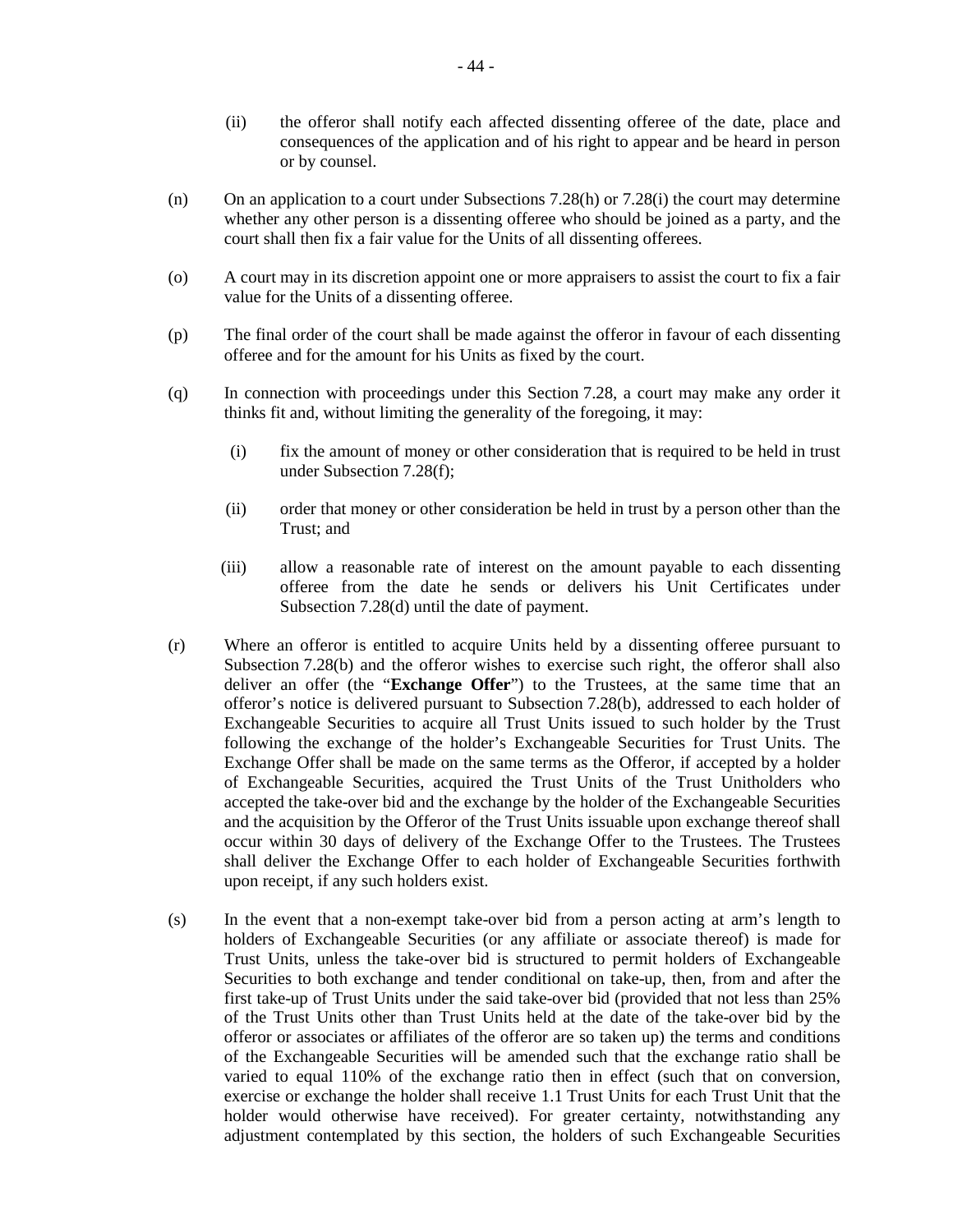(ii) the offeror shall notify each affected dissenting offeree of the date, place and consequences of the application and of his right to appear and be heard in person or by counsel.

(n) On an application to a court under Subsections 7.28(h) or 7.28(i) the court may determine whether any other person is a dissenting offeree who should be joined as a party, and the court shall then fix a fair value for the Units of all dissenting offerees.

(o) A court may in its discretion appoint one or more appraisers to assist the court to fix a fair value for the Units of a dissenting offeree.

(p) The final order of the court shall be made against the offeror in favour of each dissenting offeree and for the amount for his Units as fixed by the court.

(q) In connection with proceedings under this Section 7.28, a court may make any order it thinks fit and, without limiting the generality of the foregoing, it may:

(i) fix the amount of money or other consideration that is required to be held in trust under Subsection 7.28(f);

(ii) order that money or other consideration be held in trust by a person other than the Trust; and

(iii) allow a reasonable rate of interest on the amount payable to each dissenting offeree from the date he sends or delivers his Unit Certificates under Subsection 7.28(d) until the date of payment.

(r) Where an offeror is entitled to acquire Units held by a dissenting offeree pursuant to Subsection 7.28(b) and the offeror wishes to exercise such right, the offeror shall also deliver an offer (the "**Exchange Offer**") to the Trustees, at the same time that an offeror's notice is delivered pursuant to Subsection 7.28(b), addressed to each holder of Exchangeable Securities to acquire all Trust Units issued to such holder by the Trust following the exchange of the holder's Exchangeable Securities for Trust Units. The Exchange Offer shall be made on the same terms as the Offeror, if accepted by a holder of Exchangeable Securities, acquired the Trust Units of the Trust Unitholders who accepted the take-over bid and the exchange by the holder of the Exchangeable Securities and the acquisition by the Offeror of the Trust Units issuable upon exchange thereof shall occur within 30 days of delivery of the Exchange Offer to the Trustees. The Trustees shall deliver the Exchange Offer to each holder of Exchangeable Securities forthwith upon receipt, if any such holders exist.

(s) In the event that a non-exempt take-over bid from a person acting at arm's length to holders of Exchangeable Securities (or any affiliate or associate thereof) is made for Trust Units, unless the take-over bid is structured to permit holders of Exchangeable Securities to both exchange and tender conditional on take-up, then, from and after the first take-up of Trust Units under the said take-over bid (provided that not less than 25% of the Trust Units other than Trust Units held at the date of the take-over bid by the offeror or associates or affiliates of the offeror are so taken up) the terms and conditions of the Exchangeable Securities will be amended such that the exchange ratio shall be varied to equal 110% of the exchange ratio then in effect (such that on conversion, exercise or exchange the holder shall receive 1.1 Trust Units for each Trust Unit that the holder would otherwise have received). For greater certainty, notwithstanding any adjustment contemplated by this section, the holders of such Exchangeable Securities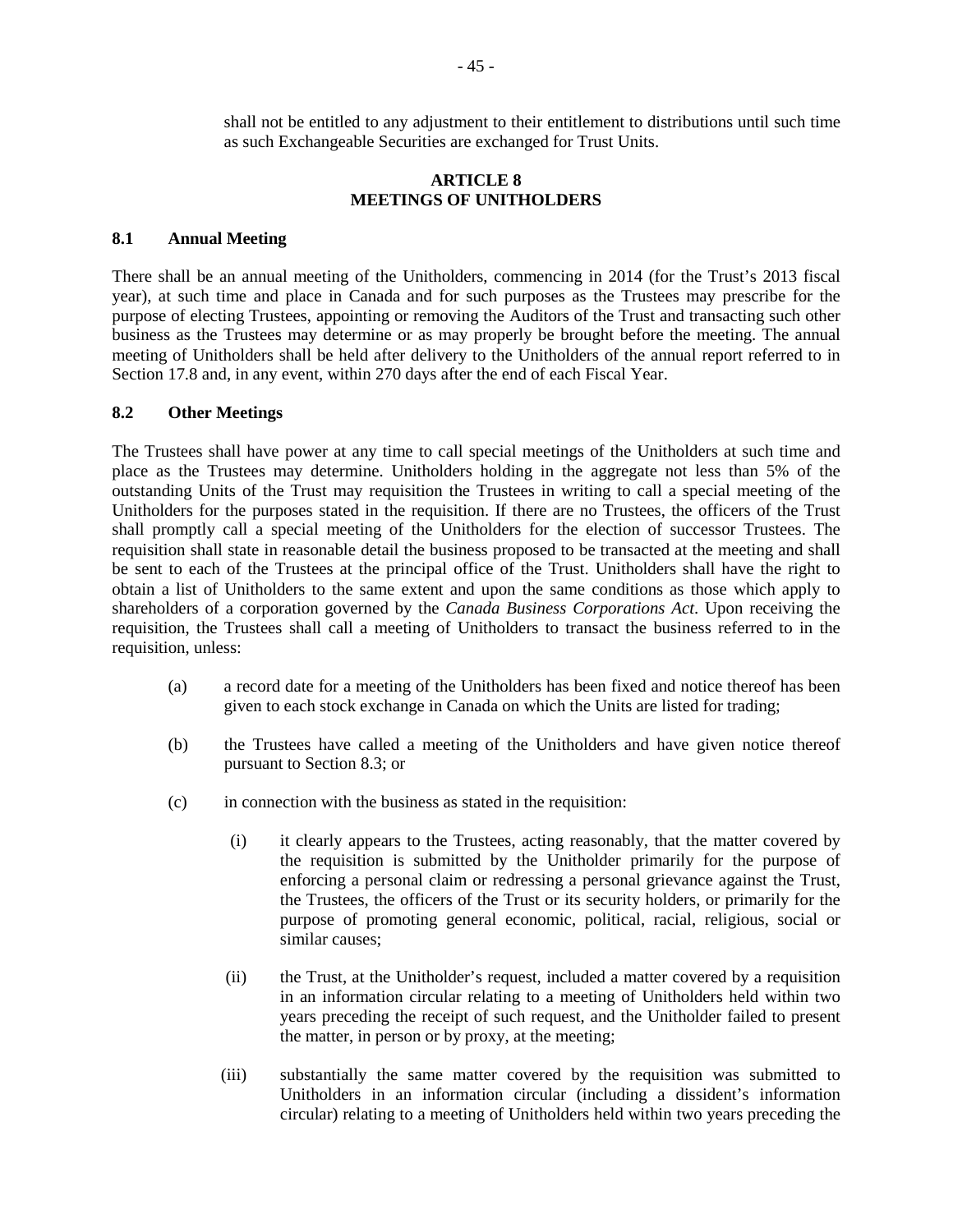shall not be entitled to any adjustment to their entitlement to distributions until such time as such Exchangeable Securities are exchanged for Trust Units.

## ARTICLE 8
## MEETINGS OF UNITHOLDERS

### 8.1 Annual Meeting

There shall be an annual meeting of the Unitholders, commencing in 2014 (for the Trust's 2013 fiscal year), at such time and place in Canada and for such purposes as the Trustees may prescribe for the purpose of electing Trustees, appointing or removing the Auditors of the Trust and transacting such other business as the Trustees may determine or as may properly be brought before the meeting. The annual meeting of Unitholders shall be held after delivery to the Unitholders of the annual report referred to in Section 17.8 and, in any event, within 270 days after the end of each Fiscal Year.

### 8.2 Other Meetings

The Trustees shall have power at any time to call special meetings of the Unitholders at such time and place as the Trustees may determine. Unitholders holding in the aggregate not less than 5% of the outstanding Units of the Trust may requisition the Trustees in writing to call a special meeting of the Unitholders for the purposes stated in the requisition. If there are no Trustees, the officers of the Trust shall promptly call a special meeting of the Unitholders for the election of successor Trustees. The requisition shall state in reasonable detail the business proposed to be transacted at the meeting and shall be sent to each of the Trustees at the principal office of the Trust. Unitholders shall have the right to obtain a list of Unitholders to the same extent and upon the same conditions as those which apply to shareholders of a corporation governed by the *Canada Business Corporations Act*. Upon receiving the requisition, the Trustees shall call a meeting of Unitholders to transact the business referred to in the requisition, unless:

(a) a record date for a meeting of the Unitholders has been fixed and notice thereof has been given to each stock exchange in Canada on which the Units are listed for trading;

(b) the Trustees have called a meeting of the Unitholders and have given notice thereof pursuant to Section 8.3; or

(c) in connection with the business as stated in the requisition:

(i) it clearly appears to the Trustees, acting reasonably, that the matter covered by the requisition is submitted by the Unitholder primarily for the purpose of enforcing a personal claim or redressing a personal grievance against the Trust, the Trustees, the officers of the Trust or its security holders, or primarily for the purpose of promoting general economic, political, racial, religious, social or similar causes;

(ii) the Trust, at the Unitholder's request, included a matter covered by a requisition in an information circular relating to a meeting of Unitholders held within two years preceding the receipt of such request, and the Unitholder failed to present the matter, in person or by proxy, at the meeting;

(iii) substantially the same matter covered by the requisition was submitted to Unitholders in an information circular (including a dissident's information circular) relating to a meeting of Unitholders held within two years preceding the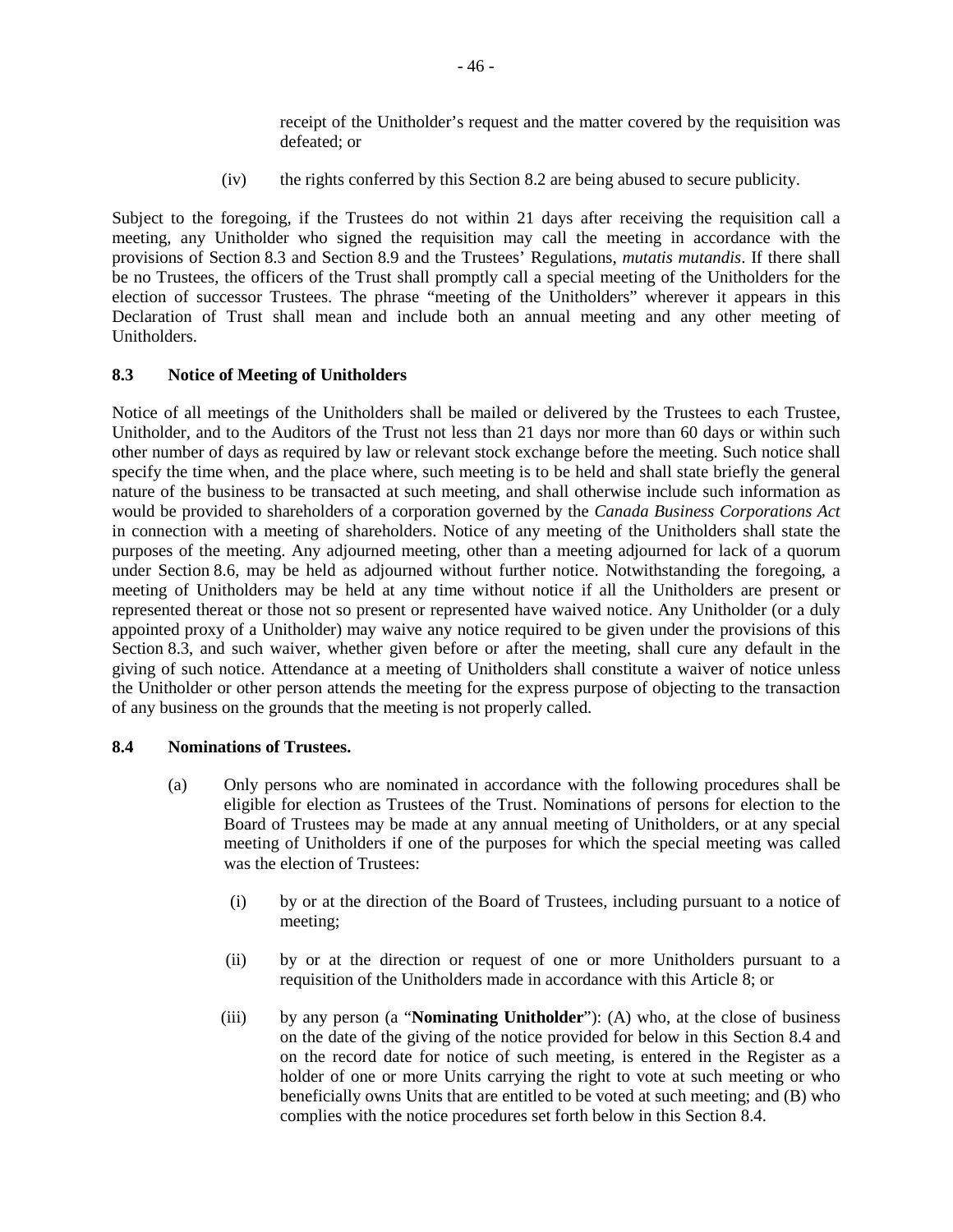receipt of the Unitholder's request and the matter covered by the requisition was defeated; or

(iv) the rights conferred by this Section 8.2 are being abused to secure publicity.

Subject to the foregoing, if the Trustees do not within 21 days after receiving the requisition call a meeting, any Unitholder who signed the requisition may call the meeting in accordance with the provisions of Section 8.3 and Section 8.9 and the Trustees' Regulations, *mutatis mutandis*. If there shall be no Trustees, the officers of the Trust shall promptly call a special meeting of the Unitholders for the election of successor Trustees. The phrase "meeting of the Unitholders" wherever it appears in this Declaration of Trust shall mean and include both an annual meeting and any other meeting of Unitholders.

### 8.3 Notice of Meeting of Unitholders

Notice of all meetings of the Unitholders shall be mailed or delivered by the Trustees to each Trustee, Unitholder, and to the Auditors of the Trust not less than 21 days nor more than 60 days or within such other number of days as required by law or relevant stock exchange before the meeting. Such notice shall specify the time when, and the place where, such meeting is to be held and shall state briefly the general nature of the business to be transacted at such meeting, and shall otherwise include such information as would be provided to shareholders of a corporation governed by the *Canada Business Corporations Act* in connection with a meeting of shareholders. Notice of any meeting of the Unitholders shall state the purposes of the meeting. Any adjourned meeting, other than a meeting adjourned for lack of a quorum under Section 8.6, may be held as adjourned without further notice. Notwithstanding the foregoing, a meeting of Unitholders may be held at any time without notice if all the Unitholders are present or represented thereat or those not so present or represented have waived notice. Any Unitholder (or a duly appointed proxy of a Unitholder) may waive any notice required to be given under the provisions of this Section 8.3, and such waiver, whether given before or after the meeting, shall cure any default in the giving of such notice. Attendance at a meeting of Unitholders shall constitute a waiver of notice unless the Unitholder or other person attends the meeting for the express purpose of objecting to the transaction of any business on the grounds that the meeting is not properly called.

### 8.4 Nominations of Trustees.

(a) Only persons who are nominated in accordance with the following procedures shall be eligible for election as Trustees of the Trust. Nominations of persons for election to the Board of Trustees may be made at any annual meeting of Unitholders, or at any special meeting of Unitholders if one of the purposes for which the special meeting was called was the election of Trustees:

(i) by or at the direction of the Board of Trustees, including pursuant to a notice of meeting;

(ii) by or at the direction or request of one or more Unitholders pursuant to a requisition of the Unitholders made in accordance with this Article 8; or

(iii) by any person (a "**Nominating Unitholder**"): (A) who, at the close of business on the date of the giving of the notice provided for below in this Section 8.4 and on the record date for notice of such meeting, is entered in the Register as a holder of one or more Units carrying the right to vote at such meeting or who beneficially owns Units that are entitled to be voted at such meeting; and (B) who complies with the notice procedures set forth below in this Section 8.4.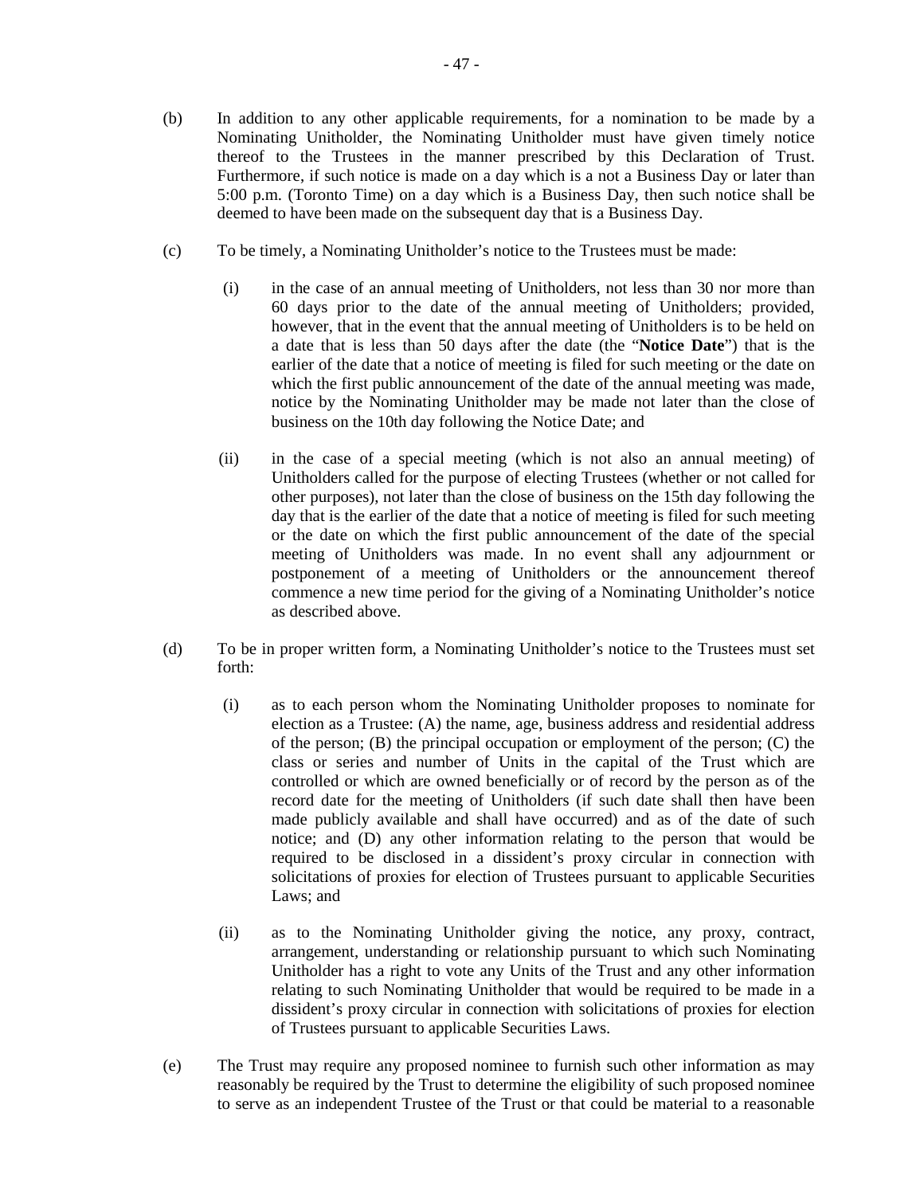(b) In addition to any other applicable requirements, for a nomination to be made by a Nominating Unitholder, the Nominating Unitholder must have given timely notice thereof to the Trustees in the manner prescribed by this Declaration of Trust. Furthermore, if such notice is made on a day which is a not a Business Day or later than 5:00 p.m. (Toronto Time) on a day which is a Business Day, then such notice shall be deemed to have been made on the subsequent day that is a Business Day.

(c) To be timely, a Nominating Unitholder's notice to the Trustees must be made:

(i) in the case of an annual meeting of Unitholders, not less than 30 nor more than 60 days prior to the date of the annual meeting of Unitholders; provided, however, that in the event that the annual meeting of Unitholders is to be held on a date that is less than 50 days after the date (the "**Notice Date**") that is the earlier of the date that a notice of meeting is filed for such meeting or the date on which the first public announcement of the date of the annual meeting was made, notice by the Nominating Unitholder may be made not later than the close of business on the 10th day following the Notice Date; and

(ii) in the case of a special meeting (which is not also an annual meeting) of Unitholders called for the purpose of electing Trustees (whether or not called for other purposes), not later than the close of business on the 15th day following the day that is the earlier of the date that a notice of meeting is filed for such meeting or the date on which the first public announcement of the date of the special meeting of Unitholders was made. In no event shall any adjournment or postponement of a meeting of Unitholders or the announcement thereof commence a new time period for the giving of a Nominating Unitholder's notice as described above.

(d) To be in proper written form, a Nominating Unitholder's notice to the Trustees must set forth:

(i) as to each person whom the Nominating Unitholder proposes to nominate for election as a Trustee: (A) the name, age, business address and residential address of the person; (B) the principal occupation or employment of the person; (C) the class or series and number of Units in the capital of the Trust which are controlled or which are owned beneficially or of record by the person as of the record date for the meeting of Unitholders (if such date shall then have been made publicly available and shall have occurred) and as of the date of such notice; and (D) any other information relating to the person that would be required to be disclosed in a dissident's proxy circular in connection with solicitations of proxies for election of Trustees pursuant to applicable Securities Laws; and

(ii) as to the Nominating Unitholder giving the notice, any proxy, contract, arrangement, understanding or relationship pursuant to which such Nominating Unitholder has a right to vote any Units of the Trust and any other information relating to such Nominating Unitholder that would be required to be made in a dissident's proxy circular in connection with solicitations of proxies for election of Trustees pursuant to applicable Securities Laws.

(e) The Trust may require any proposed nominee to furnish such other information as may reasonably be required by the Trust to determine the eligibility of such proposed nominee to serve as an independent Trustee of the Trust or that could be material to a reasonable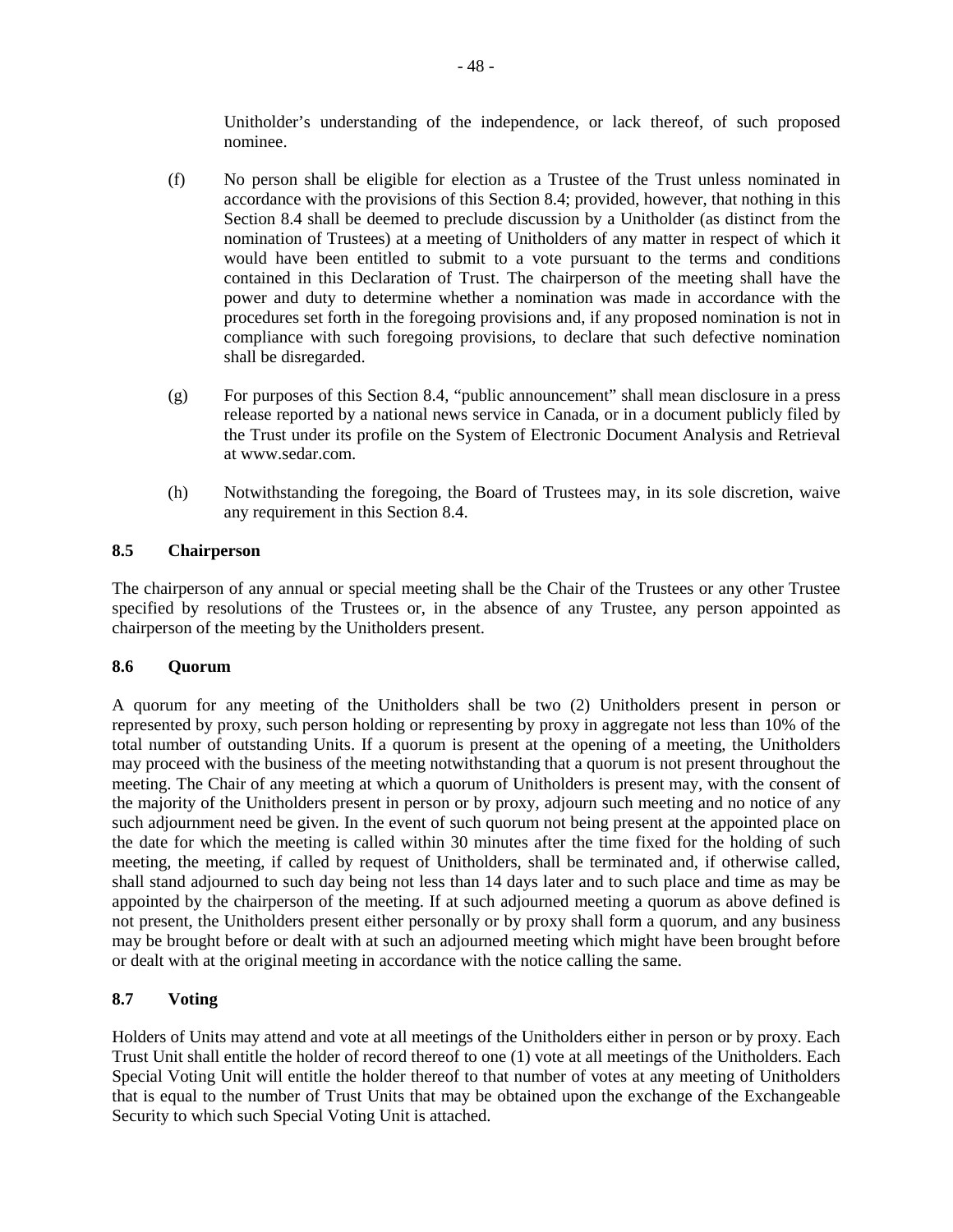Unitholder's understanding of the independence, or lack thereof, of such proposed nominee.

(f) No person shall be eligible for election as a Trustee of the Trust unless nominated in accordance with the provisions of this Section 8.4; provided, however, that nothing in this Section 8.4 shall be deemed to preclude discussion by a Unitholder (as distinct from the nomination of Trustees) at a meeting of Unitholders of any matter in respect of which it would have been entitled to submit to a vote pursuant to the terms and conditions contained in this Declaration of Trust. The chairperson of the meeting shall have the power and duty to determine whether a nomination was made in accordance with the procedures set forth in the foregoing provisions and, if any proposed nomination is not in compliance with such foregoing provisions, to declare that such defective nomination shall be disregarded.

(g) For purposes of this Section 8.4, "public announcement" shall mean disclosure in a press release reported by a national news service in Canada, or in a document publicly filed by the Trust under its profile on the System of Electronic Document Analysis and Retrieval at www.sedar.com.

(h) Notwithstanding the foregoing, the Board of Trustees may, in its sole discretion, waive any requirement in this Section 8.4.

### 8.5 Chairperson

The chairperson of any annual or special meeting shall be the Chair of the Trustees or any other Trustee specified by resolutions of the Trustees or, in the absence of any Trustee, any person appointed as chairperson of the meeting by the Unitholders present.

### 8.6 Quorum

A quorum for any meeting of the Unitholders shall be two (2) Unitholders present in person or represented by proxy, such person holding or representing by proxy in aggregate not less than 10% of the total number of outstanding Units. If a quorum is present at the opening of a meeting, the Unitholders may proceed with the business of the meeting notwithstanding that a quorum is not present throughout the meeting. The Chair of any meeting at which a quorum of Unitholders is present may, with the consent of the majority of the Unitholders present in person or by proxy, adjourn such meeting and no notice of any such adjournment need be given. In the event of such quorum not being present at the appointed place on the date for which the meeting is called within 30 minutes after the time fixed for the holding of such meeting, the meeting, if called by request of Unitholders, shall be terminated and, if otherwise called, shall stand adjourned to such day being not less than 14 days later and to such place and time as may be appointed by the chairperson of the meeting. If at such adjourned meeting a quorum as above defined is not present, the Unitholders present either personally or by proxy shall form a quorum, and any business may be brought before or dealt with at such an adjourned meeting which might have been brought before or dealt with at the original meeting in accordance with the notice calling the same.

### 8.7 Voting

Holders of Units may attend and vote at all meetings of the Unitholders either in person or by proxy. Each Trust Unit shall entitle the holder of record thereof to one (1) vote at all meetings of the Unitholders. Each Special Voting Unit will entitle the holder thereof to that number of votes at any meeting of Unitholders that is equal to the number of Trust Units that may be obtained upon the exchange of the Exchangeable Security to which such Special Voting Unit is attached.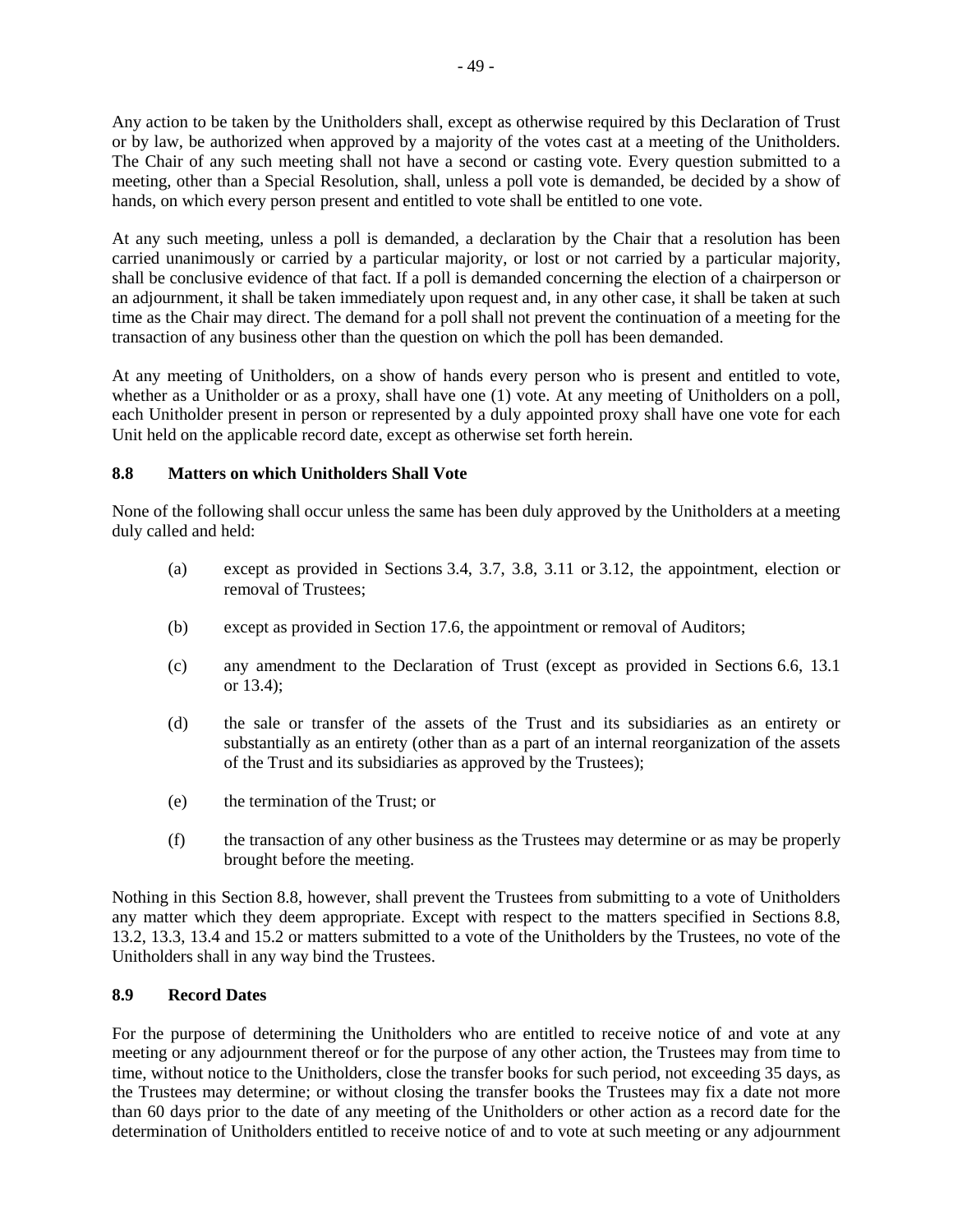Any action to be taken by the Unitholders shall, except as otherwise required by this Declaration of Trust or by law, be authorized when approved by a majority of the votes cast at a meeting of the Unitholders. The Chair of any such meeting shall not have a second or casting vote. Every question submitted to a meeting, other than a Special Resolution, shall, unless a poll vote is demanded, be decided by a show of hands, on which every person present and entitled to vote shall be entitled to one vote.

At any such meeting, unless a poll is demanded, a declaration by the Chair that a resolution has been carried unanimously or carried by a particular majority, or lost or not carried by a particular majority, shall be conclusive evidence of that fact. If a poll is demanded concerning the election of a chairperson or an adjournment, it shall be taken immediately upon request and, in any other case, it shall be taken at such time as the Chair may direct. The demand for a poll shall not prevent the continuation of a meeting for the transaction of any business other than the question on which the poll has been demanded.

At any meeting of Unitholders, on a show of hands every person who is present and entitled to vote, whether as a Unitholder or as a proxy, shall have one (1) vote. At any meeting of Unitholders on a poll, each Unitholder present in person or represented by a duly appointed proxy shall have one vote for each Unit held on the applicable record date, except as otherwise set forth herein.

### 8.8 Matters on which Unitholders Shall Vote

None of the following shall occur unless the same has been duly approved by the Unitholders at a meeting duly called and held:

(a) except as provided in Sections 3.4, 3.7, 3.8, 3.11 or 3.12, the appointment, election or removal of Trustees;

(b) except as provided in Section 17.6, the appointment or removal of Auditors;

(c) any amendment to the Declaration of Trust (except as provided in Sections 6.6, 13.1 or 13.4);

(d) the sale or transfer of the assets of the Trust and its subsidiaries as an entirety or substantially as an entirety (other than as a part of an internal reorganization of the assets of the Trust and its subsidiaries as approved by the Trustees);

(e) the termination of the Trust; or

(f) the transaction of any other business as the Trustees may determine or as may be properly brought before the meeting.

Nothing in this Section 8.8, however, shall prevent the Trustees from submitting to a vote of Unitholders any matter which they deem appropriate. Except with respect to the matters specified in Sections 8.8, 13.2, 13.3, 13.4 and 15.2 or matters submitted to a vote of the Unitholders by the Trustees, no vote of the Unitholders shall in any way bind the Trustees.

### 8.9 Record Dates

For the purpose of determining the Unitholders who are entitled to receive notice of and vote at any meeting or any adjournment thereof or for the purpose of any other action, the Trustees may from time to time, without notice to the Unitholders, close the transfer books for such period, not exceeding 35 days, as the Trustees may determine; or without closing the transfer books the Trustees may fix a date not more than 60 days prior to the date of any meeting of the Unitholders or other action as a record date for the determination of Unitholders entitled to receive notice of and to vote at such meeting or any adjournment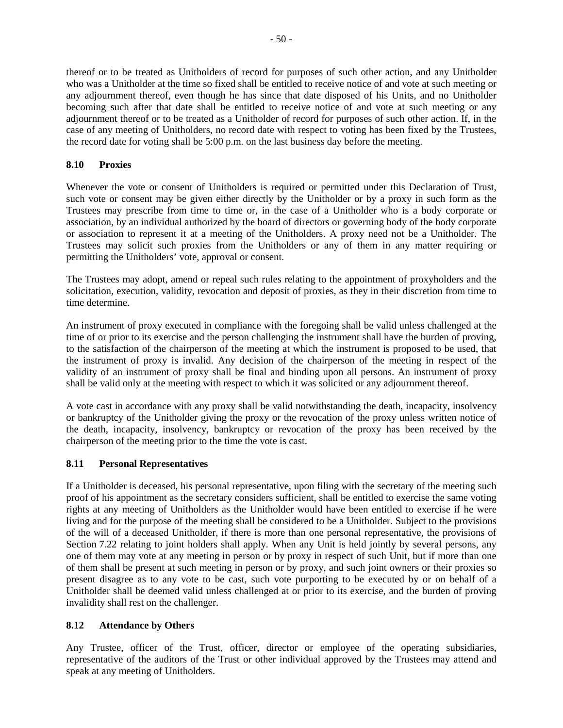thereof or to be treated as Unitholders of record for purposes of such other action, and any Unitholder who was a Unitholder at the time so fixed shall be entitled to receive notice of and vote at such meeting or any adjournment thereof, even though he has since that date disposed of his Units, and no Unitholder becoming such after that date shall be entitled to receive notice of and vote at such meeting or any adjournment thereof or to be treated as a Unitholder of record for purposes of such other action. If, in the case of any meeting of Unitholders, no record date with respect to voting has been fixed by the Trustees, the record date for voting shall be 5:00 p.m. on the last business day before the meeting.

### 8.10 Proxies

Whenever the vote or consent of Unitholders is required or permitted under this Declaration of Trust, such vote or consent may be given either directly by the Unitholder or by a proxy in such form as the Trustees may prescribe from time to time or, in the case of a Unitholder who is a body corporate or association, by an individual authorized by the board of directors or governing body of the body corporate or association to represent it at a meeting of the Unitholders. A proxy need not be a Unitholder. The Trustees may solicit such proxies from the Unitholders or any of them in any matter requiring or permitting the Unitholders' vote, approval or consent.

The Trustees may adopt, amend or repeal such rules relating to the appointment of proxyholders and the solicitation, execution, validity, revocation and deposit of proxies, as they in their discretion from time to time determine.

An instrument of proxy executed in compliance with the foregoing shall be valid unless challenged at the time of or prior to its exercise and the person challenging the instrument shall have the burden of proving, to the satisfaction of the chairperson of the meeting at which the instrument is proposed to be used, that the instrument of proxy is invalid. Any decision of the chairperson of the meeting in respect of the validity of an instrument of proxy shall be final and binding upon all persons. An instrument of proxy shall be valid only at the meeting with respect to which it was solicited or any adjournment thereof.

A vote cast in accordance with any proxy shall be valid notwithstanding the death, incapacity, insolvency or bankruptcy of the Unitholder giving the proxy or the revocation of the proxy unless written notice of the death, incapacity, insolvency, bankruptcy or revocation of the proxy has been received by the chairperson of the meeting prior to the time the vote is cast.

### 8.11 Personal Representatives

If a Unitholder is deceased, his personal representative, upon filing with the secretary of the meeting such proof of his appointment as the secretary considers sufficient, shall be entitled to exercise the same voting rights at any meeting of Unitholders as the Unitholder would have been entitled to exercise if he were living and for the purpose of the meeting shall be considered to be a Unitholder. Subject to the provisions of the will of a deceased Unitholder, if there is more than one personal representative, the provisions of Section 7.22 relating to joint holders shall apply. When any Unit is held jointly by several persons, any one of them may vote at any meeting in person or by proxy in respect of such Unit, but if more than one of them shall be present at such meeting in person or by proxy, and such joint owners or their proxies so present disagree as to any vote to be cast, such vote purporting to be executed by or on behalf of a Unitholder shall be deemed valid unless challenged at or prior to its exercise, and the burden of proving invalidity shall rest on the challenger.

### 8.12 Attendance by Others

Any Trustee, officer of the Trust, officer, director or employee of the operating subsidiaries, representative of the auditors of the Trust or other individual approved by the Trustees may attend and speak at any meeting of Unitholders.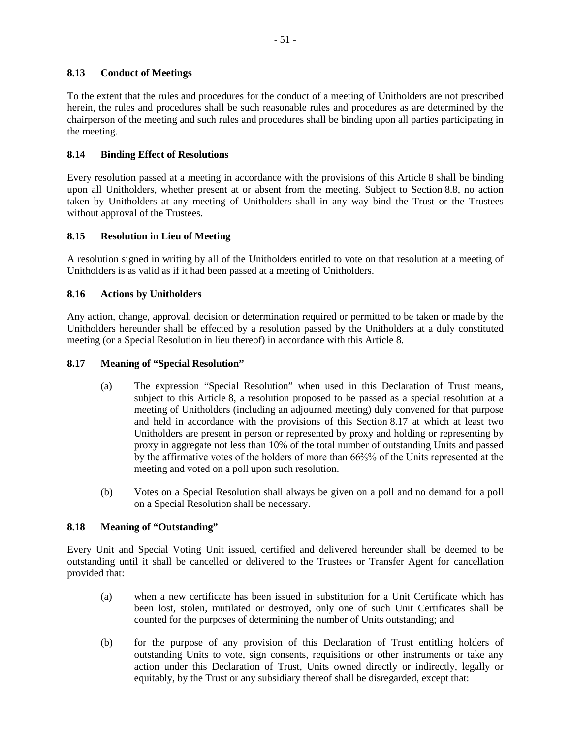### 8.13 Conduct of Meetings

To the extent that the rules and procedures for the conduct of a meeting of Unitholders are not prescribed herein, the rules and procedures shall be such reasonable rules and procedures as are determined by the chairperson of the meeting and such rules and procedures shall be binding upon all parties participating in the meeting.

### 8.14 Binding Effect of Resolutions

Every resolution passed at a meeting in accordance with the provisions of this Article 8 shall be binding upon all Unitholders, whether present at or absent from the meeting. Subject to Section 8.8, no action taken by Unitholders at any meeting of Unitholders shall in any way bind the Trust or the Trustees without approval of the Trustees.

### 8.15 Resolution in Lieu of Meeting

A resolution signed in writing by all of the Unitholders entitled to vote on that resolution at a meeting of Unitholders is as valid as if it had been passed at a meeting of Unitholders.

### 8.16 Actions by Unitholders

Any action, change, approval, decision or determination required or permitted to be taken or made by the Unitholders hereunder shall be effected by a resolution passed by the Unitholders at a duly constituted meeting (or a Special Resolution in lieu thereof) in accordance with this Article 8.

### 8.17 Meaning of "Special Resolution"

(a) The expression "Special Resolution" when used in this Declaration of Trust means, subject to this Article 8, a resolution proposed to be passed as a special resolution at a meeting of Unitholders (including an adjourned meeting) duly convened for that purpose and held in accordance with the provisions of this Section 8.17 at which at least two Unitholders are present in person or represented by proxy and holding or representing by proxy in aggregate not less than 10% of the total number of outstanding Units and passed by the affirmative votes of the holders of more than 66⅔% of the Units represented at the meeting and voted on a poll upon such resolution.

(b) Votes on a Special Resolution shall always be given on a poll and no demand for a poll on a Special Resolution shall be necessary.

### 8.18 Meaning of "Outstanding"

Every Unit and Special Voting Unit issued, certified and delivered hereunder shall be deemed to be outstanding until it shall be cancelled or delivered to the Trustees or Transfer Agent for cancellation provided that:

(a) when a new certificate has been issued in substitution for a Unit Certificate which has been lost, stolen, mutilated or destroyed, only one of such Unit Certificates shall be counted for the purposes of determining the number of Units outstanding; and

(b) for the purpose of any provision of this Declaration of Trust entitling holders of outstanding Units to vote, sign consents, requisitions or other instruments or take any action under this Declaration of Trust, Units owned directly or indirectly, legally or equitably, by the Trust or any subsidiary thereof shall be disregarded, except that: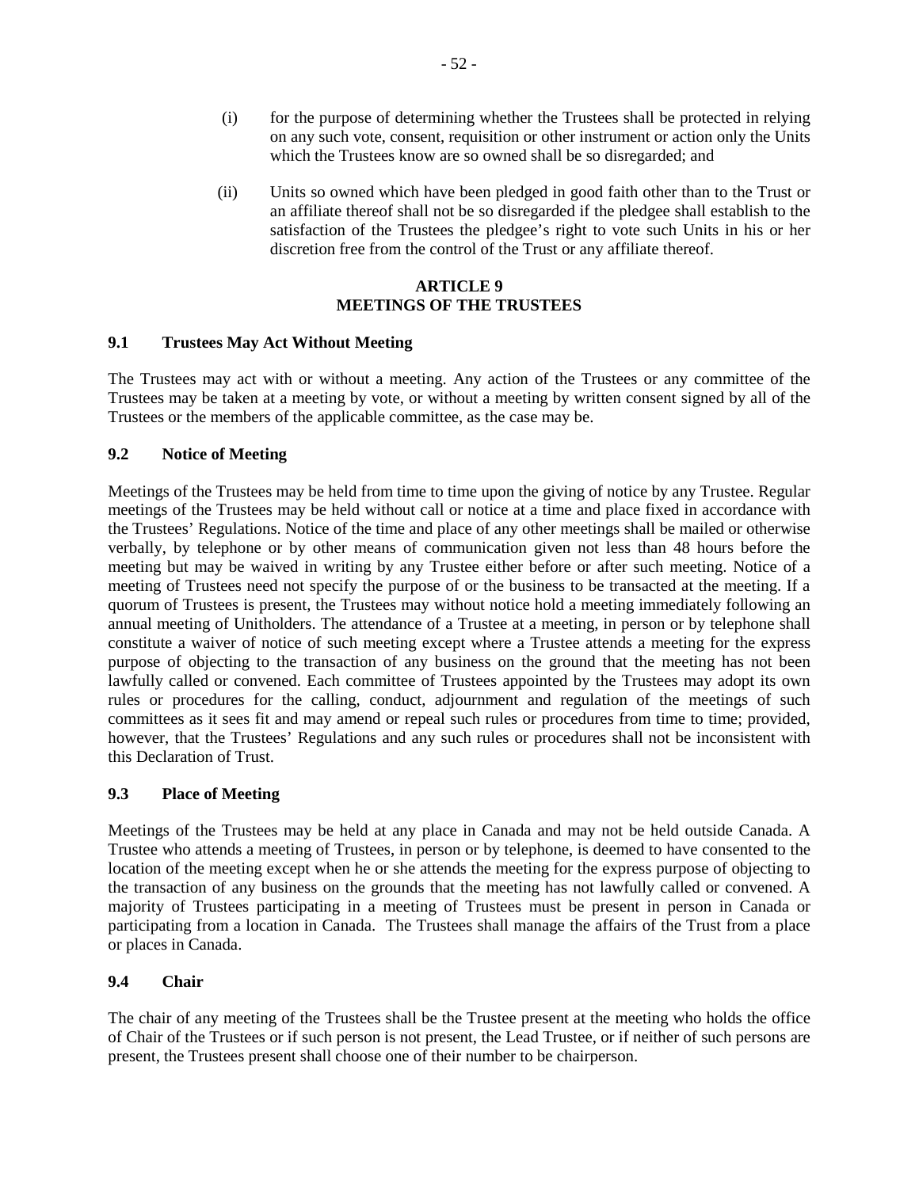(i) for the purpose of determining whether the Trustees shall be protected in relying on any such vote, consent, requisition or other instrument or action only the Units which the Trustees know are so owned shall be so disregarded; and

(ii) Units so owned which have been pledged in good faith other than to the Trust or an affiliate thereof shall not be so disregarded if the pledgee shall establish to the satisfaction of the Trustees the pledgee's right to vote such Units in his or her discretion free from the control of the Trust or any affiliate thereof.

## ARTICLE 9
## MEETINGS OF THE TRUSTEES

### 9.1 Trustees May Act Without Meeting

The Trustees may act with or without a meeting. Any action of the Trustees or any committee of the Trustees may be taken at a meeting by vote, or without a meeting by written consent signed by all of the Trustees or the members of the applicable committee, as the case may be.

### 9.2 Notice of Meeting

Meetings of the Trustees may be held from time to time upon the giving of notice by any Trustee. Regular meetings of the Trustees may be held without call or notice at a time and place fixed in accordance with the Trustees' Regulations. Notice of the time and place of any other meetings shall be mailed or otherwise verbally, by telephone or by other means of communication given not less than 48 hours before the meeting but may be waived in writing by any Trustee either before or after such meeting. Notice of a meeting of Trustees need not specify the purpose of or the business to be transacted at the meeting. If a quorum of Trustees is present, the Trustees may without notice hold a meeting immediately following an annual meeting of Unitholders. The attendance of a Trustee at a meeting, in person or by telephone shall constitute a waiver of notice of such meeting except where a Trustee attends a meeting for the express purpose of objecting to the transaction of any business on the ground that the meeting has not been lawfully called or convened. Each committee of Trustees appointed by the Trustees may adopt its own rules or procedures for the calling, conduct, adjournment and regulation of the meetings of such committees as it sees fit and may amend or repeal such rules or procedures from time to time; provided, however, that the Trustees' Regulations and any such rules or procedures shall not be inconsistent with this Declaration of Trust.

### 9.3 Place of Meeting

Meetings of the Trustees may be held at any place in Canada and may not be held outside Canada. A Trustee who attends a meeting of Trustees, in person or by telephone, is deemed to have consented to the location of the meeting except when he or she attends the meeting for the express purpose of objecting to the transaction of any business on the grounds that the meeting has not lawfully called or convened. A majority of Trustees participating in a meeting of Trustees must be present in person in Canada or participating from a location in Canada. The Trustees shall manage the affairs of the Trust from a place or places in Canada.

### 9.4 Chair

The chair of any meeting of the Trustees shall be the Trustee present at the meeting who holds the office of Chair of the Trustees or if such person is not present, the Lead Trustee, or if neither of such persons are present, the Trustees present shall choose one of their number to be chairperson.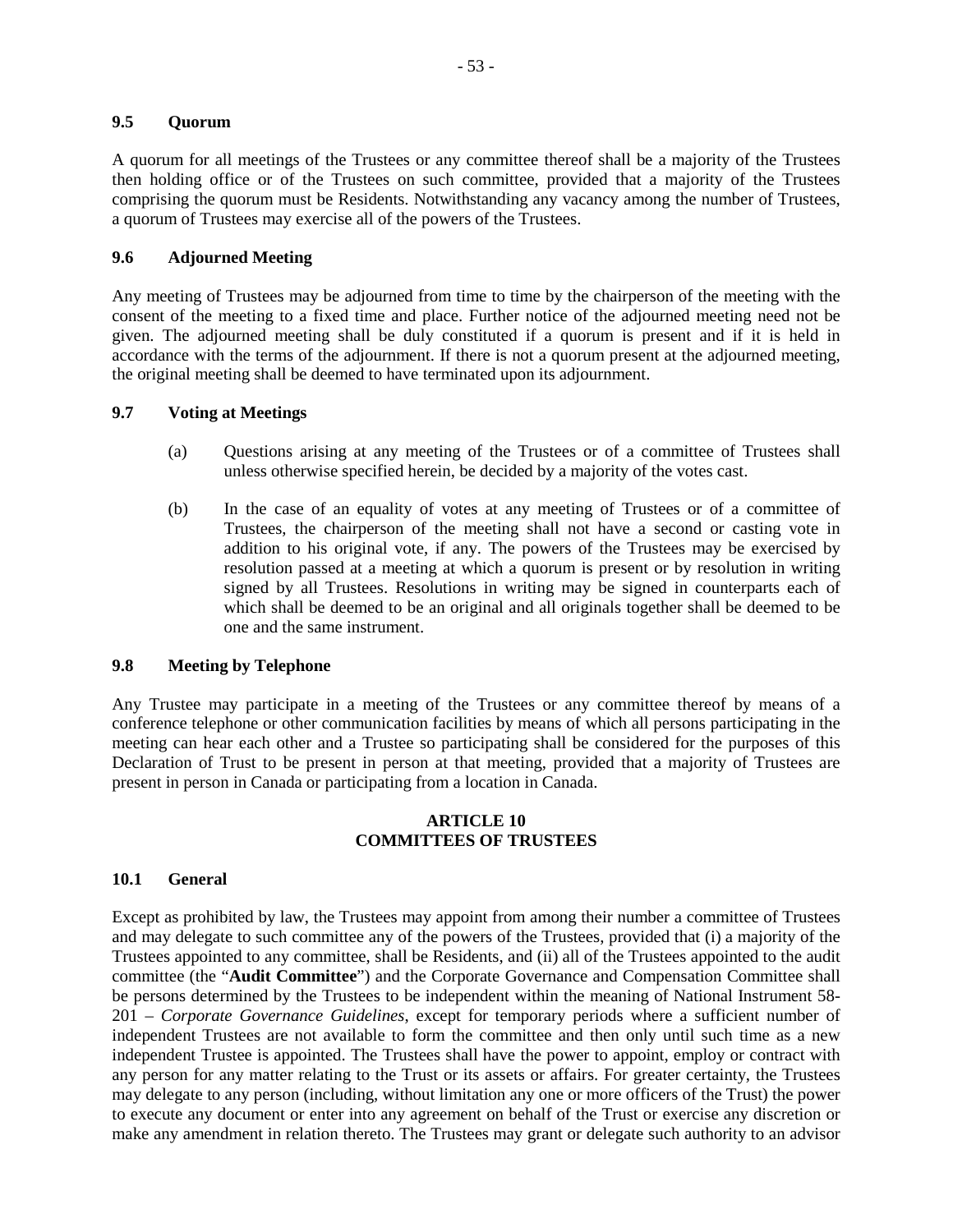### 9.5 Quorum

A quorum for all meetings of the Trustees or any committee thereof shall be a majority of the Trustees then holding office or of the Trustees on such committee, provided that a majority of the Trustees comprising the quorum must be Residents. Notwithstanding any vacancy among the number of Trustees, a quorum of Trustees may exercise all of the powers of the Trustees.

### 9.6 Adjourned Meeting

Any meeting of Trustees may be adjourned from time to time by the chairperson of the meeting with the consent of the meeting to a fixed time and place. Further notice of the adjourned meeting need not be given. The adjourned meeting shall be duly constituted if a quorum is present and if it is held in accordance with the terms of the adjournment. If there is not a quorum present at the adjourned meeting, the original meeting shall be deemed to have terminated upon its adjournment.

### 9.7 Voting at Meetings

(a) Questions arising at any meeting of the Trustees or of a committee of Trustees shall unless otherwise specified herein, be decided by a majority of the votes cast.

(b) In the case of an equality of votes at any meeting of Trustees or of a committee of Trustees, the chairperson of the meeting shall not have a second or casting vote in addition to his original vote, if any. The powers of the Trustees may be exercised by resolution passed at a meeting at which a quorum is present or by resolution in writing signed by all Trustees. Resolutions in writing may be signed in counterparts each of which shall be deemed to be an original and all originals together shall be deemed to be one and the same instrument.

### 9.8 Meeting by Telephone

Any Trustee may participate in a meeting of the Trustees or any committee thereof by means of a conference telephone or other communication facilities by means of which all persons participating in the meeting can hear each other and a Trustee so participating shall be considered for the purposes of this Declaration of Trust to be present in person at that meeting, provided that a majority of Trustees are present in person in Canada or participating from a location in Canada.

## ARTICLE 10
## COMMITTEES OF TRUSTEES

### 10.1 General

Except as prohibited by law, the Trustees may appoint from among their number a committee of Trustees and may delegate to such committee any of the powers of the Trustees, provided that (i) a majority of the Trustees appointed to any committee, shall be Residents, and (ii) all of the Trustees appointed to the audit committee (the "**Audit Committee**") and the Corporate Governance and Compensation Committee shall be persons determined by the Trustees to be independent within the meaning of National Instrument 58-201 – *Corporate Governance Guidelines*, except for temporary periods where a sufficient number of independent Trustees are not available to form the committee and then only until such time as a new independent Trustee is appointed. The Trustees shall have the power to appoint, employ or contract with any person for any matter relating to the Trust or its assets or affairs. For greater certainty, the Trustees may delegate to any person (including, without limitation any one or more officers of the Trust) the power to execute any document or enter into any agreement on behalf of the Trust or exercise any discretion or make any amendment in relation thereto. The Trustees may grant or delegate such authority to an advisor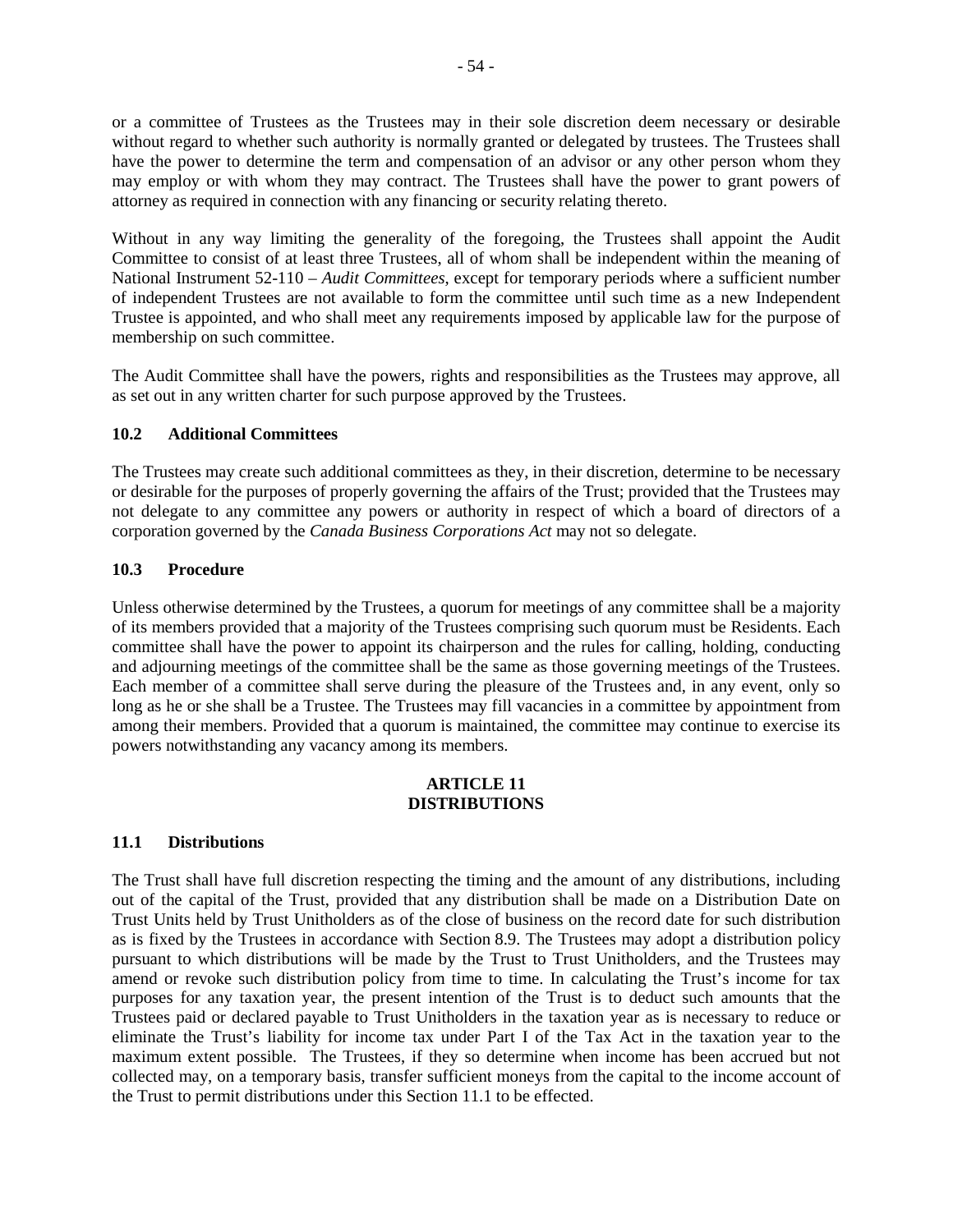or a committee of Trustees as the Trustees may in their sole discretion deem necessary or desirable without regard to whether such authority is normally granted or delegated by trustees. The Trustees shall have the power to determine the term and compensation of an advisor or any other person whom they may employ or with whom they may contract. The Trustees shall have the power to grant powers of attorney as required in connection with any financing or security relating thereto.

Without in any way limiting the generality of the foregoing, the Trustees shall appoint the Audit Committee to consist of at least three Trustees, all of whom shall be independent within the meaning of National Instrument 52-110 – *Audit Committees*, except for temporary periods where a sufficient number of independent Trustees are not available to form the committee until such time as a new Independent Trustee is appointed, and who shall meet any requirements imposed by applicable law for the purpose of membership on such committee.

The Audit Committee shall have the powers, rights and responsibilities as the Trustees may approve, all as set out in any written charter for such purpose approved by the Trustees.

### 10.2 Additional Committees

The Trustees may create such additional committees as they, in their discretion, determine to be necessary or desirable for the purposes of properly governing the affairs of the Trust; provided that the Trustees may not delegate to any committee any powers or authority in respect of which a board of directors of a corporation governed by the *Canada Business Corporations Act* may not so delegate.

### 10.3 Procedure

Unless otherwise determined by the Trustees, a quorum for meetings of any committee shall be a majority of its members provided that a majority of the Trustees comprising such quorum must be Residents. Each committee shall have the power to appoint its chairperson and the rules for calling, holding, conducting and adjourning meetings of the committee shall be the same as those governing meetings of the Trustees. Each member of a committee shall serve during the pleasure of the Trustees and, in any event, only so long as he or she shall be a Trustee. The Trustees may fill vacancies in a committee by appointment from among their members. Provided that a quorum is maintained, the committee may continue to exercise its powers notwithstanding any vacancy among its members.

## ARTICLE 11
## DISTRIBUTIONS

### 11.1 Distributions

The Trust shall have full discretion respecting the timing and the amount of any distributions, including out of the capital of the Trust, provided that any distribution shall be made on a Distribution Date on Trust Units held by Trust Unitholders as of the close of business on the record date for such distribution as is fixed by the Trustees in accordance with Section 8.9. The Trustees may adopt a distribution policy pursuant to which distributions will be made by the Trust to Trust Unitholders, and the Trustees may amend or revoke such distribution policy from time to time. In calculating the Trust's income for tax purposes for any taxation year, the present intention of the Trust is to deduct such amounts that the Trustees paid or declared payable to Trust Unitholders in the taxation year as is necessary to reduce or eliminate the Trust's liability for income tax under Part I of the Tax Act in the taxation year to the maximum extent possible. The Trustees, if they so determine when income has been accrued but not collected may, on a temporary basis, transfer sufficient moneys from the capital to the income account of the Trust to permit distributions under this Section 11.1 to be effected.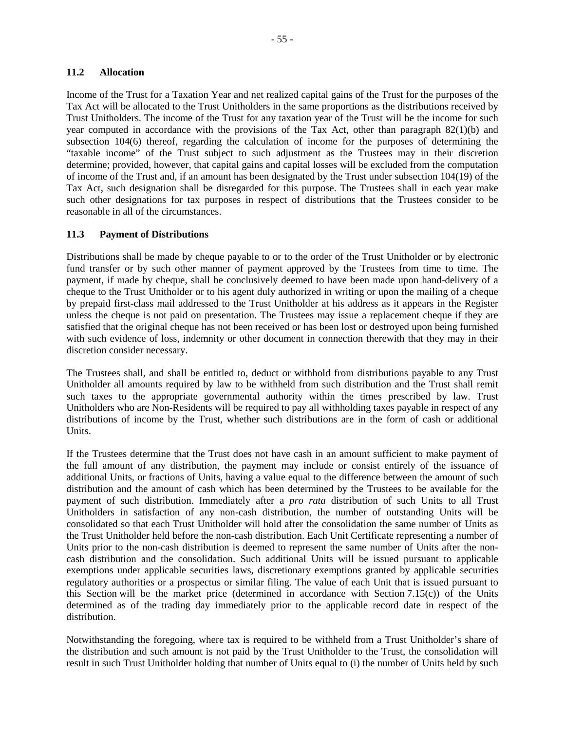### 11.2 Allocation

Income of the Trust for a Taxation Year and net realized capital gains of the Trust for the purposes of the Tax Act will be allocated to the Trust Unitholders in the same proportions as the distributions received by Trust Unitholders. The income of the Trust for any taxation year of the Trust will be the income for such year computed in accordance with the provisions of the Tax Act, other than paragraph 82(1)(b) and subsection 104(6) thereof, regarding the calculation of income for the purposes of determining the "taxable income" of the Trust subject to such adjustment as the Trustees may in their discretion determine; provided, however, that capital gains and capital losses will be excluded from the computation of income of the Trust and, if an amount has been designated by the Trust under subsection 104(19) of the Tax Act, such designation shall be disregarded for this purpose. The Trustees shall in each year make such other designations for tax purposes in respect of distributions that the Trustees consider to be reasonable in all of the circumstances.

### 11.3 Payment of Distributions

Distributions shall be made by cheque payable to or to the order of the Trust Unitholder or by electronic fund transfer or by such other manner of payment approved by the Trustees from time to time. The payment, if made by cheque, shall be conclusively deemed to have been made upon hand-delivery of a cheque to the Trust Unitholder or to his agent duly authorized in writing or upon the mailing of a cheque by prepaid first-class mail addressed to the Trust Unitholder at his address as it appears in the Register unless the cheque is not paid on presentation. The Trustees may issue a replacement cheque if they are satisfied that the original cheque has not been received or has been lost or destroyed upon being furnished with such evidence of loss, indemnity or other document in connection therewith that they may in their discretion consider necessary.

The Trustees shall, and shall be entitled to, deduct or withhold from distributions payable to any Trust Unitholder all amounts required by law to be withheld from such distribution and the Trust shall remit such taxes to the appropriate governmental authority within the times prescribed by law. Trust Unitholders who are Non-Residents will be required to pay all withholding taxes payable in respect of any distributions of income by the Trust, whether such distributions are in the form of cash or additional Units.

If the Trustees determine that the Trust does not have cash in an amount sufficient to make payment of the full amount of any distribution, the payment may include or consist entirely of the issuance of additional Units, or fractions of Units, having a value equal to the difference between the amount of such distribution and the amount of cash which has been determined by the Trustees to be available for the payment of such distribution. Immediately after a *pro rata* distribution of such Units to all Trust Unitholders in satisfaction of any non-cash distribution, the number of outstanding Units will be consolidated so that each Trust Unitholder will hold after the consolidation the same number of Units as the Trust Unitholder held before the non-cash distribution. Each Unit Certificate representing a number of Units prior to the non-cash distribution is deemed to represent the same number of Units after the non-cash distribution and the consolidation. Such additional Units will be issued pursuant to applicable exemptions under applicable securities laws, discretionary exemptions granted by applicable securities regulatory authorities or a prospectus or similar filing. The value of each Unit that is issued pursuant to this Section will be the market price (determined in accordance with Section 7.15(c)) of the Units determined as of the trading day immediately prior to the applicable record date in respect of the distribution.

Notwithstanding the foregoing, where tax is required to be withheld from a Trust Unitholder's share of the distribution and such amount is not paid by the Trust Unitholder to the Trust, the consolidation will result in such Trust Unitholder holding that number of Units equal to (i) the number of Units held by such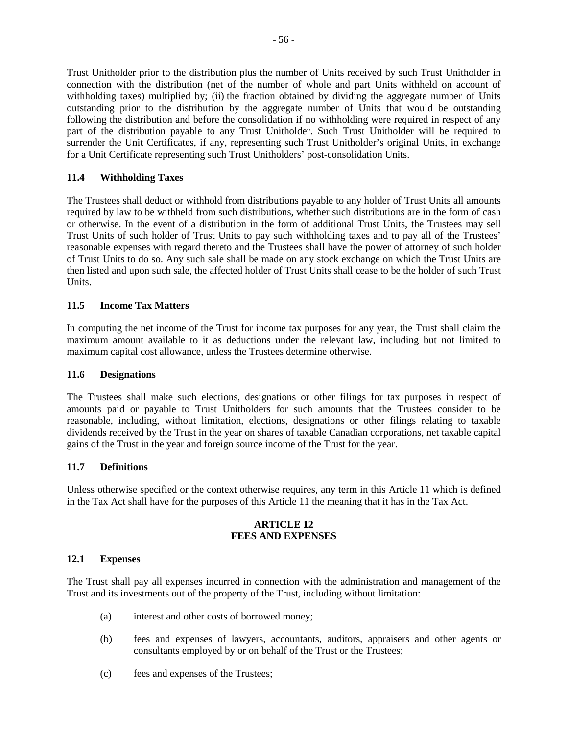Trust Unitholder prior to the distribution plus the number of Units received by such Trust Unitholder in connection with the distribution (net of the number of whole and part Units withheld on account of withholding taxes) multiplied by; (ii) the fraction obtained by dividing the aggregate number of Units outstanding prior to the distribution by the aggregate number of Units that would be outstanding following the distribution and before the consolidation if no withholding were required in respect of any part of the distribution payable to any Trust Unitholder. Such Trust Unitholder will be required to surrender the Unit Certificates, if any, representing such Trust Unitholder's original Units, in exchange for a Unit Certificate representing such Trust Unitholders' post-consolidation Units.

### 11.4 Withholding Taxes

The Trustees shall deduct or withhold from distributions payable to any holder of Trust Units all amounts required by law to be withheld from such distributions, whether such distributions are in the form of cash or otherwise. In the event of a distribution in the form of additional Trust Units, the Trustees may sell Trust Units of such holder of Trust Units to pay such withholding taxes and to pay all of the Trustees' reasonable expenses with regard thereto and the Trustees shall have the power of attorney of such holder of Trust Units to do so. Any such sale shall be made on any stock exchange on which the Trust Units are then listed and upon such sale, the affected holder of Trust Units shall cease to be the holder of such Trust Units.

### 11.5 Income Tax Matters

In computing the net income of the Trust for income tax purposes for any year, the Trust shall claim the maximum amount available to it as deductions under the relevant law, including but not limited to maximum capital cost allowance, unless the Trustees determine otherwise.

### 11.6 Designations

The Trustees shall make such elections, designations or other filings for tax purposes in respect of amounts paid or payable to Trust Unitholders for such amounts that the Trustees consider to be reasonable, including, without limitation, elections, designations or other filings relating to taxable dividends received by the Trust in the year on shares of taxable Canadian corporations, net taxable capital gains of the Trust in the year and foreign source income of the Trust for the year.

### 11.7 Definitions

Unless otherwise specified or the context otherwise requires, any term in this Article 11 which is defined in the Tax Act shall have for the purposes of this Article 11 the meaning that it has in the Tax Act.

## ARTICLE 12
## FEES AND EXPENSES

### 12.1 Expenses

The Trust shall pay all expenses incurred in connection with the administration and management of the Trust and its investments out of the property of the Trust, including without limitation:

(a) interest and other costs of borrowed money;

(b) fees and expenses of lawyers, accountants, auditors, appraisers and other agents or consultants employed by or on behalf of the Trust or the Trustees;

(c) fees and expenses of the Trustees;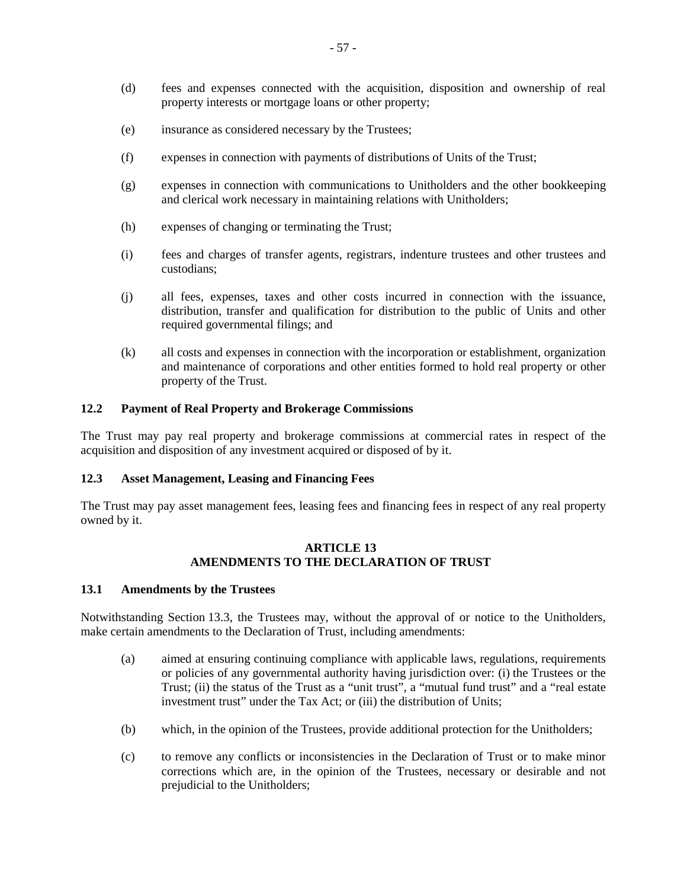(d) fees and expenses connected with the acquisition, disposition and ownership of real property interests or mortgage loans or other property;

(e) insurance as considered necessary by the Trustees;

(f) expenses in connection with payments of distributions of Units of the Trust;

(g) expenses in connection with communications to Unitholders and the other bookkeeping and clerical work necessary in maintaining relations with Unitholders;

(h) expenses of changing or terminating the Trust;

(i) fees and charges of transfer agents, registrars, indenture trustees and other trustees and custodians;

(j) all fees, expenses, taxes and other costs incurred in connection with the issuance, distribution, transfer and qualification for distribution to the public of Units and other required governmental filings; and

(k) all costs and expenses in connection with the incorporation or establishment, organization and maintenance of corporations and other entities formed to hold real property or other property of the Trust.

### 12.2 Payment of Real Property and Brokerage Commissions

The Trust may pay real property and brokerage commissions at commercial rates in respect of the acquisition and disposition of any investment acquired or disposed of by it.

### 12.3 Asset Management, Leasing and Financing Fees

The Trust may pay asset management fees, leasing fees and financing fees in respect of any real property owned by it.

## ARTICLE 13
## AMENDMENTS TO THE DECLARATION OF TRUST

### 13.1 Amendments by the Trustees

Notwithstanding Section 13.3, the Trustees may, without the approval of or notice to the Unitholders, make certain amendments to the Declaration of Trust, including amendments:

(a) aimed at ensuring continuing compliance with applicable laws, regulations, requirements or policies of any governmental authority having jurisdiction over: (i) the Trustees or the Trust; (ii) the status of the Trust as a "unit trust", a "mutual fund trust" and a "real estate investment trust" under the Tax Act; or (iii) the distribution of Units;

(b) which, in the opinion of the Trustees, provide additional protection for the Unitholders;

(c) to remove any conflicts or inconsistencies in the Declaration of Trust or to make minor corrections which are, in the opinion of the Trustees, necessary or desirable and not prejudicial to the Unitholders;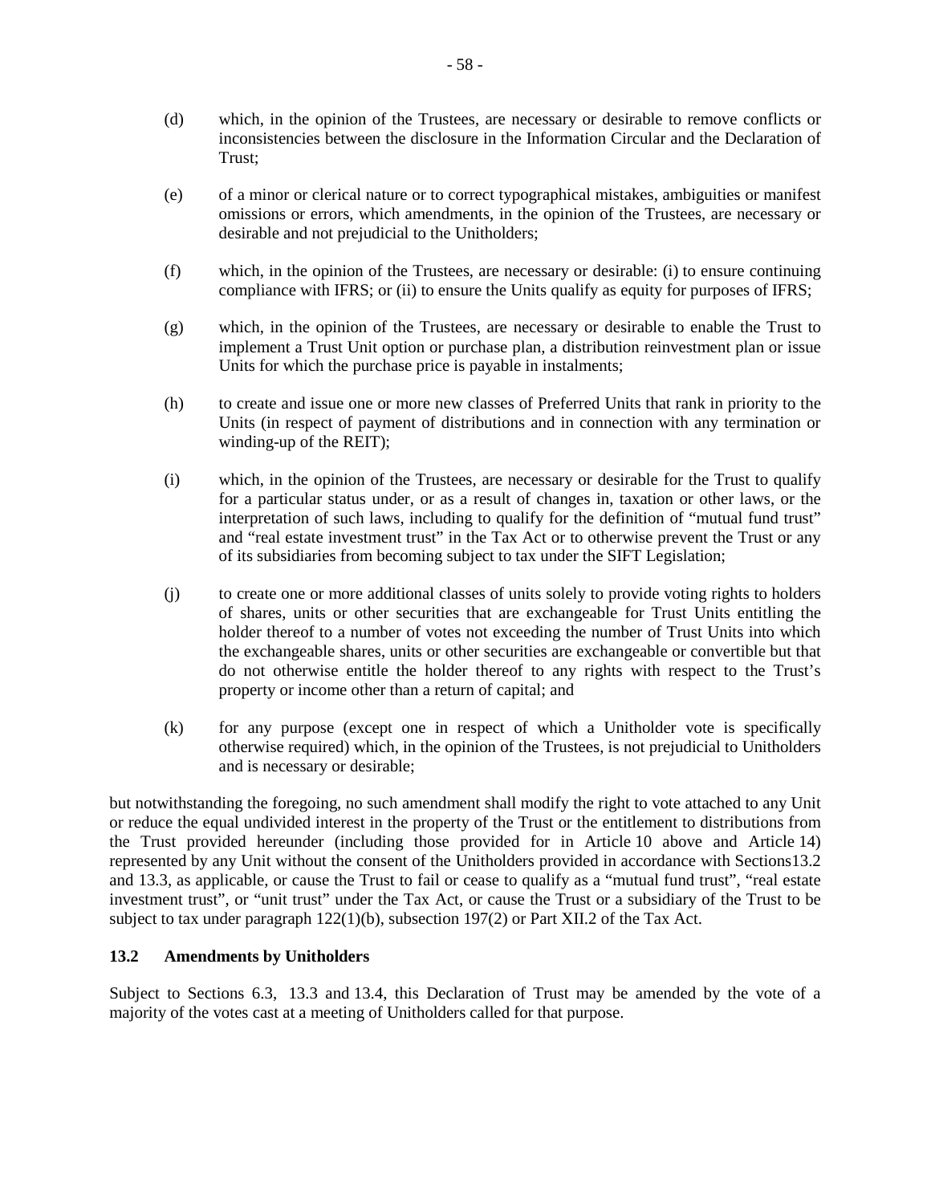(d) which, in the opinion of the Trustees, are necessary or desirable to remove conflicts or inconsistencies between the disclosure in the Information Circular and the Declaration of Trust;

(e) of a minor or clerical nature or to correct typographical mistakes, ambiguities or manifest omissions or errors, which amendments, in the opinion of the Trustees, are necessary or desirable and not prejudicial to the Unitholders;

(f) which, in the opinion of the Trustees, are necessary or desirable: (i) to ensure continuing compliance with IFRS; or (ii) to ensure the Units qualify as equity for purposes of IFRS;

(g) which, in the opinion of the Trustees, are necessary or desirable to enable the Trust to implement a Trust Unit option or purchase plan, a distribution reinvestment plan or issue Units for which the purchase price is payable in instalments;

(h) to create and issue one or more new classes of Preferred Units that rank in priority to the Units (in respect of payment of distributions and in connection with any termination or winding-up of the REIT);

(i) which, in the opinion of the Trustees, are necessary or desirable for the Trust to qualify for a particular status under, or as a result of changes in, taxation or other laws, or the interpretation of such laws, including to qualify for the definition of "mutual fund trust" and "real estate investment trust" in the Tax Act or to otherwise prevent the Trust or any of its subsidiaries from becoming subject to tax under the SIFT Legislation;

(j) to create one or more additional classes of units solely to provide voting rights to holders of shares, units or other securities that are exchangeable for Trust Units entitling the holder thereof to a number of votes not exceeding the number of Trust Units into which the exchangeable shares, units or other securities are exchangeable or convertible but that do not otherwise entitle the holder thereof to any rights with respect to the Trust's property or income other than a return of capital; and

(k) for any purpose (except one in respect of which a Unitholder vote is specifically otherwise required) which, in the opinion of the Trustees, is not prejudicial to Unitholders and is necessary or desirable;

but notwithstanding the foregoing, no such amendment shall modify the right to vote attached to any Unit or reduce the equal undivided interest in the property of the Trust or the entitlement to distributions from the Trust provided hereunder (including those provided for in Article 10 above and Article 14) represented by any Unit without the consent of the Unitholders provided in accordance with Sections13.2 and 13.3, as applicable, or cause the Trust to fail or cease to qualify as a "mutual fund trust", "real estate investment trust", or "unit trust" under the Tax Act, or cause the Trust or a subsidiary of the Trust to be subject to tax under paragraph 122(1)(b), subsection 197(2) or Part XII.2 of the Tax Act.

### 13.2 Amendments by Unitholders

Subject to Sections 6.3, 13.3 and 13.4, this Declaration of Trust may be amended by the vote of a majority of the votes cast at a meeting of Unitholders called for that purpose.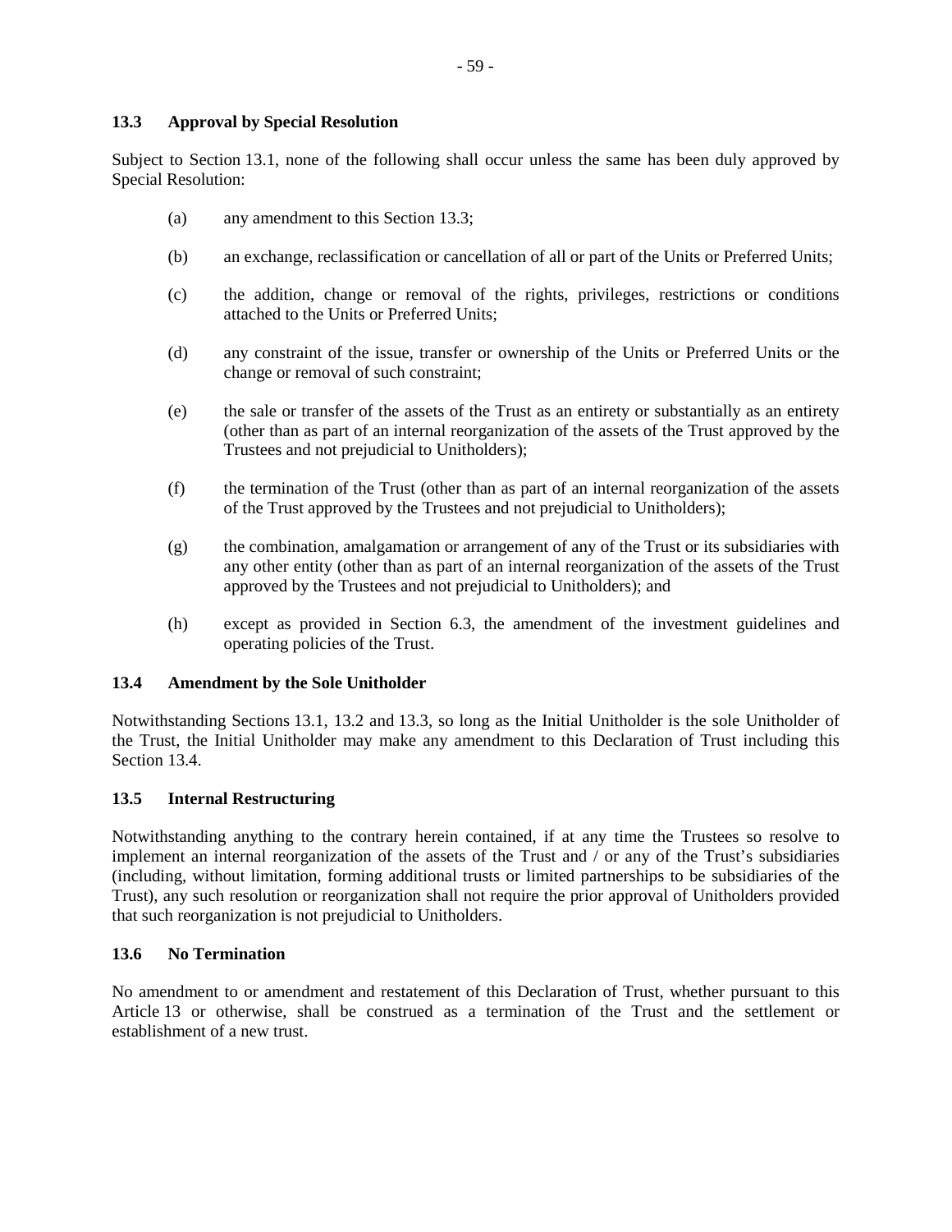### 13.3 Approval by Special Resolution

Subject to Section 13.1, none of the following shall occur unless the same has been duly approved by Special Resolution:

(a) any amendment to this Section 13.3;

(b) an exchange, reclassification or cancellation of all or part of the Units or Preferred Units;

(c) the addition, change or removal of the rights, privileges, restrictions or conditions attached to the Units or Preferred Units;

(d) any constraint of the issue, transfer or ownership of the Units or Preferred Units or the change or removal of such constraint;

(e) the sale or transfer of the assets of the Trust as an entirety or substantially as an entirety (other than as part of an internal reorganization of the assets of the Trust approved by the Trustees and not prejudicial to Unitholders);

(f) the termination of the Trust (other than as part of an internal reorganization of the assets of the Trust approved by the Trustees and not prejudicial to Unitholders);

(g) the combination, amalgamation or arrangement of any of the Trust or its subsidiaries with any other entity (other than as part of an internal reorganization of the assets of the Trust approved by the Trustees and not prejudicial to Unitholders); and

(h) except as provided in Section 6.3, the amendment of the investment guidelines and operating policies of the Trust.

### 13.4 Amendment by the Sole Unitholder

Notwithstanding Sections 13.1, 13.2 and 13.3, so long as the Initial Unitholder is the sole Unitholder of the Trust, the Initial Unitholder may make any amendment to this Declaration of Trust including this Section 13.4.

### 13.5 Internal Restructuring

Notwithstanding anything to the contrary herein contained, if at any time the Trustees so resolve to implement an internal reorganization of the assets of the Trust and / or any of the Trust's subsidiaries (including, without limitation, forming additional trusts or limited partnerships to be subsidiaries of the Trust), any such resolution or reorganization shall not require the prior approval of Unitholders provided that such reorganization is not prejudicial to Unitholders.

### 13.6 No Termination

No amendment to or amendment and restatement of this Declaration of Trust, whether pursuant to this Article 13 or otherwise, shall be construed as a termination of the Trust and the settlement or establishment of a new trust.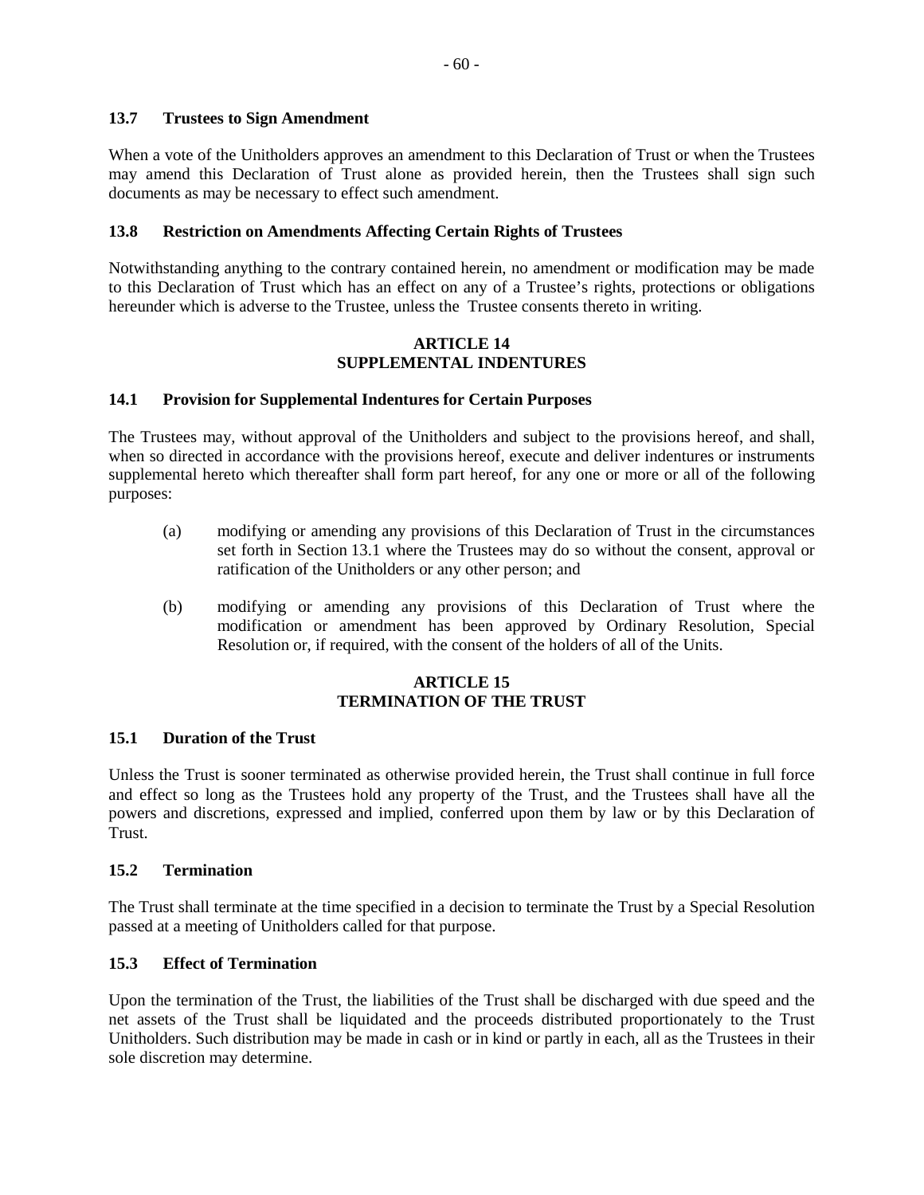### 13.7 Trustees to Sign Amendment

When a vote of the Unitholders approves an amendment to this Declaration of Trust or when the Trustees may amend this Declaration of Trust alone as provided herein, then the Trustees shall sign such documents as may be necessary to effect such amendment.

### 13.8 Restriction on Amendments Affecting Certain Rights of Trustees

Notwithstanding anything to the contrary contained herein, no amendment or modification may be made to this Declaration of Trust which has an effect on any of a Trustee's rights, protections or obligations hereunder which is adverse to the Trustee, unless the Trustee consents thereto in writing.

## ARTICLE 14
## SUPPLEMENTAL INDENTURES

### 14.1 Provision for Supplemental Indentures for Certain Purposes

The Trustees may, without approval of the Unitholders and subject to the provisions hereof, and shall, when so directed in accordance with the provisions hereof, execute and deliver indentures or instruments supplemental hereto which thereafter shall form part hereof, for any one or more or all of the following purposes:

(a) modifying or amending any provisions of this Declaration of Trust in the circumstances set forth in Section 13.1 where the Trustees may do so without the consent, approval or ratification of the Unitholders or any other person; and

(b) modifying or amending any provisions of this Declaration of Trust where the modification or amendment has been approved by Ordinary Resolution, Special Resolution or, if required, with the consent of the holders of all of the Units.

## ARTICLE 15
## TERMINATION OF THE TRUST

### 15.1 Duration of the Trust

Unless the Trust is sooner terminated as otherwise provided herein, the Trust shall continue in full force and effect so long as the Trustees hold any property of the Trust, and the Trustees shall have all the powers and discretions, expressed and implied, conferred upon them by law or by this Declaration of Trust.

### 15.2 Termination

The Trust shall terminate at the time specified in a decision to terminate the Trust by a Special Resolution passed at a meeting of Unitholders called for that purpose.

### 15.3 Effect of Termination

Upon the termination of the Trust, the liabilities of the Trust shall be discharged with due speed and the net assets of the Trust shall be liquidated and the proceeds distributed proportionately to the Trust Unitholders. Such distribution may be made in cash or in kind or partly in each, all as the Trustees in their sole discretion may determine.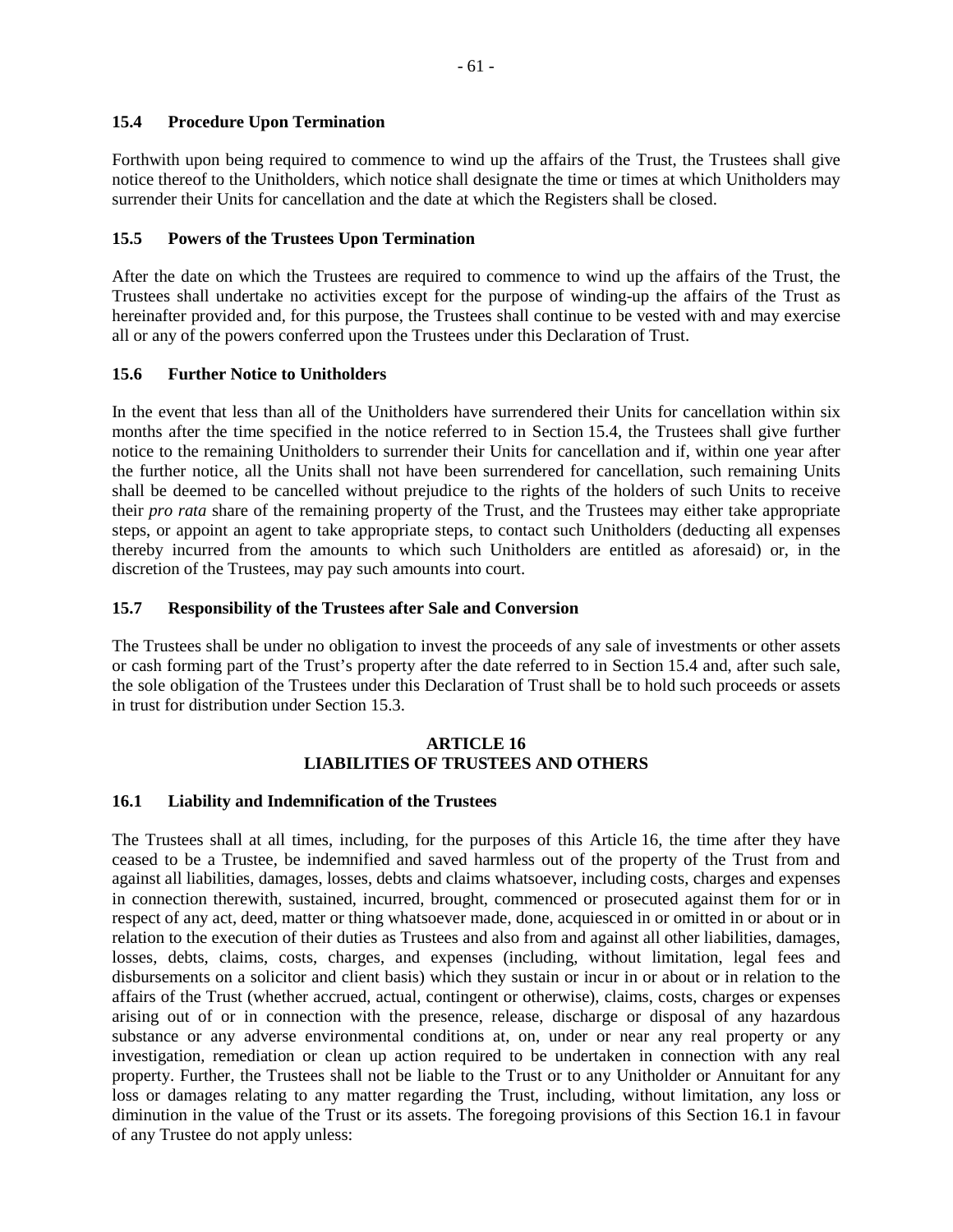### 15.4 Procedure Upon Termination

Forthwith upon being required to commence to wind up the affairs of the Trust, the Trustees shall give notice thereof to the Unitholders, which notice shall designate the time or times at which Unitholders may surrender their Units for cancellation and the date at which the Registers shall be closed.

### 15.5 Powers of the Trustees Upon Termination

After the date on which the Trustees are required to commence to wind up the affairs of the Trust, the Trustees shall undertake no activities except for the purpose of winding-up the affairs of the Trust as hereinafter provided and, for this purpose, the Trustees shall continue to be vested with and may exercise all or any of the powers conferred upon the Trustees under this Declaration of Trust.

### 15.6 Further Notice to Unitholders

In the event that less than all of the Unitholders have surrendered their Units for cancellation within six months after the time specified in the notice referred to in Section 15.4, the Trustees shall give further notice to the remaining Unitholders to surrender their Units for cancellation and if, within one year after the further notice, all the Units shall not have been surrendered for cancellation, such remaining Units shall be deemed to be cancelled without prejudice to the rights of the holders of such Units to receive their *pro rata* share of the remaining property of the Trust, and the Trustees may either take appropriate steps, or appoint an agent to take appropriate steps, to contact such Unitholders (deducting all expenses thereby incurred from the amounts to which such Unitholders are entitled as aforesaid) or, in the discretion of the Trustees, may pay such amounts into court.

### 15.7 Responsibility of the Trustees after Sale and Conversion

The Trustees shall be under no obligation to invest the proceeds of any sale of investments or other assets or cash forming part of the Trust's property after the date referred to in Section 15.4 and, after such sale, the sole obligation of the Trustees under this Declaration of Trust shall be to hold such proceeds or assets in trust for distribution under Section 15.3.

## ARTICLE 16
## LIABILITIES OF TRUSTEES AND OTHERS

### 16.1 Liability and Indemnification of the Trustees

The Trustees shall at all times, including, for the purposes of this Article 16, the time after they have ceased to be a Trustee, be indemnified and saved harmless out of the property of the Trust from and against all liabilities, damages, losses, debts and claims whatsoever, including costs, charges and expenses in connection therewith, sustained, incurred, brought, commenced or prosecuted against them for or in respect of any act, deed, matter or thing whatsoever made, done, acquiesced in or omitted in or about or in relation to the execution of their duties as Trustees and also from and against all other liabilities, damages, losses, debts, claims, costs, charges, and expenses (including, without limitation, legal fees and disbursements on a solicitor and client basis) which they sustain or incur in or about or in relation to the affairs of the Trust (whether accrued, actual, contingent or otherwise), claims, costs, charges or expenses arising out of or in connection with the presence, release, discharge or disposal of any hazardous substance or any adverse environmental conditions at, on, under or near any real property or any investigation, remediation or clean up action required to be undertaken in connection with any real property. Further, the Trustees shall not be liable to the Trust or to any Unitholder or Annuitant for any loss or damages relating to any matter regarding the Trust, including, without limitation, any loss or diminution in the value of the Trust or its assets. The foregoing provisions of this Section 16.1 in favour of any Trustee do not apply unless: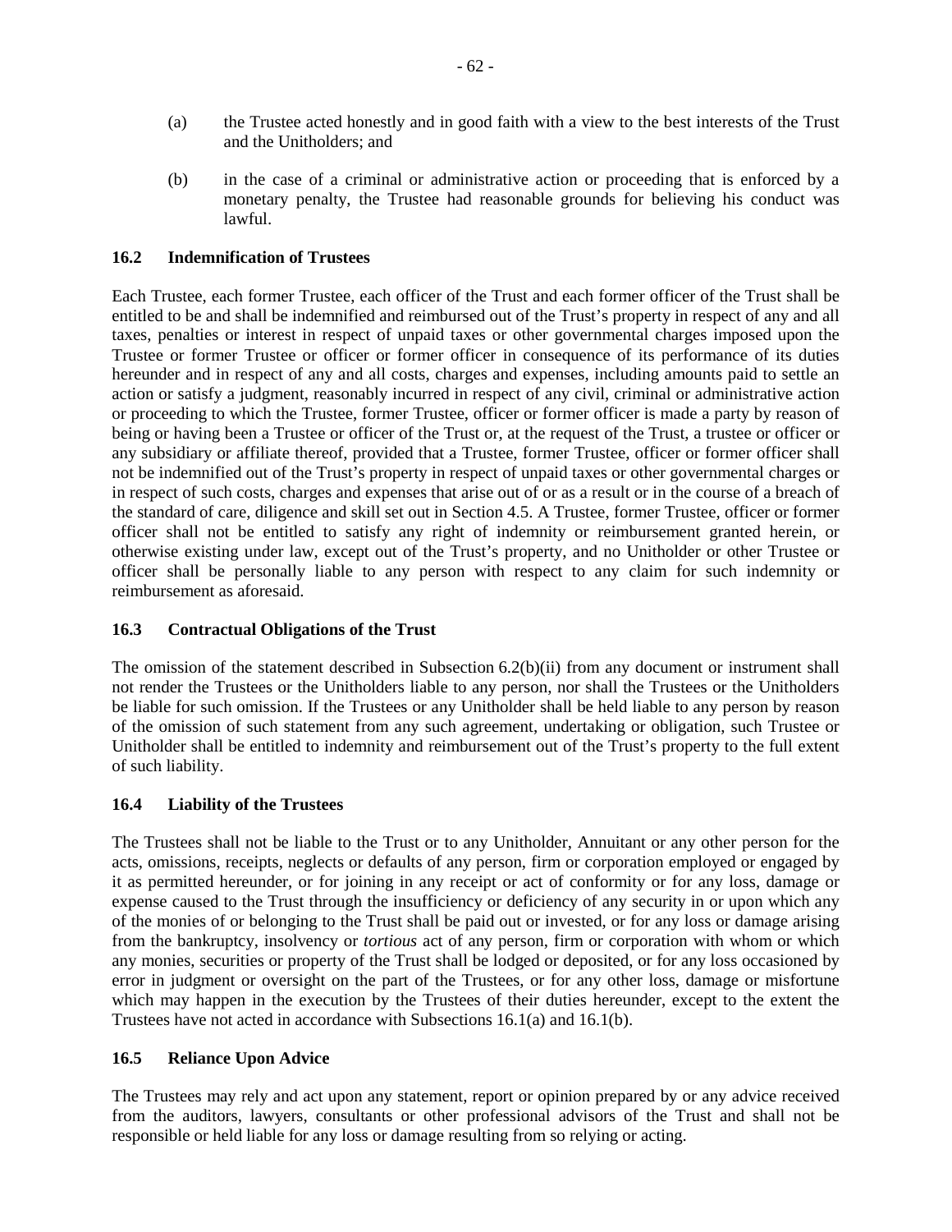(a) the Trustee acted honestly and in good faith with a view to the best interests of the Trust and the Unitholders; and

(b) in the case of a criminal or administrative action or proceeding that is enforced by a monetary penalty, the Trustee had reasonable grounds for believing his conduct was lawful.

### 16.2 Indemnification of Trustees

Each Trustee, each former Trustee, each officer of the Trust and each former officer of the Trust shall be entitled to be and shall be indemnified and reimbursed out of the Trust's property in respect of any and all taxes, penalties or interest in respect of unpaid taxes or other governmental charges imposed upon the Trustee or former Trustee or officer or former officer in consequence of its performance of its duties hereunder and in respect of any and all costs, charges and expenses, including amounts paid to settle an action or satisfy a judgment, reasonably incurred in respect of any civil, criminal or administrative action or proceeding to which the Trustee, former Trustee, officer or former officer is made a party by reason of being or having been a Trustee or officer of the Trust or, at the request of the Trust, a trustee or officer or any subsidiary or affiliate thereof, provided that a Trustee, former Trustee, officer or former officer shall not be indemnified out of the Trust's property in respect of unpaid taxes or other governmental charges or in respect of such costs, charges and expenses that arise out of or as a result or in the course of a breach of the standard of care, diligence and skill set out in Section 4.5. A Trustee, former Trustee, officer or former officer shall not be entitled to satisfy any right of indemnity or reimbursement granted herein, or otherwise existing under law, except out of the Trust's property, and no Unitholder or other Trustee or officer shall be personally liable to any person with respect to any claim for such indemnity or reimbursement as aforesaid.

### 16.3 Contractual Obligations of the Trust

The omission of the statement described in Subsection 6.2(b)(ii) from any document or instrument shall not render the Trustees or the Unitholders liable to any person, nor shall the Trustees or the Unitholders be liable for such omission. If the Trustees or any Unitholder shall be held liable to any person by reason of the omission of such statement from any such agreement, undertaking or obligation, such Trustee or Unitholder shall be entitled to indemnity and reimbursement out of the Trust's property to the full extent of such liability.

### 16.4 Liability of the Trustees

The Trustees shall not be liable to the Trust or to any Unitholder, Annuitant or any other person for the acts, omissions, receipts, neglects or defaults of any person, firm or corporation employed or engaged by it as permitted hereunder, or for joining in any receipt or act of conformity or for any loss, damage or expense caused to the Trust through the insufficiency or deficiency of any security in or upon which any of the monies of or belonging to the Trust shall be paid out or invested, or for any loss or damage arising from the bankruptcy, insolvency or *tortious* act of any person, firm or corporation with whom or which any monies, securities or property of the Trust shall be lodged or deposited, or for any loss occasioned by error in judgment or oversight on the part of the Trustees, or for any other loss, damage or misfortune which may happen in the execution by the Trustees of their duties hereunder, except to the extent the Trustees have not acted in accordance with Subsections 16.1(a) and 16.1(b).

### 16.5 Reliance Upon Advice

The Trustees may rely and act upon any statement, report or opinion prepared by or any advice received from the auditors, lawyers, consultants or other professional advisors of the Trust and shall not be responsible or held liable for any loss or damage resulting from so relying or acting.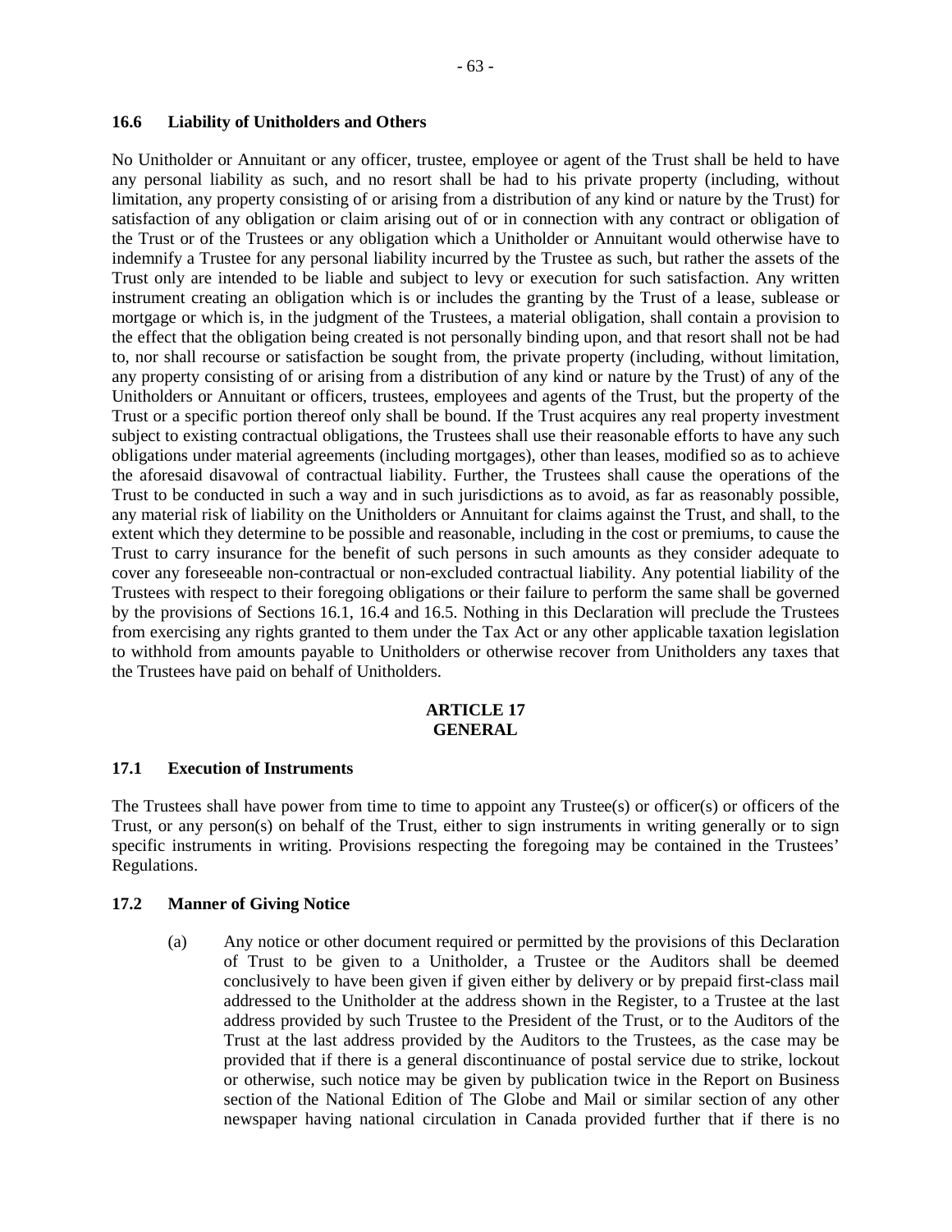### 16.6 Liability of Unitholders and Others

No Unitholder or Annuitant or any officer, trustee, employee or agent of the Trust shall be held to have any personal liability as such, and no resort shall be had to his private property (including, without limitation, any property consisting of or arising from a distribution of any kind or nature by the Trust) for satisfaction of any obligation or claim arising out of or in connection with any contract or obligation of the Trust or of the Trustees or any obligation which a Unitholder or Annuitant would otherwise have to indemnify a Trustee for any personal liability incurred by the Trustee as such, but rather the assets of the Trust only are intended to be liable and subject to levy or execution for such satisfaction. Any written instrument creating an obligation which is or includes the granting by the Trust of a lease, sublease or mortgage or which is, in the judgment of the Trustees, a material obligation, shall contain a provision to the effect that the obligation being created is not personally binding upon, and that resort shall not be had to, nor shall recourse or satisfaction be sought from, the private property (including, without limitation, any property consisting of or arising from a distribution of any kind or nature by the Trust) of any of the Unitholders or Annuitant or officers, trustees, employees and agents of the Trust, but the property of the Trust or a specific portion thereof only shall be bound. If the Trust acquires any real property investment subject to existing contractual obligations, the Trustees shall use their reasonable efforts to have any such obligations under material agreements (including mortgages), other than leases, modified so as to achieve the aforesaid disavowal of contractual liability. Further, the Trustees shall cause the operations of the Trust to be conducted in such a way and in such jurisdictions as to avoid, as far as reasonably possible, any material risk of liability on the Unitholders or Annuitant for claims against the Trust, and shall, to the extent which they determine to be possible and reasonable, including in the cost or premiums, to cause the Trust to carry insurance for the benefit of such persons in such amounts as they consider adequate to cover any foreseeable non-contractual or non-excluded contractual liability. Any potential liability of the Trustees with respect to their foregoing obligations or their failure to perform the same shall be governed by the provisions of Sections 16.1, 16.4 and 16.5. Nothing in this Declaration will preclude the Trustees from exercising any rights granted to them under the Tax Act or any other applicable taxation legislation to withhold from amounts payable to Unitholders or otherwise recover from Unitholders any taxes that the Trustees have paid on behalf of Unitholders.

## ARTICLE 17
## GENERAL

### 17.1 Execution of Instruments

The Trustees shall have power from time to time to appoint any Trustee(s) or officer(s) or officers of the Trust, or any person(s) on behalf of the Trust, either to sign instruments in writing generally or to sign specific instruments in writing. Provisions respecting the foregoing may be contained in the Trustees' Regulations.

### 17.2 Manner of Giving Notice

(a) Any notice or other document required or permitted by the provisions of this Declaration of Trust to be given to a Unitholder, a Trustee or the Auditors shall be deemed conclusively to have been given if given either by delivery or by prepaid first-class mail addressed to the Unitholder at the address shown in the Register, to a Trustee at the last address provided by such Trustee to the President of the Trust, or to the Auditors of the Trust at the last address provided by the Auditors to the Trustees, as the case may be provided that if there is a general discontinuance of postal service due to strike, lockout or otherwise, such notice may be given by publication twice in the Report on Business section of the National Edition of The Globe and Mail or similar section of any other newspaper having national circulation in Canada provided further that if there is no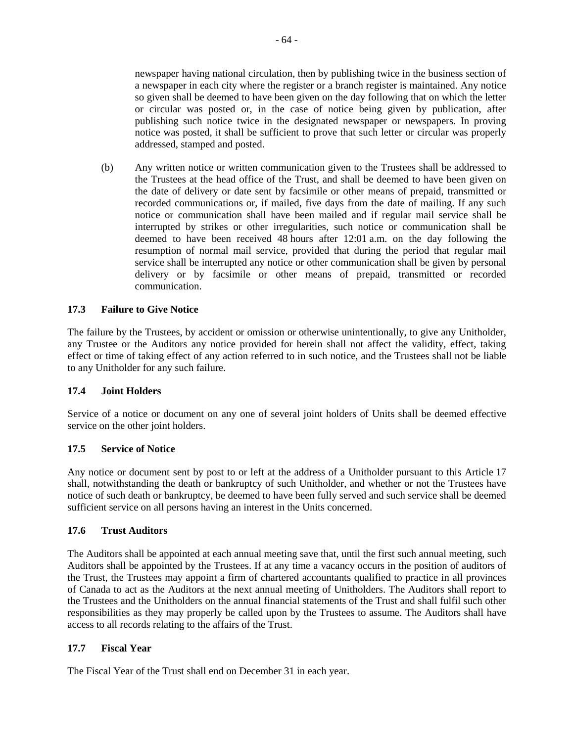newspaper having national circulation, then by publishing twice in the business section of a newspaper in each city where the register or a branch register is maintained. Any notice so given shall be deemed to have been given on the day following that on which the letter or circular was posted or, in the case of notice being given by publication, after publishing such notice twice in the designated newspaper or newspapers. In proving notice was posted, it shall be sufficient to prove that such letter or circular was properly addressed, stamped and posted.

(b) Any written notice or written communication given to the Trustees shall be addressed to the Trustees at the head office of the Trust, and shall be deemed to have been given on the date of delivery or date sent by facsimile or other means of prepaid, transmitted or recorded communications or, if mailed, five days from the date of mailing. If any such notice or communication shall have been mailed and if regular mail service shall be interrupted by strikes or other irregularities, such notice or communication shall be deemed to have been received 48 hours after 12:01 a.m. on the day following the resumption of normal mail service, provided that during the period that regular mail service shall be interrupted any notice or other communication shall be given by personal delivery or by facsimile or other means of prepaid, transmitted or recorded communication.

### 17.3 Failure to Give Notice

The failure by the Trustees, by accident or omission or otherwise unintentionally, to give any Unitholder, any Trustee or the Auditors any notice provided for herein shall not affect the validity, effect, taking effect or time of taking effect of any action referred to in such notice, and the Trustees shall not be liable to any Unitholder for any such failure.

### 17.4 Joint Holders

Service of a notice or document on any one of several joint holders of Units shall be deemed effective service on the other joint holders.

### 17.5 Service of Notice

Any notice or document sent by post to or left at the address of a Unitholder pursuant to this Article 17 shall, notwithstanding the death or bankruptcy of such Unitholder, and whether or not the Trustees have notice of such death or bankruptcy, be deemed to have been fully served and such service shall be deemed sufficient service on all persons having an interest in the Units concerned.

### 17.6 Trust Auditors

The Auditors shall be appointed at each annual meeting save that, until the first such annual meeting, such Auditors shall be appointed by the Trustees. If at any time a vacancy occurs in the position of auditors of the Trust, the Trustees may appoint a firm of chartered accountants qualified to practice in all provinces of Canada to act as the Auditors at the next annual meeting of Unitholders. The Auditors shall report to the Trustees and the Unitholders on the annual financial statements of the Trust and shall fulfil such other responsibilities as they may properly be called upon by the Trustees to assume. The Auditors shall have access to all records relating to the affairs of the Trust.

### 17.7 Fiscal Year

The Fiscal Year of the Trust shall end on December 31 in each year.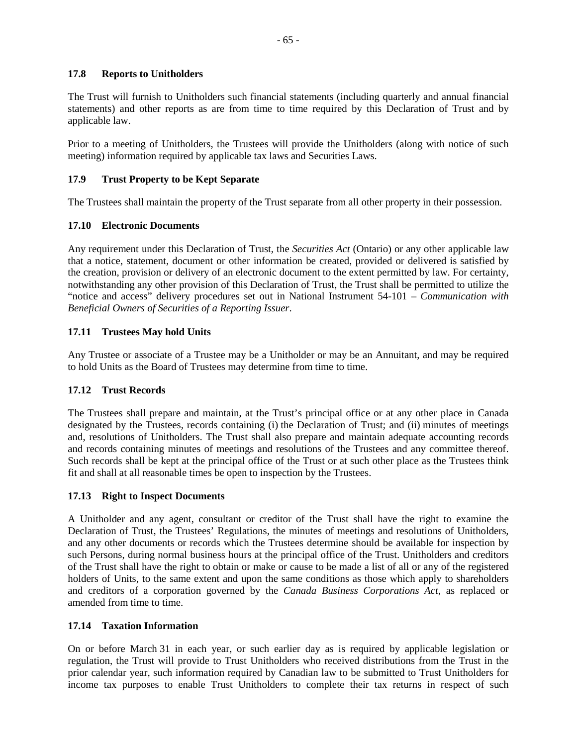### 17.8 Reports to Unitholders

The Trust will furnish to Unitholders such financial statements (including quarterly and annual financial statements) and other reports as are from time to time required by this Declaration of Trust and by applicable law.

Prior to a meeting of Unitholders, the Trustees will provide the Unitholders (along with notice of such meeting) information required by applicable tax laws and Securities Laws.

### 17.9 Trust Property to be Kept Separate

The Trustees shall maintain the property of the Trust separate from all other property in their possession.

### 17.10 Electronic Documents

Any requirement under this Declaration of Trust, the *Securities Act* (Ontario) or any other applicable law that a notice, statement, document or other information be created, provided or delivered is satisfied by the creation, provision or delivery of an electronic document to the extent permitted by law. For certainty, notwithstanding any other provision of this Declaration of Trust, the Trust shall be permitted to utilize the "notice and access" delivery procedures set out in National Instrument 54-101 – *Communication with Beneficial Owners of Securities of a Reporting Issuer*.

### 17.11 Trustees May hold Units

Any Trustee or associate of a Trustee may be a Unitholder or may be an Annuitant, and may be required to hold Units as the Board of Trustees may determine from time to time.

### 17.12 Trust Records

The Trustees shall prepare and maintain, at the Trust's principal office or at any other place in Canada designated by the Trustees, records containing (i) the Declaration of Trust; and (ii) minutes of meetings and, resolutions of Unitholders. The Trust shall also prepare and maintain adequate accounting records and records containing minutes of meetings and resolutions of the Trustees and any committee thereof. Such records shall be kept at the principal office of the Trust or at such other place as the Trustees think fit and shall at all reasonable times be open to inspection by the Trustees.

### 17.13 Right to Inspect Documents

A Unitholder and any agent, consultant or creditor of the Trust shall have the right to examine the Declaration of Trust, the Trustees' Regulations, the minutes of meetings and resolutions of Unitholders, and any other documents or records which the Trustees determine should be available for inspection by such Persons, during normal business hours at the principal office of the Trust. Unitholders and creditors of the Trust shall have the right to obtain or make or cause to be made a list of all or any of the registered holders of Units, to the same extent and upon the same conditions as those which apply to shareholders and creditors of a corporation governed by the *Canada Business Corporations Act*, as replaced or amended from time to time.

### 17.14 Taxation Information

On or before March 31 in each year, or such earlier day as is required by applicable legislation or regulation, the Trust will provide to Trust Unitholders who received distributions from the Trust in the prior calendar year, such information required by Canadian law to be submitted to Trust Unitholders for income tax purposes to enable Trust Unitholders to complete their tax returns in respect of such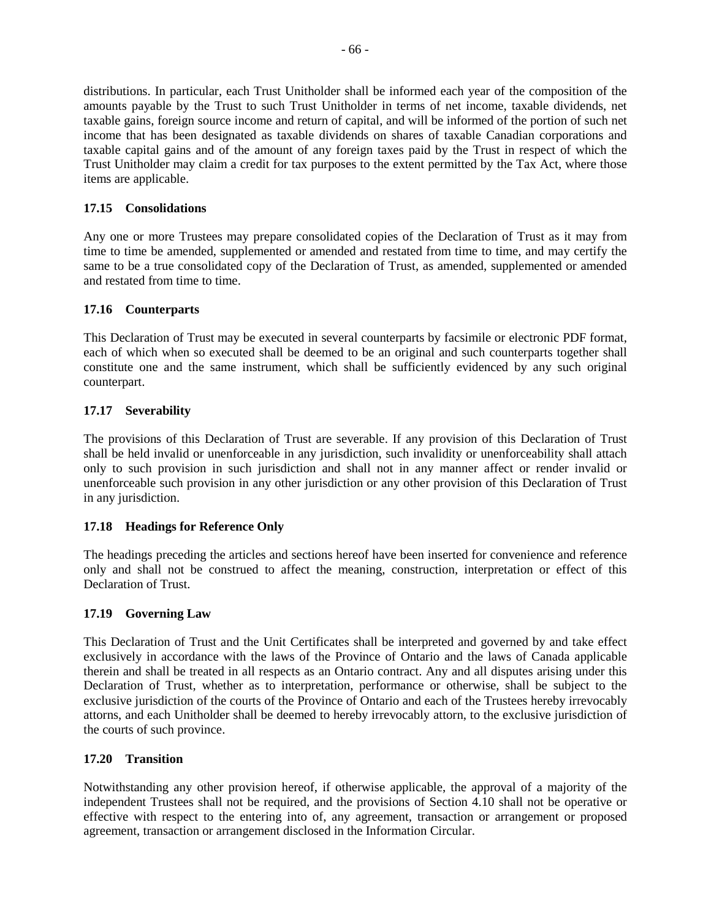distributions. In particular, each Trust Unitholder shall be informed each year of the composition of the amounts payable by the Trust to such Trust Unitholder in terms of net income, taxable dividends, net taxable gains, foreign source income and return of capital, and will be informed of the portion of such net income that has been designated as taxable dividends on shares of taxable Canadian corporations and taxable capital gains and of the amount of any foreign taxes paid by the Trust in respect of which the Trust Unitholder may claim a credit for tax purposes to the extent permitted by the Tax Act, where those items are applicable.

### 17.15 Consolidations

Any one or more Trustees may prepare consolidated copies of the Declaration of Trust as it may from time to time be amended, supplemented or amended and restated from time to time, and may certify the same to be a true consolidated copy of the Declaration of Trust, as amended, supplemented or amended and restated from time to time.

### 17.16 Counterparts

This Declaration of Trust may be executed in several counterparts by facsimile or electronic PDF format, each of which when so executed shall be deemed to be an original and such counterparts together shall constitute one and the same instrument, which shall be sufficiently evidenced by any such original counterpart.

### 17.17 Severability

The provisions of this Declaration of Trust are severable. If any provision of this Declaration of Trust shall be held invalid or unenforceable in any jurisdiction, such invalidity or unenforceability shall attach only to such provision in such jurisdiction and shall not in any manner affect or render invalid or unenforceable such provision in any other jurisdiction or any other provision of this Declaration of Trust in any jurisdiction.

### 17.18 Headings for Reference Only

The headings preceding the articles and sections hereof have been inserted for convenience and reference only and shall not be construed to affect the meaning, construction, interpretation or effect of this Declaration of Trust.

### 17.19 Governing Law

This Declaration of Trust and the Unit Certificates shall be interpreted and governed by and take effect exclusively in accordance with the laws of the Province of Ontario and the laws of Canada applicable therein and shall be treated in all respects as an Ontario contract. Any and all disputes arising under this Declaration of Trust, whether as to interpretation, performance or otherwise, shall be subject to the exclusive jurisdiction of the courts of the Province of Ontario and each of the Trustees hereby irrevocably attorns, and each Unitholder shall be deemed to hereby irrevocably attorn, to the exclusive jurisdiction of the courts of such province.

### 17.20 Transition

Notwithstanding any other provision hereof, if otherwise applicable, the approval of a majority of the independent Trustees shall not be required, and the provisions of Section 4.10 shall not be operative or effective with respect to the entering into of, any agreement, transaction or arrangement or proposed agreement, transaction or arrangement disclosed in the Information Circular.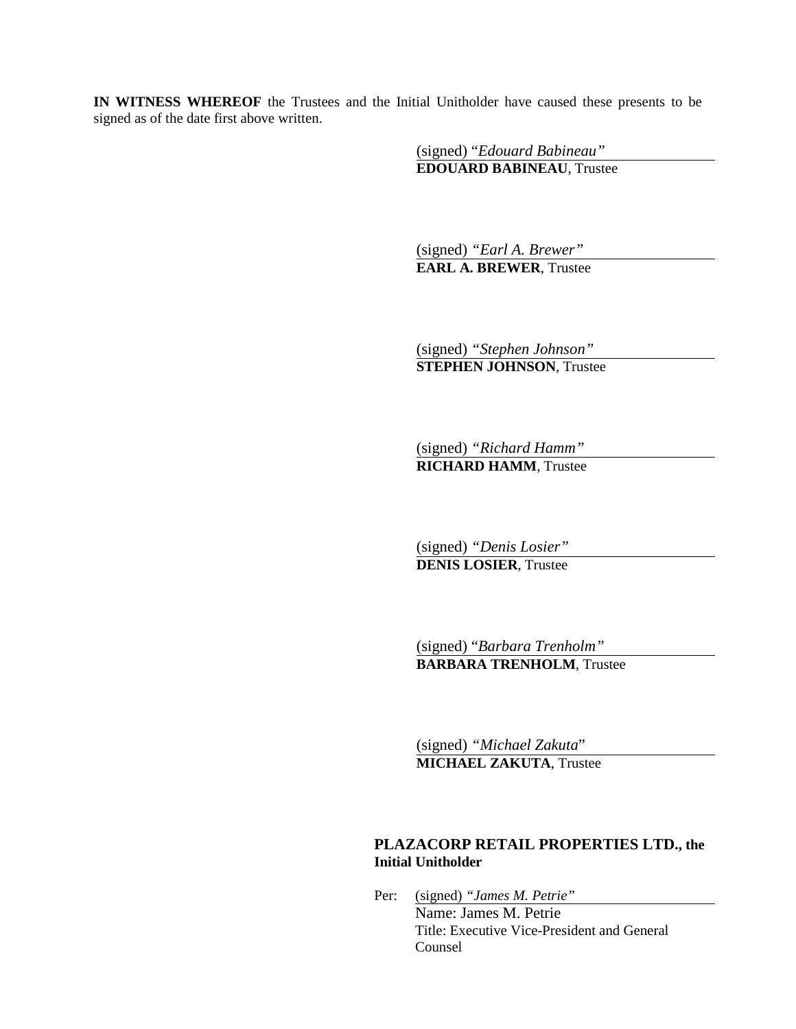**IN WITNESS WHEREOF** the Trustees and the Initial Unitholder have caused these presents to be signed as of the date first above written.

(signed) "*Edouard Babineau"*
**EDOUARD BABINEAU**, Trustee

(signed) *"Earl A. Brewer"*
**EARL A. BREWER**, Trustee

(signed) *"Stephen Johnson"*
**STEPHEN JOHNSON**, Trustee

(signed) *"Richard Hamm"*
**RICHARD HAMM**, Trustee

(signed) *"Denis Losier"*
**DENIS LOSIER**, Trustee

(signed) "*Barbara Trenholm"*
**BARBARA TRENHOLM**, Trustee

(signed) *"Michael Zakuta*"
**MICHAEL ZAKUTA**, Trustee

**PLAZACORP RETAIL PROPERTIES LTD., the Initial Unitholder**

Per: (signed) *"James M. Petrie"*
Name: James M. Petrie
Title: Executive Vice-President and General Counsel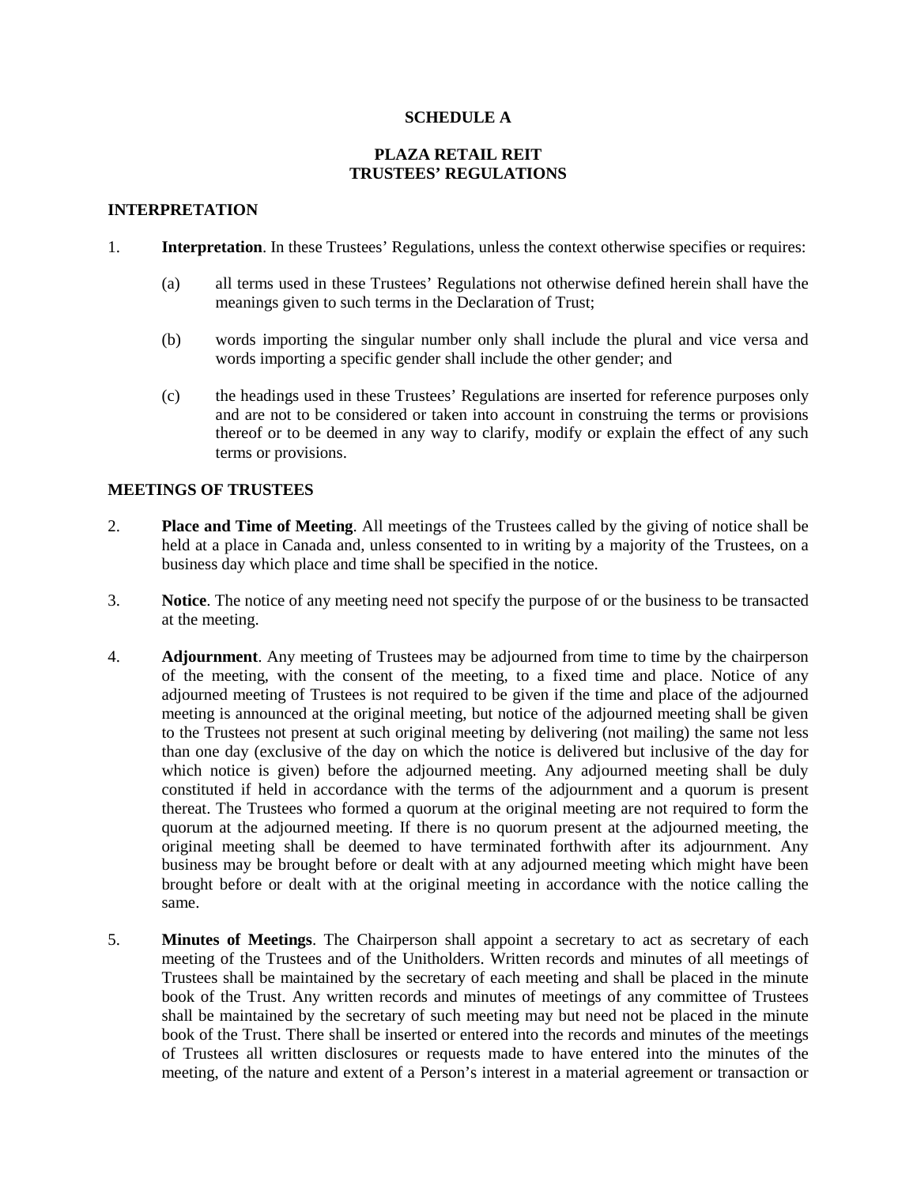**SCHEDULE A**

**PLAZA RETAIL REIT**
**TRUSTEES' REGULATIONS**

## INTERPRETATION

1. **Interpretation**. In these Trustees' Regulations, unless the context otherwise specifies or requires:

   (a) all terms used in these Trustees' Regulations not otherwise defined herein shall have the meanings given to such terms in the Declaration of Trust;

   (b) words importing the singular number only shall include the plural and vice versa and words importing a specific gender shall include the other gender; and

   (c) the headings used in these Trustees' Regulations are inserted for reference purposes only and are not to be considered or taken into account in construing the terms or provisions thereof or to be deemed in any way to clarify, modify or explain the effect of any such terms or provisions.

## MEETINGS OF TRUSTEES

2. **Place and Time of Meeting**. All meetings of the Trustees called by the giving of notice shall be held at a place in Canada and, unless consented to in writing by a majority of the Trustees, on a business day which place and time shall be specified in the notice.

3. **Notice**. The notice of any meeting need not specify the purpose of or the business to be transacted at the meeting.

4. **Adjournment**. Any meeting of Trustees may be adjourned from time to time by the chairperson of the meeting, with the consent of the meeting, to a fixed time and place. Notice of any adjourned meeting of Trustees is not required to be given if the time and place of the adjourned meeting is announced at the original meeting, but notice of the adjourned meeting shall be given to the Trustees not present at such original meeting by delivering (not mailing) the same not less than one day (exclusive of the day on which the notice is delivered but inclusive of the day for which notice is given) before the adjourned meeting. Any adjourned meeting shall be duly constituted if held in accordance with the terms of the adjournment and a quorum is present thereat. The Trustees who formed a quorum at the original meeting are not required to form the quorum at the adjourned meeting. If there is no quorum present at the adjourned meeting, the original meeting shall be deemed to have terminated forthwith after its adjournment. Any business may be brought before or dealt with at any adjourned meeting which might have been brought before or dealt with at the original meeting in accordance with the notice calling the same.

5. **Minutes of Meetings**. The Chairperson shall appoint a secretary to act as secretary of each meeting of the Trustees and of the Unitholders. Written records and minutes of all meetings of Trustees shall be maintained by the secretary of each meeting and shall be placed in the minute book of the Trust. Any written records and minutes of meetings of any committee of Trustees shall be maintained by the secretary of such meeting may but need not be placed in the minute book of the Trust. There shall be inserted or entered into the records and minutes of the meetings of Trustees all written disclosures or requests made to have entered into the minutes of the meeting, of the nature and extent of a Person's interest in a material agreement or transaction or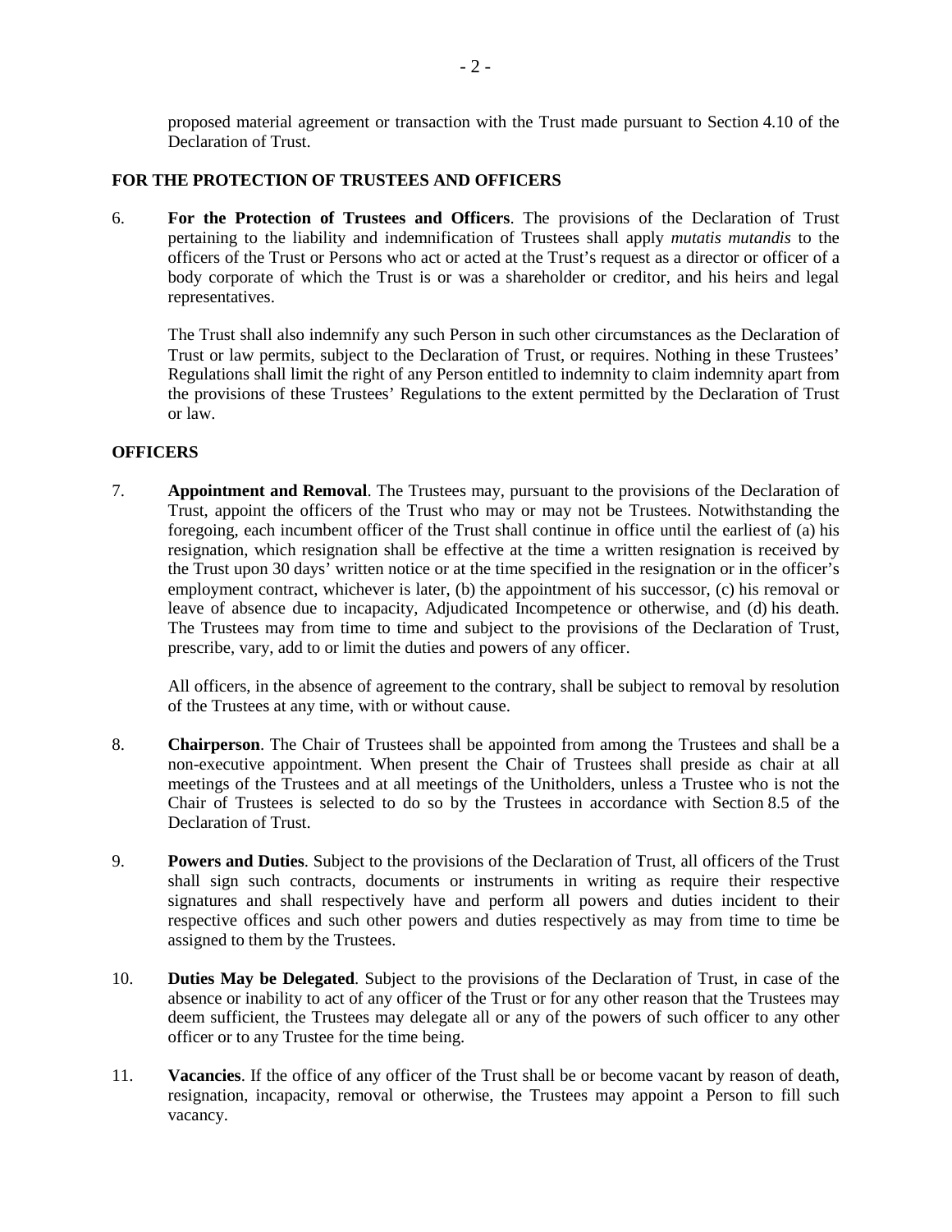proposed material agreement or transaction with the Trust made pursuant to Section 4.10 of the Declaration of Trust.

**FOR THE PROTECTION OF TRUSTEES AND OFFICERS**

6. **For the Protection of Trustees and Officers**. The provisions of the Declaration of Trust pertaining to the liability and indemnification of Trustees shall apply *mutatis mutandis* to the officers of the Trust or Persons who act or acted at the Trust's request as a director or officer of a body corporate of which the Trust is or was a shareholder or creditor, and his heirs and legal representatives.

   The Trust shall also indemnify any such Person in such other circumstances as the Declaration of Trust or law permits, subject to the Declaration of Trust, or requires. Nothing in these Trustees' Regulations shall limit the right of any Person entitled to indemnity to claim indemnity apart from the provisions of these Trustees' Regulations to the extent permitted by the Declaration of Trust or law.

**OFFICERS**

7. **Appointment and Removal**. The Trustees may, pursuant to the provisions of the Declaration of Trust, appoint the officers of the Trust who may or may not be Trustees. Notwithstanding the foregoing, each incumbent officer of the Trust shall continue in office until the earliest of (a) his resignation, which resignation shall be effective at the time a written resignation is received by the Trust upon 30 days' written notice or at the time specified in the resignation or in the officer's employment contract, whichever is later, (b) the appointment of his successor, (c) his removal or leave of absence due to incapacity, Adjudicated Incompetence or otherwise, and (d) his death. The Trustees may from time to time and subject to the provisions of the Declaration of Trust, prescribe, vary, add to or limit the duties and powers of any officer.

   All officers, in the absence of agreement to the contrary, shall be subject to removal by resolution of the Trustees at any time, with or without cause.

8. **Chairperson**. The Chair of Trustees shall be appointed from among the Trustees and shall be a non-executive appointment. When present the Chair of Trustees shall preside as chair at all meetings of the Trustees and at all meetings of the Unitholders, unless a Trustee who is not the Chair of Trustees is selected to do so by the Trustees in accordance with Section 8.5 of the Declaration of Trust.

9. **Powers and Duties**. Subject to the provisions of the Declaration of Trust, all officers of the Trust shall sign such contracts, documents or instruments in writing as require their respective signatures and shall respectively have and perform all powers and duties incident to their respective offices and such other powers and duties respectively as may from time to time be assigned to them by the Trustees.

10. **Duties May be Delegated**. Subject to the provisions of the Declaration of Trust, in case of the absence or inability to act of any officer of the Trust or for any other reason that the Trustees may deem sufficient, the Trustees may delegate all or any of the powers of such officer to any other officer or to any Trustee for the time being.

11. **Vacancies**. If the office of any officer of the Trust shall be or become vacant by reason of death, resignation, incapacity, removal or otherwise, the Trustees may appoint a Person to fill such vacancy.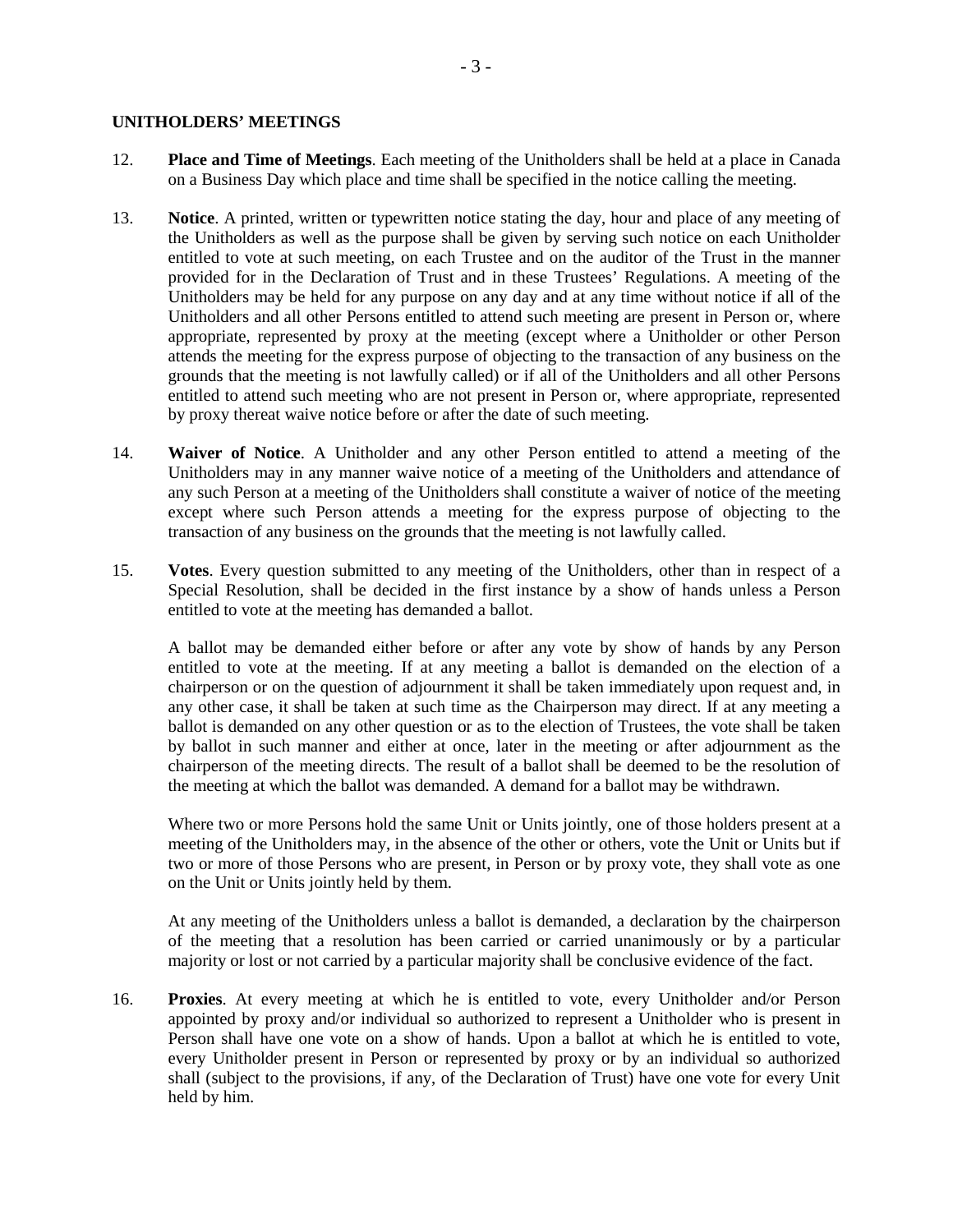## UNITHOLDERS' MEETINGS

12. **Place and Time of Meetings**. Each meeting of the Unitholders shall be held at a place in Canada on a Business Day which place and time shall be specified in the notice calling the meeting.

13. **Notice**. A printed, written or typewritten notice stating the day, hour and place of any meeting of the Unitholders as well as the purpose shall be given by serving such notice on each Unitholder entitled to vote at such meeting, on each Trustee and on the auditor of the Trust in the manner provided for in the Declaration of Trust and in these Trustees' Regulations. A meeting of the Unitholders may be held for any purpose on any day and at any time without notice if all of the Unitholders and all other Persons entitled to attend such meeting are present in Person or, where appropriate, represented by proxy at the meeting (except where a Unitholder or other Person attends the meeting for the express purpose of objecting to the transaction of any business on the grounds that the meeting is not lawfully called) or if all of the Unitholders and all other Persons entitled to attend such meeting who are not present in Person or, where appropriate, represented by proxy thereat waive notice before or after the date of such meeting.

14. **Waiver of Notice**. A Unitholder and any other Person entitled to attend a meeting of the Unitholders may in any manner waive notice of a meeting of the Unitholders and attendance of any such Person at a meeting of the Unitholders shall constitute a waiver of notice of the meeting except where such Person attends a meeting for the express purpose of objecting to the transaction of any business on the grounds that the meeting is not lawfully called.

15. **Votes**. Every question submitted to any meeting of the Unitholders, other than in respect of a Special Resolution, shall be decided in the first instance by a show of hands unless a Person entitled to vote at the meeting has demanded a ballot.

    A ballot may be demanded either before or after any vote by show of hands by any Person entitled to vote at the meeting. If at any meeting a ballot is demanded on the election of a chairperson or on the question of adjournment it shall be taken immediately upon request and, in any other case, it shall be taken at such time as the Chairperson may direct. If at any meeting a ballot is demanded on any other question or as to the election of Trustees, the vote shall be taken by ballot in such manner and either at once, later in the meeting or after adjournment as the chairperson of the meeting directs. The result of a ballot shall be deemed to be the resolution of the meeting at which the ballot was demanded. A demand for a ballot may be withdrawn.

    Where two or more Persons hold the same Unit or Units jointly, one of those holders present at a meeting of the Unitholders may, in the absence of the other or others, vote the Unit or Units but if two or more of those Persons who are present, in Person or by proxy vote, they shall vote as one on the Unit or Units jointly held by them.

    At any meeting of the Unitholders unless a ballot is demanded, a declaration by the chairperson of the meeting that a resolution has been carried or carried unanimously or by a particular majority or lost or not carried by a particular majority shall be conclusive evidence of the fact.

16. **Proxies**. At every meeting at which he is entitled to vote, every Unitholder and/or Person appointed by proxy and/or individual so authorized to represent a Unitholder who is present in Person shall have one vote on a show of hands. Upon a ballot at which he is entitled to vote, every Unitholder present in Person or represented by proxy or by an individual so authorized shall (subject to the provisions, if any, of the Declaration of Trust) have one vote for every Unit held by him.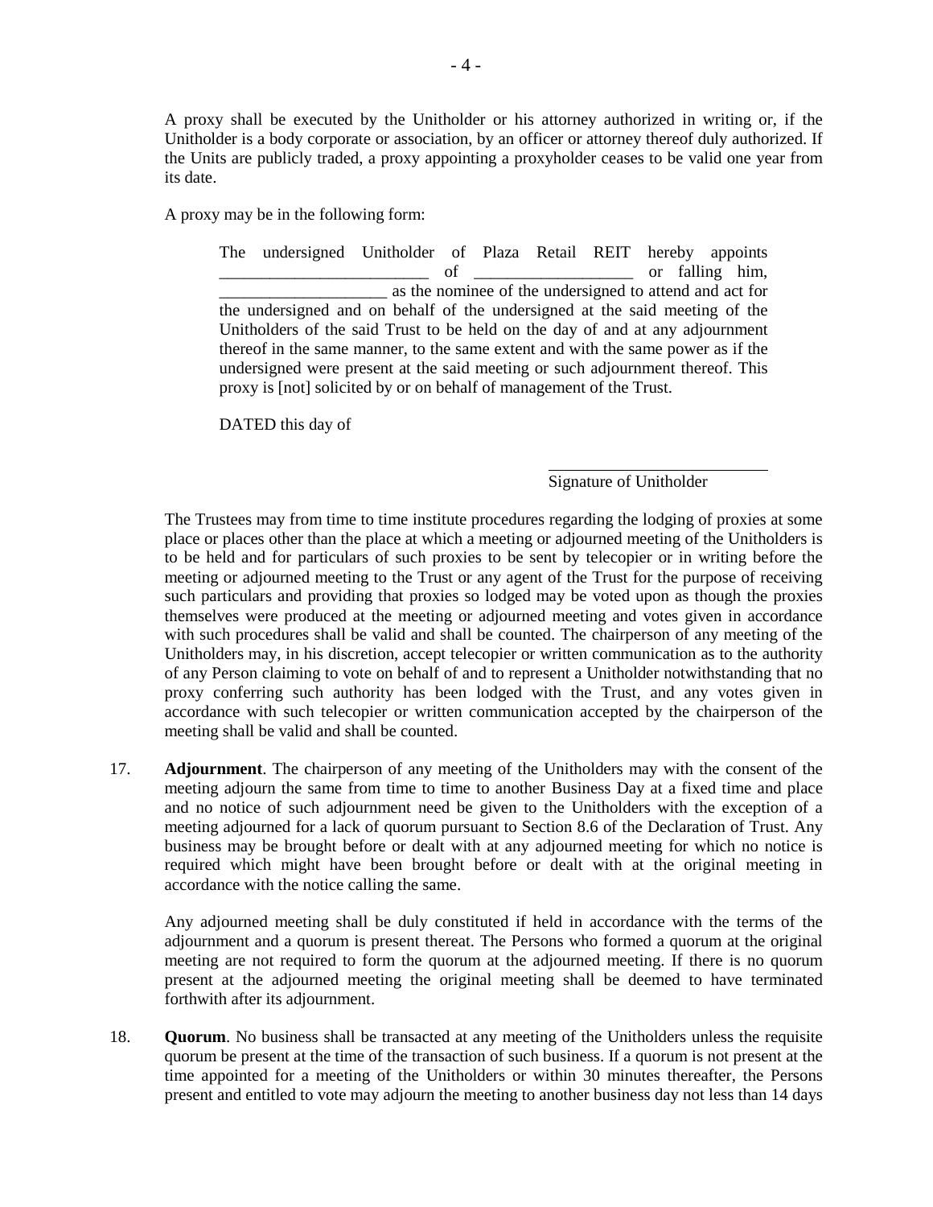A proxy shall be executed by the Unitholder or his attorney authorized in writing or, if the Unitholder is a body corporate or association, by an officer or attorney thereof duly authorized. If the Units are publicly traded, a proxy appointing a proxyholder ceases to be valid one year from its date.

A proxy may be in the following form:

> The undersigned Unitholder of Plaza Retail REIT hereby appoints _________________________ of __________________ or falling him, ____________________ as the nominee of the undersigned to attend and act for the undersigned and on behalf of the undersigned at the said meeting of the Unitholders of the said Trust to be held on the day of and at any adjournment thereof in the same manner, to the same extent and with the same power as if the undersigned were present at the said meeting or such adjournment thereof. This proxy is [not] solicited by or on behalf of management of the Trust.
>
> DATED this day of
>
> ___________________________
> Signature of Unitholder

The Trustees may from time to time institute procedures regarding the lodging of proxies at some place or places other than the place at which a meeting or adjourned meeting of the Unitholders is to be held and for particulars of such proxies to be sent by telecopier or in writing before the meeting or adjourned meeting to the Trust or any agent of the Trust for the purpose of receiving such particulars and providing that proxies so lodged may be voted upon as though the proxies themselves were produced at the meeting or adjourned meeting and votes given in accordance with such procedures shall be valid and shall be counted. The chairperson of any meeting of the Unitholders may, in his discretion, accept telecopier or written communication as to the authority of any Person claiming to vote on behalf of and to represent a Unitholder notwithstanding that no proxy conferring such authority has been lodged with the Trust, and any votes given in accordance with such telecopier or written communication accepted by the chairperson of the meeting shall be valid and shall be counted.

17. **Adjournment**. The chairperson of any meeting of the Unitholders may with the consent of the meeting adjourn the same from time to time to another Business Day at a fixed time and place and no notice of such adjournment need be given to the Unitholders with the exception of a meeting adjourned for a lack of quorum pursuant to Section 8.6 of the Declaration of Trust. Any business may be brought before or dealt with at any adjourned meeting for which no notice is required which might have been brought before or dealt with at the original meeting in accordance with the notice calling the same.

    Any adjourned meeting shall be duly constituted if held in accordance with the terms of the adjournment and a quorum is present thereat. The Persons who formed a quorum at the original meeting are not required to form the quorum at the adjourned meeting. If there is no quorum present at the adjourned meeting the original meeting shall be deemed to have terminated forthwith after its adjournment.

18. **Quorum**. No business shall be transacted at any meeting of the Unitholders unless the requisite quorum be present at the time of the transaction of such business. If a quorum is not present at the time appointed for a meeting of the Unitholders or within 30 minutes thereafter, the Persons present and entitled to vote may adjourn the meeting to another business day not less than 14 days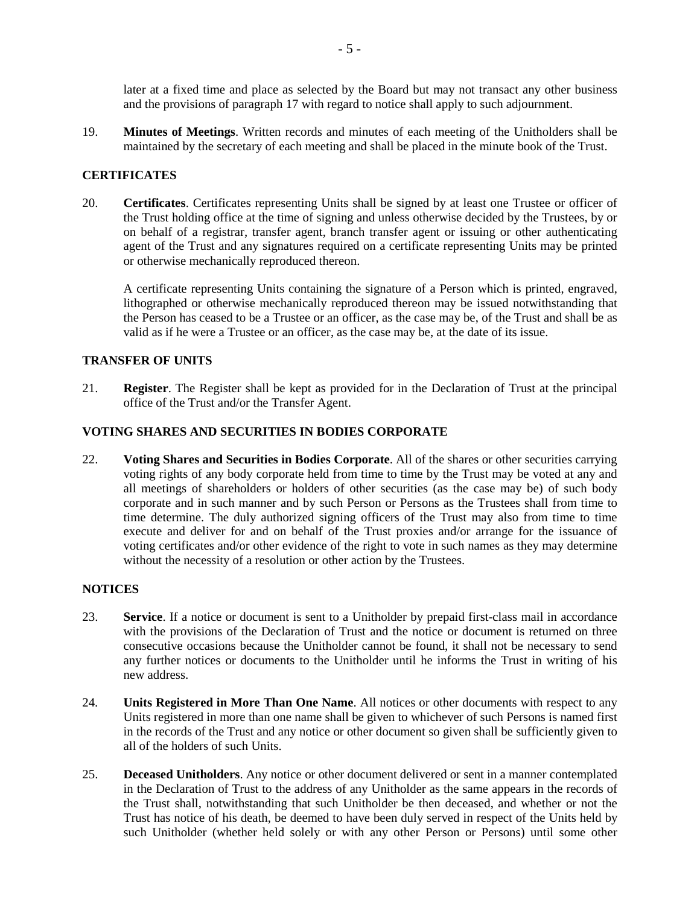later at a fixed time and place as selected by the Board but may not transact any other business and the provisions of paragraph 17 with regard to notice shall apply to such adjournment.

19. **Minutes of Meetings**. Written records and minutes of each meeting of the Unitholders shall be maintained by the secretary of each meeting and shall be placed in the minute book of the Trust.

## CERTIFICATES

20. **Certificates**. Certificates representing Units shall be signed by at least one Trustee or officer of the Trust holding office at the time of signing and unless otherwise decided by the Trustees, by or on behalf of a registrar, transfer agent, branch transfer agent or issuing or other authenticating agent of the Trust and any signatures required on a certificate representing Units may be printed or otherwise mechanically reproduced thereon.

    A certificate representing Units containing the signature of a Person which is printed, engraved, lithographed or otherwise mechanically reproduced thereon may be issued notwithstanding that the Person has ceased to be a Trustee or an officer, as the case may be, of the Trust and shall be as valid as if he were a Trustee or an officer, as the case may be, at the date of its issue.

## TRANSFER OF UNITS

21. **Register**. The Register shall be kept as provided for in the Declaration of Trust at the principal office of the Trust and/or the Transfer Agent.

## VOTING SHARES AND SECURITIES IN BODIES CORPORATE

22. **Voting Shares and Securities in Bodies Corporate**. All of the shares or other securities carrying voting rights of any body corporate held from time to time by the Trust may be voted at any and all meetings of shareholders or holders of other securities (as the case may be) of such body corporate and in such manner and by such Person or Persons as the Trustees shall from time to time determine. The duly authorized signing officers of the Trust may also from time to time execute and deliver for and on behalf of the Trust proxies and/or arrange for the issuance of voting certificates and/or other evidence of the right to vote in such names as they may determine without the necessity of a resolution or other action by the Trustees.

## NOTICES

23. **Service**. If a notice or document is sent to a Unitholder by prepaid first-class mail in accordance with the provisions of the Declaration of Trust and the notice or document is returned on three consecutive occasions because the Unitholder cannot be found, it shall not be necessary to send any further notices or documents to the Unitholder until he informs the Trust in writing of his new address.

24. **Units Registered in More Than One Name**. All notices or other documents with respect to any Units registered in more than one name shall be given to whichever of such Persons is named first in the records of the Trust and any notice or other document so given shall be sufficiently given to all of the holders of such Units.

25. **Deceased Unitholders**. Any notice or other document delivered or sent in a manner contemplated in the Declaration of Trust to the address of any Unitholder as the same appears in the records of the Trust shall, notwithstanding that such Unitholder be then deceased, and whether or not the Trust has notice of his death, be deemed to have been duly served in respect of the Units held by such Unitholder (whether held solely or with any other Person or Persons) until some other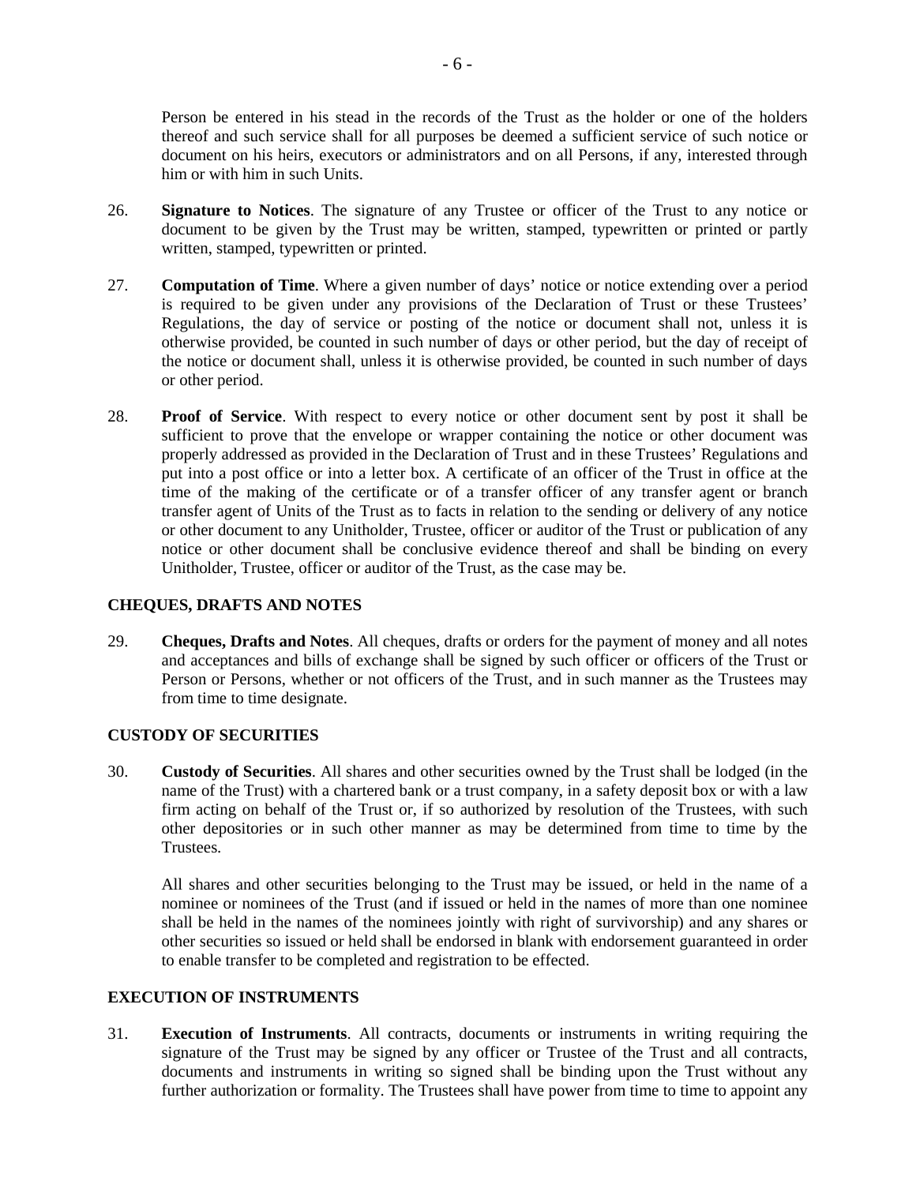Person be entered in his stead in the records of the Trust as the holder or one of the holders thereof and such service shall for all purposes be deemed a sufficient service of such notice or document on his heirs, executors or administrators and on all Persons, if any, interested through him or with him in such Units.

26. **Signature to Notices**. The signature of any Trustee or officer of the Trust to any notice or document to be given by the Trust may be written, stamped, typewritten or printed or partly written, stamped, typewritten or printed.

27. **Computation of Time**. Where a given number of days' notice or notice extending over a period is required to be given under any provisions of the Declaration of Trust or these Trustees' Regulations, the day of service or posting of the notice or document shall not, unless it is otherwise provided, be counted in such number of days or other period, but the day of receipt of the notice or document shall, unless it is otherwise provided, be counted in such number of days or other period.

28. **Proof of Service**. With respect to every notice or other document sent by post it shall be sufficient to prove that the envelope or wrapper containing the notice or other document was properly addressed as provided in the Declaration of Trust and in these Trustees' Regulations and put into a post office or into a letter box. A certificate of an officer of the Trust in office at the time of the making of the certificate or of a transfer officer of any transfer agent or branch transfer agent of Units of the Trust as to facts in relation to the sending or delivery of any notice or other document to any Unitholder, Trustee, officer or auditor of the Trust or publication of any notice or other document shall be conclusive evidence thereof and shall be binding on every Unitholder, Trustee, officer or auditor of the Trust, as the case may be.

## CHEQUES, DRAFTS AND NOTES

29. **Cheques, Drafts and Notes**. All cheques, drafts or orders for the payment of money and all notes and acceptances and bills of exchange shall be signed by such officer or officers of the Trust or Person or Persons, whether or not officers of the Trust, and in such manner as the Trustees may from time to time designate.

## CUSTODY OF SECURITIES

30. **Custody of Securities**. All shares and other securities owned by the Trust shall be lodged (in the name of the Trust) with a chartered bank or a trust company, in a safety deposit box or with a law firm acting on behalf of the Trust or, if so authorized by resolution of the Trustees, with such other depositories or in such other manner as may be determined from time to time by the Trustees.

    All shares and other securities belonging to the Trust may be issued, or held in the name of a nominee or nominees of the Trust (and if issued or held in the names of more than one nominee shall be held in the names of the nominees jointly with right of survivorship) and any shares or other securities so issued or held shall be endorsed in blank with endorsement guaranteed in order to enable transfer to be completed and registration to be effected.

## EXECUTION OF INSTRUMENTS

31. **Execution of Instruments**. All contracts, documents or instruments in writing requiring the signature of the Trust may be signed by any officer or Trustee of the Trust and all contracts, documents and instruments in writing so signed shall be binding upon the Trust without any further authorization or formality. The Trustees shall have power from time to time to appoint any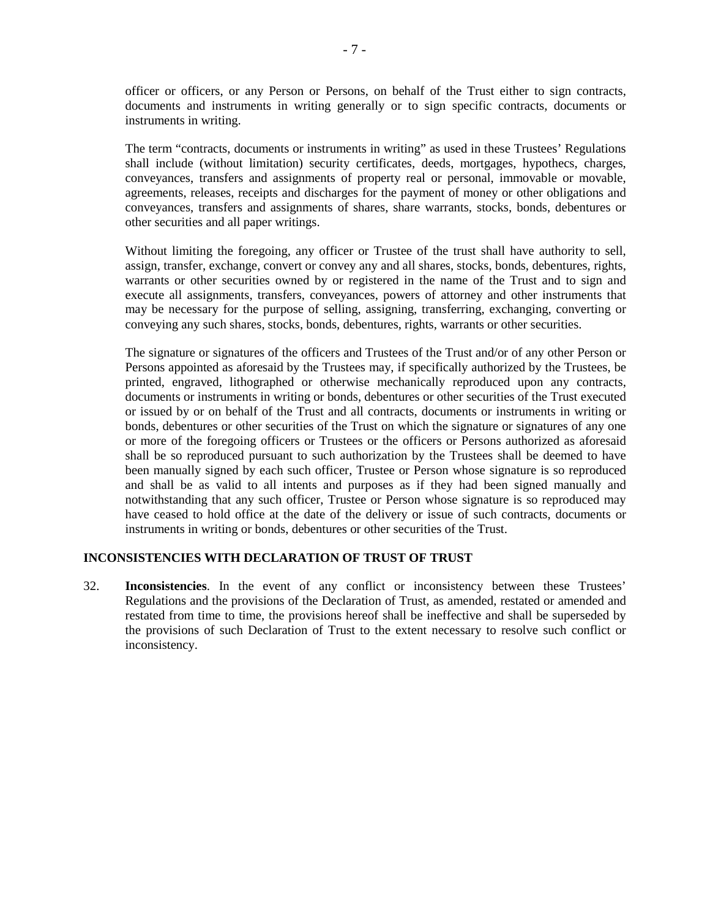officer or officers, or any Person or Persons, on behalf of the Trust either to sign contracts, documents and instruments in writing generally or to sign specific contracts, documents or instruments in writing.

The term "contracts, documents or instruments in writing" as used in these Trustees' Regulations shall include (without limitation) security certificates, deeds, mortgages, hypothecs, charges, conveyances, transfers and assignments of property real or personal, immovable or movable, agreements, releases, receipts and discharges for the payment of money or other obligations and conveyances, transfers and assignments of shares, share warrants, stocks, bonds, debentures or other securities and all paper writings.

Without limiting the foregoing, any officer or Trustee of the trust shall have authority to sell, assign, transfer, exchange, convert or convey any and all shares, stocks, bonds, debentures, rights, warrants or other securities owned by or registered in the name of the Trust and to sign and execute all assignments, transfers, conveyances, powers of attorney and other instruments that may be necessary for the purpose of selling, assigning, transferring, exchanging, converting or conveying any such shares, stocks, bonds, debentures, rights, warrants or other securities.

The signature or signatures of the officers and Trustees of the Trust and/or of any other Person or Persons appointed as aforesaid by the Trustees may, if specifically authorized by the Trustees, be printed, engraved, lithographed or otherwise mechanically reproduced upon any contracts, documents or instruments in writing or bonds, debentures or other securities of the Trust executed or issued by or on behalf of the Trust and all contracts, documents or instruments in writing or bonds, debentures or other securities of the Trust on which the signature or signatures of any one or more of the foregoing officers or Trustees or the officers or Persons authorized as aforesaid shall be so reproduced pursuant to such authorization by the Trustees shall be deemed to have been manually signed by each such officer, Trustee or Person whose signature is so reproduced and shall be as valid to all intents and purposes as if they had been signed manually and notwithstanding that any such officer, Trustee or Person whose signature is so reproduced may have ceased to hold office at the date of the delivery or issue of such contracts, documents or instruments in writing or bonds, debentures or other securities of the Trust.

## INCONSISTENCIES WITH DECLARATION OF TRUST OF TRUST

32. **Inconsistencies**. In the event of any conflict or inconsistency between these Trustees' Regulations and the provisions of the Declaration of Trust, as amended, restated or amended and restated from time to time, the provisions hereof shall be ineffective and shall be superseded by the provisions of such Declaration of Trust to the extent necessary to resolve such conflict or inconsistency.